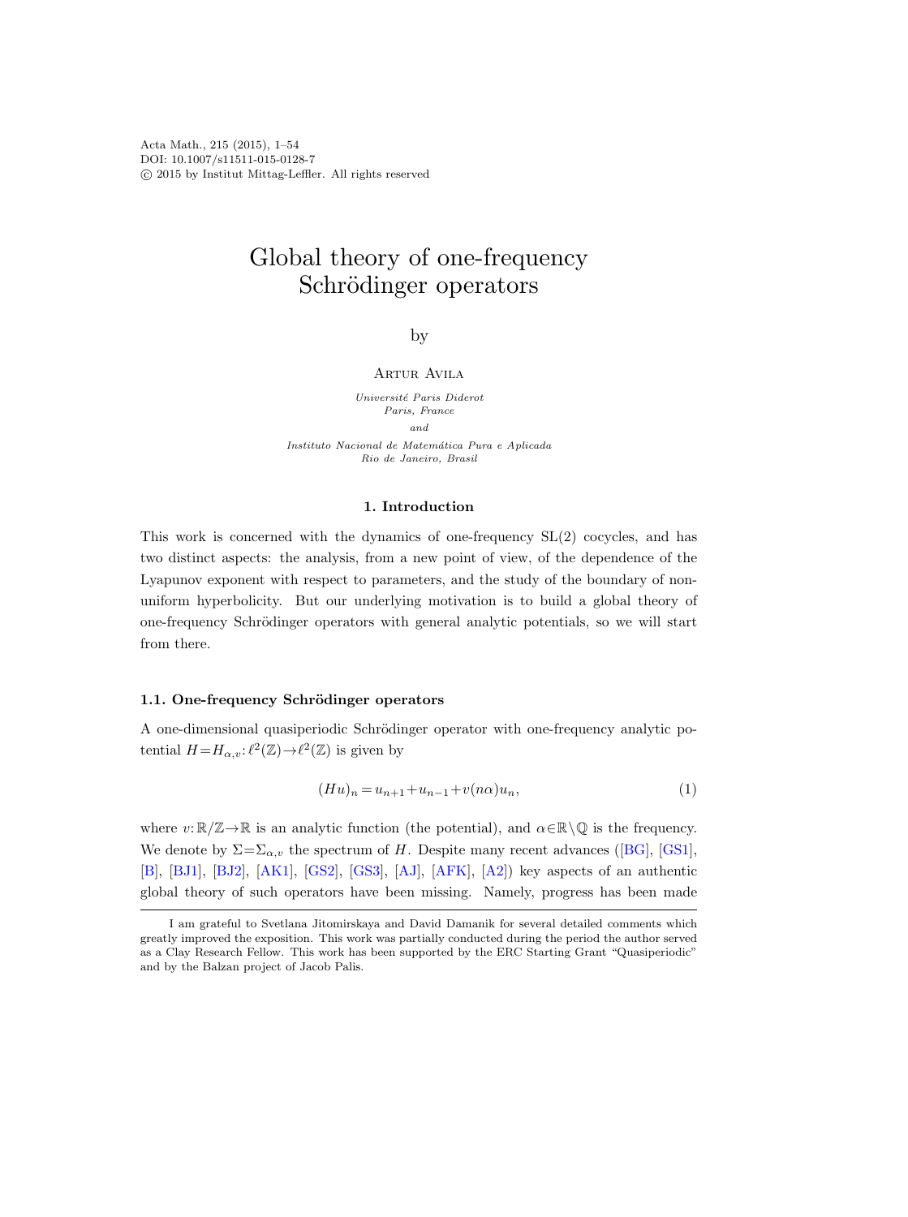Acta Math., 215 (2015), 1–54
DOI: 10.1007/s11511-015-0128-7
© 2015 by Institut Mittag-Leffler. All rights reserved

# Global theory of one-frequency Schrödinger operators

by

Artur Avila

*Université Paris Diderot*
*Paris, France*
*and*
*Instituto Nacional de Matemática Pura e Aplicada*
*Rio de Janeiro, Brasil*

## 1. Introduction

This work is concerned with the dynamics of one-frequency SL(2) cocycles, and has two distinct aspects: the analysis, from a new point of view, of the dependence of the Lyapunov exponent with respect to parameters, and the study of the boundary of non-uniform hyperbolicity. But our underlying motivation is to build a global theory of one-frequency Schrödinger operators with general analytic potentials, so we will start from there.

### 1.1. One-frequency Schrödinger operators

A one-dimensional quasiperiodic Schrödinger operator with one-frequency analytic potential $H=H_{\alpha,v}: \ell^2(\mathbb{Z})\to\ell^2(\mathbb{Z})$ is given by

$$(Hu)_n = u_{n+1}+u_{n-1}+v(n\alpha)u_n, \tag{1}$$

where $v:\mathbb{R}/\mathbb{Z}\to\mathbb{R}$ is an analytic function (the potential), and $\alpha\in\mathbb{R}\setminus\mathbb{Q}$ is the frequency. We denote by $\Sigma=\Sigma_{\alpha,v}$ the spectrum of $H$. Despite many recent advances ([BG], [GS1], [B], [BJ1], [BJ2], [AK1], [GS2], [GS3], [AJ], [AFK], [A2]) key aspects of an authentic global theory of such operators have been missing. Namely, progress has been made

---

I am grateful to Svetlana Jitomirskaya and David Damanik for several detailed comments which greatly improved the exposition. This work was partially conducted during the period the author served as a Clay Research Fellow. This work has been supported by the ERC Starting Grant "Quasiperiodic" and by the Balzan project of Jacob Palis.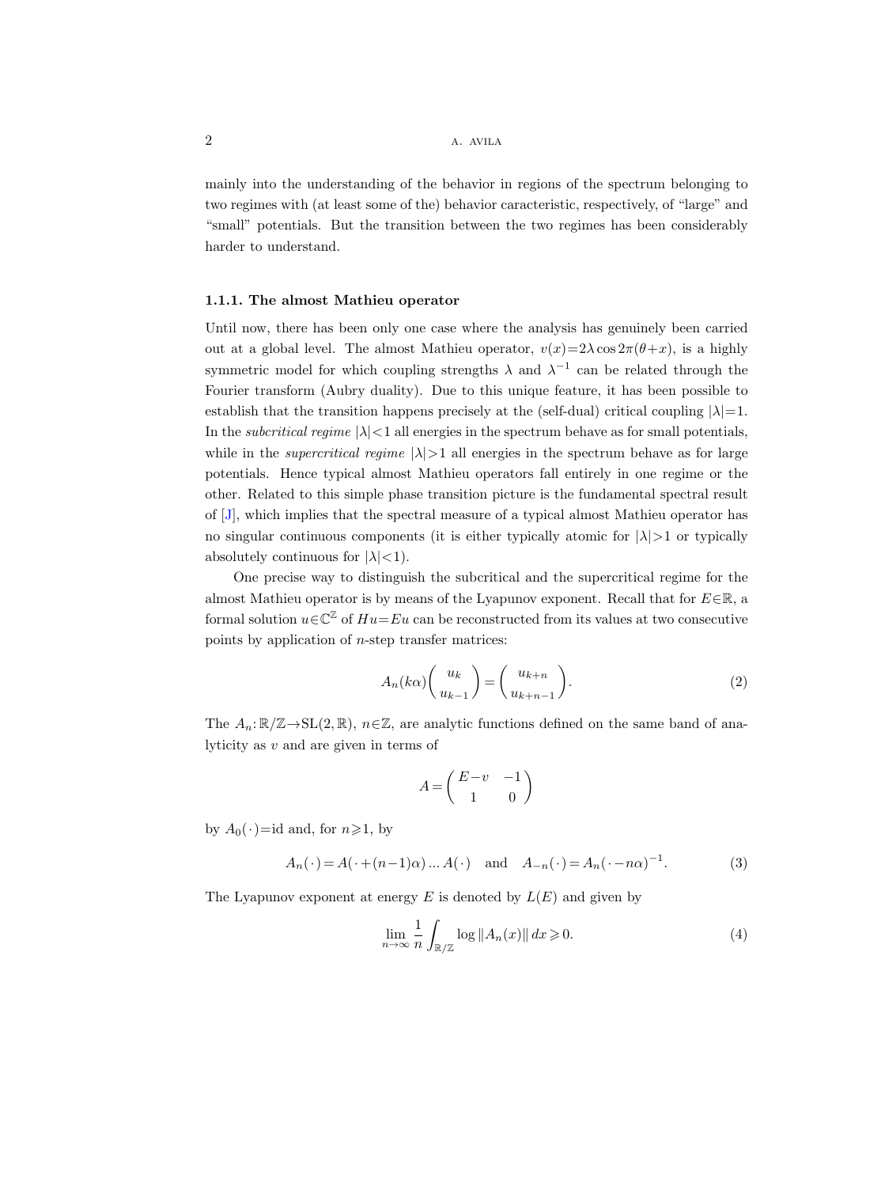mainly into the understanding of the behavior in regions of the spectrum belonging to two regimes with (at least some of the) behavior caracteristic, respectively, of "large" and "small" potentials. But the transition between the two regimes has been considerably harder to understand.

#### 1.1.1. The almost Mathieu operator

Until now, there has been only one case where the analysis has genuinely been carried out at a global level. The almost Mathieu operator, $v(x)=2\lambda\cos 2\pi(\theta+x)$, is a highly symmetric model for which coupling strengths $\lambda$ and $\lambda^{-1}$ can be related through the Fourier transform (Aubry duality). Due to this unique feature, it has been possible to establish that the transition happens precisely at the (self-dual) critical coupling $|\lambda|=1$. In the *subcritical regime* $|\lambda|<1$ all energies in the spectrum behave as for small potentials, while in the *supercritical regime* $|\lambda|>1$ all energies in the spectrum behave as for large potentials. Hence typical almost Mathieu operators fall entirely in one regime or the other. Related to this simple phase transition picture is the fundamental spectral result of [J], which implies that the spectral measure of a typical almost Mathieu operator has no singular continuous components (it is either typically atomic for $|\lambda|>1$ or typically absolutely continuous for $|\lambda|<1$).

One precise way to distinguish the subcritical and the supercritical regime for the almost Mathieu operator is by means of the Lyapunov exponent. Recall that for $E\in\mathbb{R}$, a formal solution $u\in\mathbb{C}^{\mathbb{Z}}$ of $Hu=Eu$ can be reconstructed from its values at two consecutive points by application of $n$-step transfer matrices:

$$A_n(k\alpha)\begin{pmatrix} u_k \\ u_{k-1}\end{pmatrix}=\begin{pmatrix} u_{k+n} \\ u_{k+n-1}\end{pmatrix}. \tag{2}$$

The $A_n:\mathbb{R}/\mathbb{Z}\to\mathrm{SL}(2,\mathbb{R})$, $n\in\mathbb{Z}$, are analytic functions defined on the same band of analyticity as $v$ and are given in terms of

$$A=\begin{pmatrix} E-v & -1 \\ 1 & 0\end{pmatrix}$$

by $A_0(\cdot)=\mathrm{id}$ and, for $n\geqslant 1$, by

$$A_n(\cdot)=A(\cdot+(n-1)\alpha)\,...\,A(\cdot) \quad \text{and} \quad A_{-n}(\cdot)=A_n(\cdot-n\alpha)^{-1}. \tag{3}$$

The Lyapunov exponent at energy $E$ is denoted by $L(E)$ and given by

$$\lim_{n\to\infty}\frac{1}{n}\int_{\mathbb{R}/\mathbb{Z}}\log\|A_n(x)\|\,dx\geqslant 0. \tag{4}$$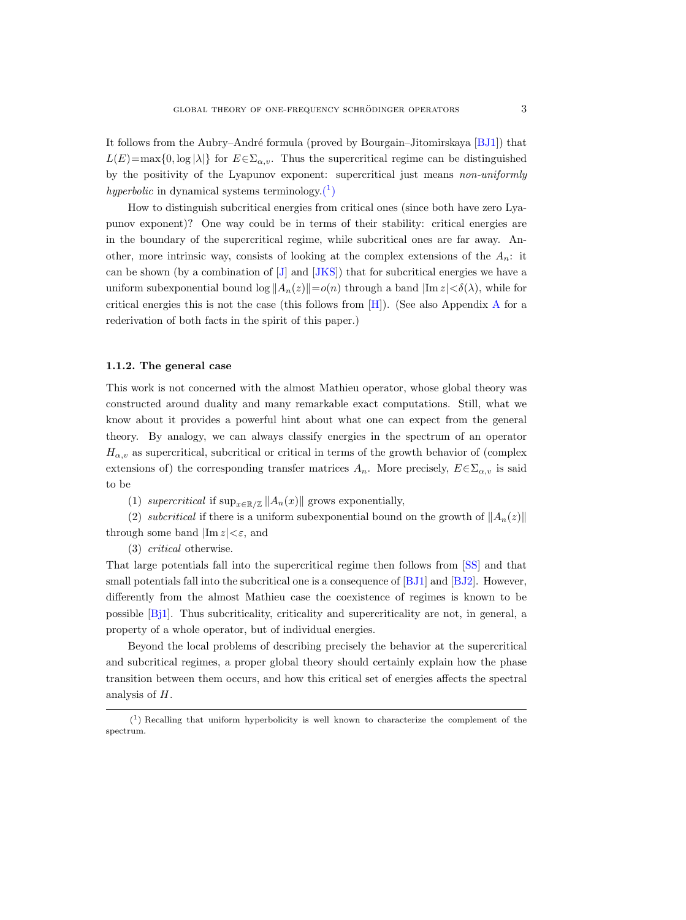It follows from the Aubry–André formula (proved by Bourgain–Jitomirskaya [BJ1]) that $L(E)=\max\{0,\log|\lambda|\}$ for $E\in\Sigma_{\alpha,v}$. Thus the supercritical regime can be distinguished by the positivity of the Lyapunov exponent: supercritical just means *non-uniformly hyperbolic* in dynamical systems terminology.(1)

How to distinguish subcritical energies from critical ones (since both have zero Lyapunov exponent)? One way could be in terms of their stability: critical energies are in the boundary of the supercritical regime, while subcritical ones are far away. Another, more intrinsic way, consists of looking at the complex extensions of the $A_n$: it can be shown (by a combination of [J] and [JKS]) that for subcritical energies we have a uniform subexponential bound $\log\|A_n(z)\|=o(n)$ through a band $|\operatorname{Im} z|<\delta(\lambda)$, while for critical energies this is not the case (this follows from [H]). (See also Appendix A for a rederivation of both facts in the spirit of this paper.)

### 1.1.2. The general case

This work is not concerned with the almost Mathieu operator, whose global theory was constructed around duality and many remarkable exact computations. Still, what we know about it provides a powerful hint about what one can expect from the general theory. By analogy, we can always classify energies in the spectrum of an operator $H_{\alpha,v}$ as supercritical, subcritical or critical in terms of the growth behavior of (complex extensions of) the corresponding transfer matrices $A_n$. More precisely, $E\in\Sigma_{\alpha,v}$ is said to be

(1) *supercritical* if $\sup_{x\in\mathbb{R}/\mathbb{Z}}\|A_n(x)\|$ grows exponentially,

(2) *subcritical* if there is a uniform subexponential bound on the growth of $\|A_n(z)\|$ through some band $|\operatorname{Im} z|<\varepsilon$, and

(3) *critical* otherwise.

That large potentials fall into the supercritical regime then follows from [SS] and that small potentials fall into the subcritical one is a consequence of [BJ1] and [BJ2]. However, differently from the almost Mathieu case the coexistence of regimes is known to be possible [Bj1]. Thus subcriticality, criticality and supercriticality are not, in general, a property of a whole operator, but of individual energies.

Beyond the local problems of describing precisely the behavior at the supercritical and subcritical regimes, a proper global theory should certainly explain how the phase transition between them occurs, and how this critical set of energies affects the spectral analysis of $H$.

---

(1) Recalling that uniform hyperbolicity is well known to characterize the complement of the spectrum.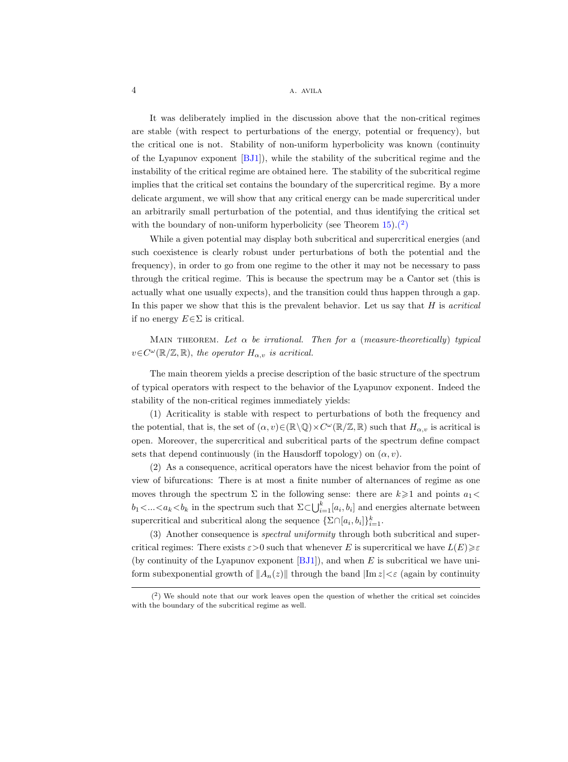It was deliberately implied in the discussion above that the non-critical regimes are stable (with respect to perturbations of the energy, potential or frequency), but the critical one is not. Stability of non-uniform hyperbolicity was known (continuity of the Lyapunov exponent [BJ1]), while the stability of the subcritical regime and the instability of the critical regime are obtained here. The stability of the subcritical regime implies that the critical set contains the boundary of the supercritical regime. By a more delicate argument, we will show that any critical energy can be made supercritical under an arbitrarily small perturbation of the potential, and thus identifying the critical set with the boundary of non-uniform hyperbolicity (see Theorem 15).(2)

While a given potential may display both subcritical and supercritical energies (and such coexistence is clearly robust under perturbations of both the potential and the frequency), in order to go from one regime to the other it may not be necessary to pass through the critical regime. This is because the spectrum may be a Cantor set (this is actually what one usually expects), and the transition could thus happen through a gap. In this paper we show that this is the prevalent behavior. Let us say that $H$ is *acritical* if no energy $E \in \Sigma$ is critical.

Main theorem. *Let $\alpha$ be irrational. Then for a (measure-theoretically) typical $v \in C^\omega(\mathbb{R}/\mathbb{Z}, \mathbb{R})$, the operator $H_{\alpha,v}$ is acritical.*

The main theorem yields a precise description of the basic structure of the spectrum of typical operators with respect to the behavior of the Lyapunov exponent. Indeed the stability of the non-critical regimes immediately yields:

(1) Acriticality is stable with respect to perturbations of both the frequency and the potential, that is, the set of $(\alpha, v) \in (\mathbb{R} \setminus \mathbb{Q}) \times C^\omega(\mathbb{R}/\mathbb{Z}, \mathbb{R})$ such that $H_{\alpha,v}$ is acritical is open. Moreover, the supercritical and subcritical parts of the spectrum define compact sets that depend continuously (in the Hausdorff topology) on $(\alpha, v)$.

(2) As a consequence, acritical operators have the nicest behavior from the point of view of bifurcations: There is at most a finite number of alternances of regime as one moves through the spectrum $\Sigma$ in the following sense: there are $k \geqslant 1$ and points $a_1 < b_1 < \ldots < a_k < b_k$ in the spectrum such that $\Sigma \subset \bigcup_{i=1}^k [a_i, b_i]$ and energies alternate between supercritical and subcritical along the sequence $\{\Sigma \cap [a_i, b_i]\}_{i=1}^k$.

(3) Another consequence is *spectral uniformity* through both subcritical and supercritical regimes: There exists $\varepsilon > 0$ such that whenever $E$ is supercritical we have $L(E) \geqslant \varepsilon$ (by continuity of the Lyapunov exponent [BJ1]), and when $E$ is subcritical we have uniform subexponential growth of $\|A_n(z)\|$ through the band $|\operatorname{Im} z| < \varepsilon$ (again by continuity

---

(2) We should note that our work leaves open the question of whether the critical set coincides with the boundary of the subcritical regime as well.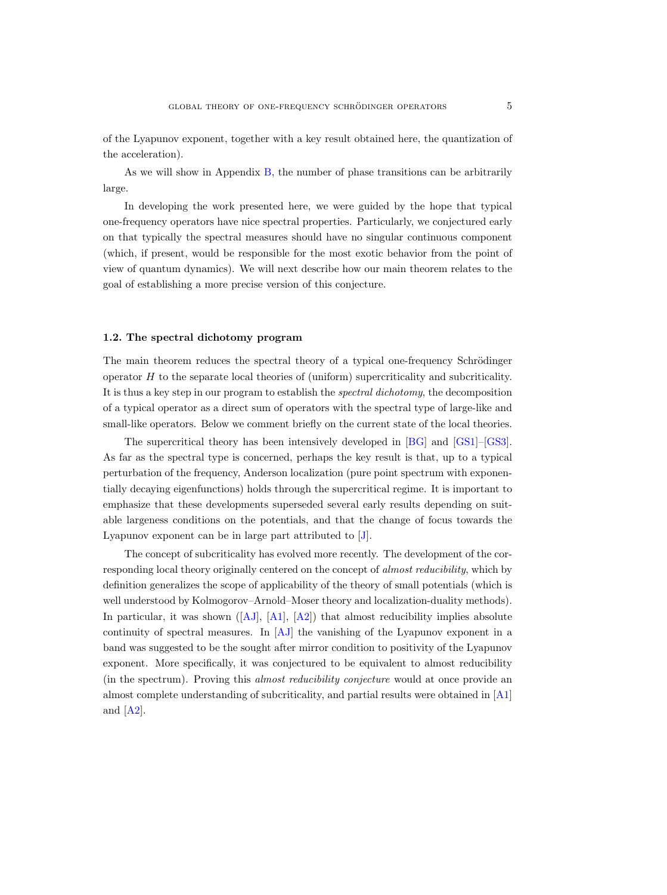of the Lyapunov exponent, together with a key result obtained here, the quantization of the acceleration).

As we will show in Appendix B, the number of phase transitions can be arbitrarily large.

In developing the work presented here, we were guided by the hope that typical one-frequency operators have nice spectral properties. Particularly, we conjectured early on that typically the spectral measures should have no singular continuous component (which, if present, would be responsible for the most exotic behavior from the point of view of quantum dynamics). We will next describe how our main theorem relates to the goal of establishing a more precise version of this conjecture.

### 1.2. The spectral dichotomy program

The main theorem reduces the spectral theory of a typical one-frequency Schrödinger operator $H$ to the separate local theories of (uniform) supercriticality and subcriticality. It is thus a key step in our program to establish the *spectral dichotomy*, the decomposition of a typical operator as a direct sum of operators with the spectral type of large-like and small-like operators. Below we comment briefly on the current state of the local theories.

The supercritical theory has been intensively developed in [BG] and [GS1]–[GS3]. As far as the spectral type is concerned, perhaps the key result is that, up to a typical perturbation of the frequency, Anderson localization (pure point spectrum with exponentially decaying eigenfunctions) holds through the supercritical regime. It is important to emphasize that these developments superseded several early results depending on suitable largeness conditions on the potentials, and that the change of focus towards the Lyapunov exponent can be in large part attributed to [J].

The concept of subcriticality has evolved more recently. The development of the corresponding local theory originally centered on the concept of *almost reducibility*, which by definition generalizes the scope of applicability of the theory of small potentials (which is well understood by Kolmogorov–Arnold–Moser theory and localization-duality methods). In particular, it was shown ([AJ], [A1], [A2]) that almost reducibility implies absolute continuity of spectral measures. In [AJ] the vanishing of the Lyapunov exponent in a band was suggested to be the sought after mirror condition to positivity of the Lyapunov exponent. More specifically, it was conjectured to be equivalent to almost reducibility (in the spectrum). Proving this *almost reducibility conjecture* would at once provide an almost complete understanding of subcriticality, and partial results were obtained in [A1] and [A2].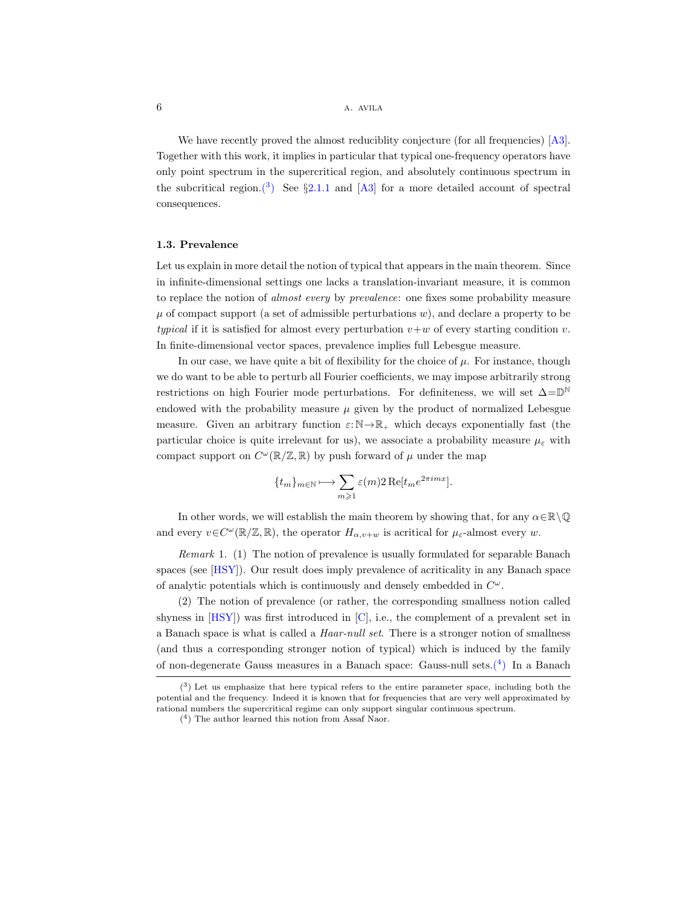We have recently proved the almost reduciblity conjecture (for all frequencies) [A3]. Together with this work, it implies in particular that typical one-frequency operators have only point spectrum in the supercritical region, and absolutely continuous spectrum in the subcritical region.([3]) See §2.1.1 and [A3] for a more detailed account of spectral consequences.

### 1.3. Prevalence

Let us explain in more detail the notion of typical that appears in the main theorem. Since in infinite-dimensional settings one lacks a translation-invariant measure, it is common to replace the notion of *almost every* by *prevalence*: one fixes some probability measure $\mu$ of compact support (a set of admissible perturbations $w$), and declare a property to be *typical* if it is satisfied for almost every perturbation $v+w$ of every starting condition $v$. In finite-dimensional vector spaces, prevalence implies full Lebesgue measure.

In our case, we have quite a bit of flexibility for the choice of $\mu$. For instance, though we do want to be able to perturb all Fourier coefficients, we may impose arbitrarily strong restrictions on high Fourier mode perturbations. For definiteness, we will set $\Delta = \mathbb{D}^{\mathbb{N}}$ endowed with the probability measure $\mu$ given by the product of normalized Lebesgue measure. Given an arbitrary function $\varepsilon: \mathbb{N} \to \mathbb{R}_+$ which decays exponentially fast (the particular choice is quite irrelevant for us), we associate a probability measure $\mu_\varepsilon$ with compact support on $C^\omega(\mathbb{R}/\mathbb{Z}, \mathbb{R})$ by push forward of $\mu$ under the map

$$\{t_m\}_{m \in \mathbb{N}} \longmapsto \sum_{m \geqslant 1} \varepsilon(m) 2 \operatorname{Re}[t_m e^{2\pi i m x}].$$

In other words, we will establish the main theorem by showing that, for any $\alpha \in \mathbb{R} \setminus \mathbb{Q}$ and every $v \in C^\omega(\mathbb{R}/\mathbb{Z}, \mathbb{R})$, the operator $H_{\alpha, v+w}$ is acritical for $\mu_\varepsilon$-almost every $w$.

*Remark* 1. (1) The notion of prevalence is usually formulated for separable Banach spaces (see [HSY]). Our result does imply prevalence of acriticality in any Banach space of analytic potentials which is continuously and densely embedded in $C^\omega$.

(2) The notion of prevalence (or rather, the corresponding smallness notion called shyness in [HSY]) was first introduced in [C], i.e., the complement of a prevalent set in a Banach space is what is called a *Haar-null set*. There is a stronger notion of smallness (and thus a corresponding stronger notion of typical) which is induced by the family of non-degenerate Gauss measures in a Banach space: Gauss-null sets.([4]) In a Banach

---

([3]) Let us emphasize that here typical refers to the entire parameter space, including both the potential and the frequency. Indeed it is known that for frequencies that are very well approximated by rational numbers the supercritical regime can only support singular continuous spectrum.

([4]) The author learned this notion from Assaf Naor.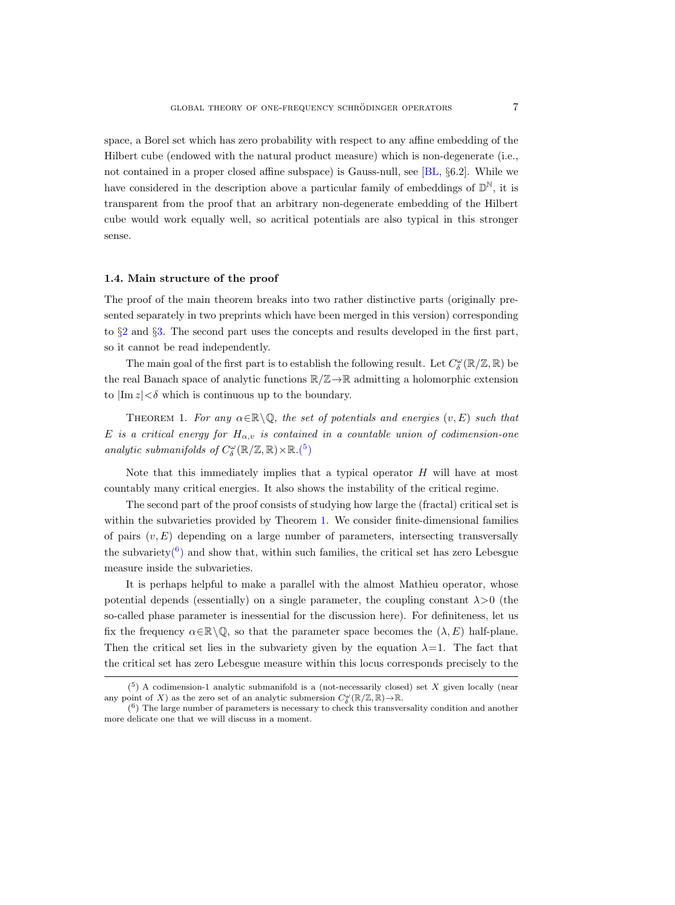space, a Borel set which has zero probability with respect to any affine embedding of the Hilbert cube (endowed with the natural product measure) which is non-degenerate (i.e., not contained in a proper closed affine subspace) is Gauss-null, see [BL, §6.2]. While we have considered in the description above a particular family of embeddings of $\mathbb{D}^{\mathbb{N}}$, it is transparent from the proof that an arbitrary non-degenerate embedding of the Hilbert cube would work equally well, so acritical potentials are also typical in this stronger sense.

### 1.4. Main structure of the proof

The proof of the main theorem breaks into two rather distinctive parts (originally presented separately in two preprints which have been merged in this version) corresponding to §2 and §3. The second part uses the concepts and results developed in the first part, so it cannot be read independently.

The main goal of the first part is to establish the following result. Let $C^{\omega}_{\delta}(\mathbb{R}/\mathbb{Z},\mathbb{R})$ be the real Banach space of analytic functions $\mathbb{R}/\mathbb{Z}\to\mathbb{R}$ admitting a holomorphic extension to $|\mathrm{Im}\, z|<\delta$ which is continuous up to the boundary.

THEOREM 1. *For any $\alpha\in\mathbb{R}\setminus\mathbb{Q}$, the set of potentials and energies $(v,E)$ such that $E$ is a critical energy for $H_{\alpha,v}$ is contained in a countable union of codimension-one analytic submanifolds of $C^{\omega}_{\delta}(\mathbb{R}/\mathbb{Z},\mathbb{R})\times\mathbb{R}$.*(5)

Note that this immediately implies that a typical operator $H$ will have at most countably many critical energies. It also shows the instability of the critical regime.

The second part of the proof consists of studying how large the (fractal) critical set is within the subvarieties provided by Theorem 1. We consider finite-dimensional families of pairs $(v,E)$ depending on a large number of parameters, intersecting transversally the subvariety(6) and show that, within such families, the critical set has zero Lebesgue measure inside the subvarieties.

It is perhaps helpful to make a parallel with the almost Mathieu operator, whose potential depends (essentially) on a single parameter, the coupling constant $\lambda>0$ (the so-called phase parameter is inessential for the discussion here). For definiteness, let us fix the frequency $\alpha\in\mathbb{R}\setminus\mathbb{Q}$, so that the parameter space becomes the $(\lambda,E)$ half-plane. Then the critical set lies in the subvariety given by the equation $\lambda=1$. The fact that the critical set has zero Lebesgue measure within this locus corresponds precisely to the

---

(5) A codimension-1 analytic submanifold is a (not-necessarily closed) set $X$ given locally (near any point of $X$) as the zero set of an analytic submersion $C^{\omega}_{\delta}(\mathbb{R}/\mathbb{Z},\mathbb{R})\to\mathbb{R}$.

(6) The large number of parameters is necessary to check this transversality condition and another more delicate one that we will discuss in a moment.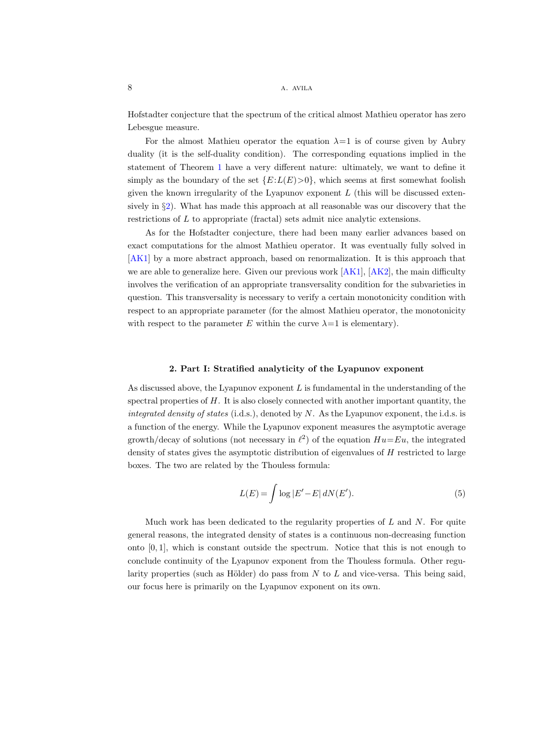Hofstadter conjecture that the spectrum of the critical almost Mathieu operator has zero Lebesgue measure.

For the almost Mathieu operator the equation $\lambda=1$ is of course given by Aubry duality (it is the self-duality condition). The corresponding equations implied in the statement of Theorem 1 have a very different nature: ultimately, we want to define it simply as the boundary of the set $\{E: L(E)>0\}$, which seems at first somewhat foolish given the known irregularity of the Lyapunov exponent $L$ (this will be discussed extensively in §2). What has made this approach at all reasonable was our discovery that the restrictions of $L$ to appropriate (fractal) sets admit nice analytic extensions.

As for the Hofstadter conjecture, there had been many earlier advances based on exact computations for the almost Mathieu operator. It was eventually fully solved in [AK1] by a more abstract approach, based on renormalization. It is this approach that we are able to generalize here. Given our previous work [AK1], [AK2], the main difficulty involves the verification of an appropriate transversality condition for the subvarieties in question. This transversality is necessary to verify a certain monotonicity condition with respect to an appropriate parameter (for the almost Mathieu operator, the monotonicity with respect to the parameter $E$ within the curve $\lambda=1$ is elementary).

## 2. Part I: Stratified analyticity of the Lyapunov exponent

As discussed above, the Lyapunov exponent $L$ is fundamental in the understanding of the spectral properties of $H$. It is also closely connected with another important quantity, the *integrated density of states* (i.d.s.), denoted by $N$. As the Lyapunov exponent, the i.d.s. is a function of the energy. While the Lyapunov exponent measures the asymptotic average growth/decay of solutions (not necessary in $\ell^2$) of the equation $Hu=Eu$, the integrated density of states gives the asymptotic distribution of eigenvalues of $H$ restricted to large boxes. The two are related by the Thouless formula:

$$L(E) = \int \log|E'-E| \, dN(E'). \tag{5}$$

Much work has been dedicated to the regularity properties of $L$ and $N$. For quite general reasons, the integrated density of states is a continuous non-decreasing function onto $[0,1]$, which is constant outside the spectrum. Notice that this is not enough to conclude continuity of the Lyapunov exponent from the Thouless formula. Other regularity properties (such as Hölder) do pass from $N$ to $L$ and vice-versa. This being said, our focus here is primarily on the Lyapunov exponent on its own.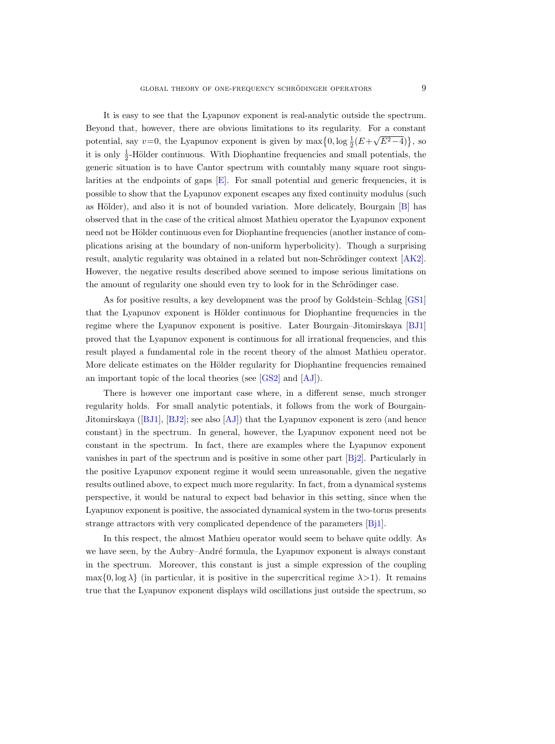It is easy to see that the Lyapunov exponent is real-analytic outside the spectrum. Beyond that, however, there are obvious limitations to its regularity. For a constant potential, say $v=0$, the Lyapunov exponent is given by $\max\{0, \log \frac{1}{2}(E+\sqrt{E^2-4})\}$, so it is only $\frac{1}{2}$-Hölder continuous. With Diophantine frequencies and small potentials, the generic situation is to have Cantor spectrum with countably many square root singularities at the endpoints of gaps [E]. For small potential and generic frequencies, it is possible to show that the Lyapunov exponent escapes any fixed continuity modulus (such as Hölder), and also it is not of bounded variation. More delicately, Bourgain [B] has observed that in the case of the critical almost Mathieu operator the Lyapunov exponent need not be Hölder continuous even for Diophantine frequencies (another instance of complications arising at the boundary of non-uniform hyperbolicity). Though a surprising result, analytic regularity was obtained in a related but non-Schrödinger context [AK2]. However, the negative results described above seemed to impose serious limitations on the amount of regularity one should even try to look for in the Schrödinger case.

As for positive results, a key development was the proof by Goldstein–Schlag [GS1] that the Lyapunov exponent is Hölder continuous for Diophantine frequencies in the regime where the Lyapunov exponent is positive. Later Bourgain–Jitomirskaya [BJ1] proved that the Lyapunov exponent is continuous for all irrational frequencies, and this result played a fundamental role in the recent theory of the almost Mathieu operator. More delicate estimates on the Hölder regularity for Diophantine frequencies remained an important topic of the local theories (see [GS2] and [AJ]).

There is however one important case where, in a different sense, much stronger regularity holds. For small analytic potentials, it follows from the work of Bourgain-Jitomirskaya ([BJ1], [BJ2]; see also [AJ]) that the Lyapunov exponent is zero (and hence constant) in the spectrum. In general, however, the Lyapunov exponent need not be constant in the spectrum. In fact, there are examples where the Lyapunov exponent vanishes in part of the spectrum and is positive in some other part [Bj2]. Particularly in the positive Lyapunov exponent regime it would seem unreasonable, given the negative results outlined above, to expect much more regularity. In fact, from a dynamical systems perspective, it would be natural to expect bad behavior in this setting, since when the Lyapunov exponent is positive, the associated dynamical system in the two-torus presents strange attractors with very complicated dependence of the parameters [Bj1].

In this respect, the almost Mathieu operator would seem to behave quite oddly. As we have seen, by the Aubry–André formula, the Lyapunov exponent is always constant in the spectrum. Moreover, this constant is just a simple expression of the coupling $\max\{0, \log \lambda\}$ (in particular, it is positive in the supercritical regime $\lambda>1$). It remains true that the Lyapunov exponent displays wild oscillations just outside the spectrum, so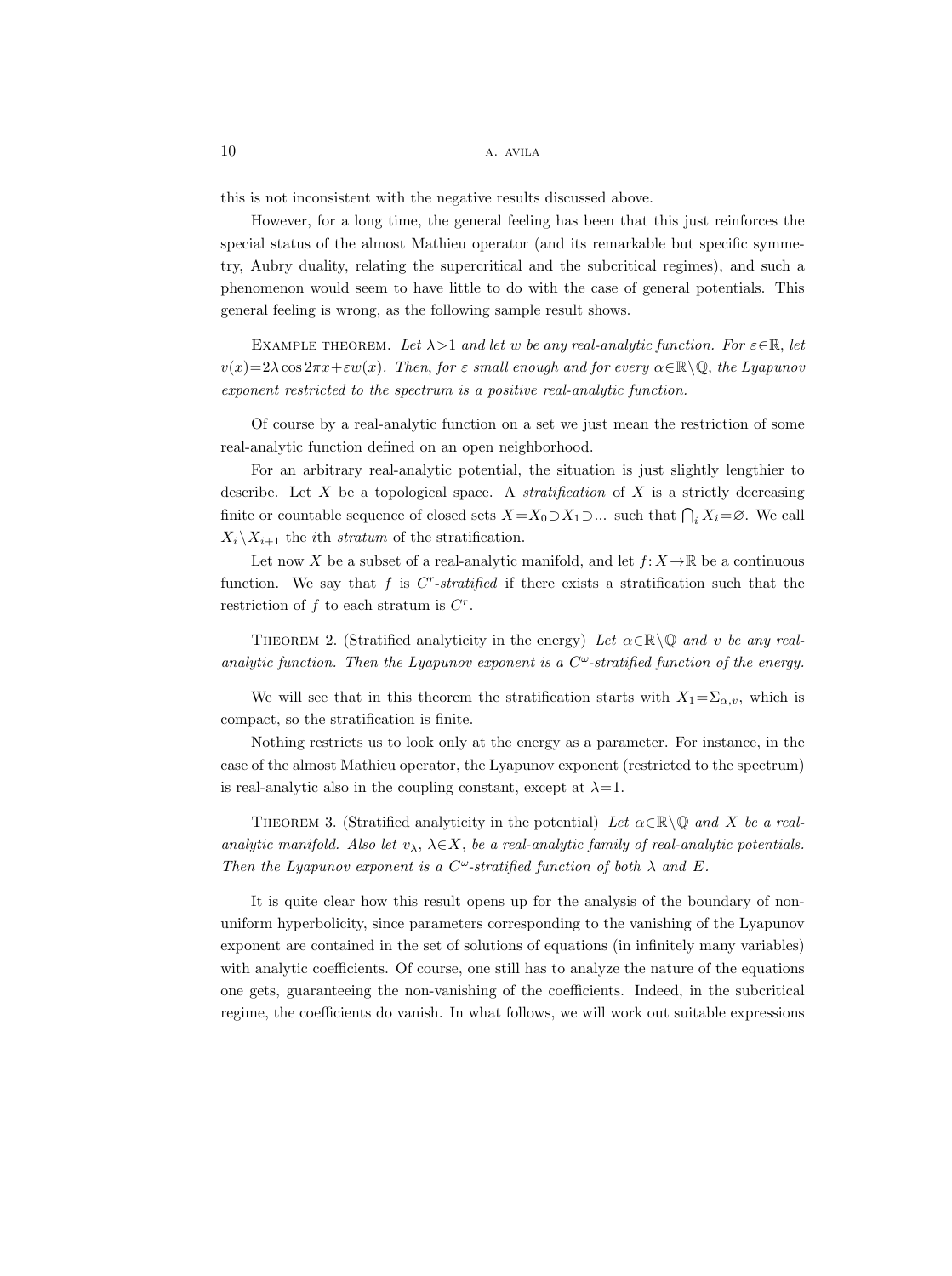this is not inconsistent with the negative results discussed above.

However, for a long time, the general feeling has been that this just reinforces the special status of the almost Mathieu operator (and its remarkable but specific symmetry, Aubry duality, relating the supercritical and the subcritical regimes), and such a phenomenon would seem to have little to do with the case of general potentials. This general feeling is wrong, as the following sample result shows.

Example theorem. *Let $\lambda>1$ and let $w$ be any real-analytic function. For $\varepsilon\in\mathbb{R}$, let $v(x)=2\lambda\cos 2\pi x+\varepsilon w(x)$. Then, for $\varepsilon$ small enough and for every $\alpha\in\mathbb{R}\setminus\mathbb{Q}$, the Lyapunov exponent restricted to the spectrum is a positive real-analytic function.*

Of course by a real-analytic function on a set we just mean the restriction of some real-analytic function defined on an open neighborhood.

For an arbitrary real-analytic potential, the situation is just slightly lengthier to describe. Let $X$ be a topological space. A *stratification* of $X$ is a strictly decreasing finite or countable sequence of closed sets $X=X_0\supset X_1\supset\ldots$ such that $\bigcap_i X_i=\varnothing$. We call $X_i\setminus X_{i+1}$ the $i$th *stratum* of the stratification.

Let now $X$ be a subset of a real-analytic manifold, and let $f\colon X\to\mathbb{R}$ be a continuous function. We say that $f$ is $C^r$-*stratified* if there exists a stratification such that the restriction of $f$ to each stratum is $C^r$.

Theorem 2. (Stratified analyticity in the energy) *Let $\alpha\in\mathbb{R}\setminus\mathbb{Q}$ and $v$ be any real-analytic function. Then the Lyapunov exponent is a $C^\omega$-stratified function of the energy.*

We will see that in this theorem the stratification starts with $X_1=\Sigma_{\alpha,v}$, which is compact, so the stratification is finite.

Nothing restricts us to look only at the energy as a parameter. For instance, in the case of the almost Mathieu operator, the Lyapunov exponent (restricted to the spectrum) is real-analytic also in the coupling constant, except at $\lambda=1$.

Theorem 3. (Stratified analyticity in the potential) *Let $\alpha\in\mathbb{R}\setminus\mathbb{Q}$ and $X$ be a real-analytic manifold. Also let $v_\lambda$, $\lambda\in X$, be a real-analytic family of real-analytic potentials. Then the Lyapunov exponent is a $C^\omega$-stratified function of both $\lambda$ and $E$.*

It is quite clear how this result opens up for the analysis of the boundary of non-uniform hyperbolicity, since parameters corresponding to the vanishing of the Lyapunov exponent are contained in the set of solutions of equations (in infinitely many variables) with analytic coefficients. Of course, one still has to analyze the nature of the equations one gets, guaranteeing the non-vanishing of the coefficients. Indeed, in the subcritical regime, the coefficients do vanish. In what follows, we will work out suitable expressions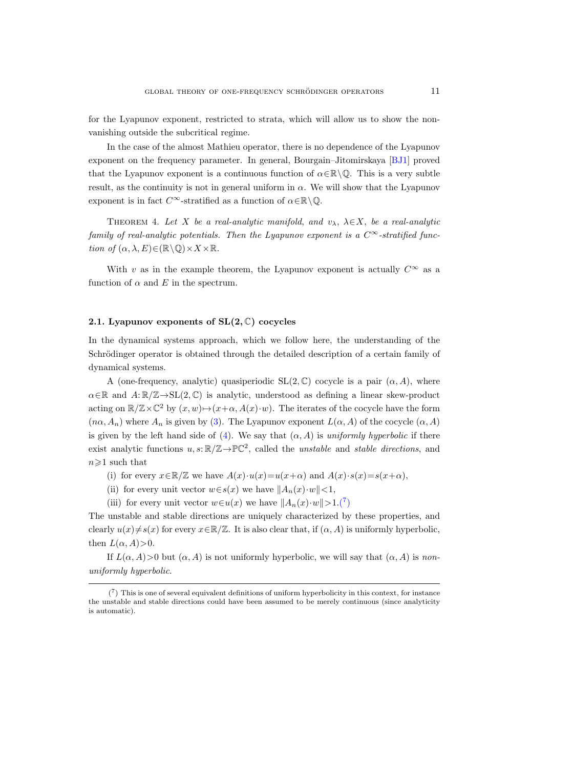for the Lyapunov exponent, restricted to strata, which will allow us to show the nonvanishing outside the subcritical regime.

In the case of the almost Mathieu operator, there is no dependence of the Lyapunov exponent on the frequency parameter. In general, Bourgain–Jitomirskaya [BJ1] proved that the Lyapunov exponent is a continuous function of $\alpha \in \mathbb{R} \setminus \mathbb{Q}$. This is a very subtle result, as the continuity is not in general uniform in $\alpha$. We will show that the Lyapunov exponent is in fact $C^\infty$-stratified as a function of $\alpha \in \mathbb{R} \setminus \mathbb{Q}$.

Theorem 4. *Let $X$ be a real-analytic manifold, and $v_\lambda$, $\lambda \in X$, be a real-analytic family of real-analytic potentials. Then the Lyapunov exponent is a $C^\infty$-stratified function of $(\alpha, \lambda, E) \in (\mathbb{R} \setminus \mathbb{Q}) \times X \times \mathbb{R}$.*

With $v$ as in the example theorem, the Lyapunov exponent is actually $C^\infty$ as a function of $\alpha$ and $E$ in the spectrum.

### 2.1. Lyapunov exponents of $\mathrm{SL}(2, \mathbb{C})$ cocycles

In the dynamical systems approach, which we follow here, the understanding of the Schrödinger operator is obtained through the detailed description of a certain family of dynamical systems.

A (one-frequency, analytic) quasiperiodic $\mathrm{SL}(2, \mathbb{C})$ cocycle is a pair $(\alpha, A)$, where $\alpha \in \mathbb{R}$ and $A: \mathbb{R}/\mathbb{Z} \to \mathrm{SL}(2, \mathbb{C})$ is analytic, understood as defining a linear skew-product acting on $\mathbb{R}/\mathbb{Z} \times \mathbb{C}^2$ by $(x, w) \mapsto (x+\alpha, A(x) \cdot w)$. The iterates of the cocycle have the form $(n\alpha, A_n)$ where $A_n$ is given by (3). The Lyapunov exponent $L(\alpha, A)$ of the cocycle $(\alpha, A)$ is given by the left hand side of (4). We say that $(\alpha, A)$ is *uniformly hyperbolic* if there exist analytic functions $u, s: \mathbb{R}/\mathbb{Z} \to \mathbb{P}\mathbb{C}^2$, called the *unstable* and *stable directions*, and $n \geqslant 1$ such that

(i) for every $x \in \mathbb{R}/\mathbb{Z}$ we have $A(x) \cdot u(x) = u(x+\alpha)$ and $A(x) \cdot s(x) = s(x+\alpha)$,

(ii) for every unit vector $w \in s(x)$ we have $\|A_n(x) \cdot w\| < 1$,

(iii) for every unit vector $w \in u(x)$ we have $\|A_n(x) \cdot w\| > 1$.(7)

The unstable and stable directions are uniquely characterized by these properties, and clearly $u(x) \neq s(x)$ for every $x \in \mathbb{R}/\mathbb{Z}$. It is also clear that, if $(\alpha, A)$ is uniformly hyperbolic, then $L(\alpha, A) > 0$.

If $L(\alpha, A) > 0$ but $(\alpha, A)$ is not uniformly hyperbolic, we will say that $(\alpha, A)$ is *nonuniformly hyperbolic*.

---

(7) This is one of several equivalent definitions of uniform hyperbolicity in this context, for instance the unstable and stable directions could have been assumed to be merely continuous (since analyticity is automatic).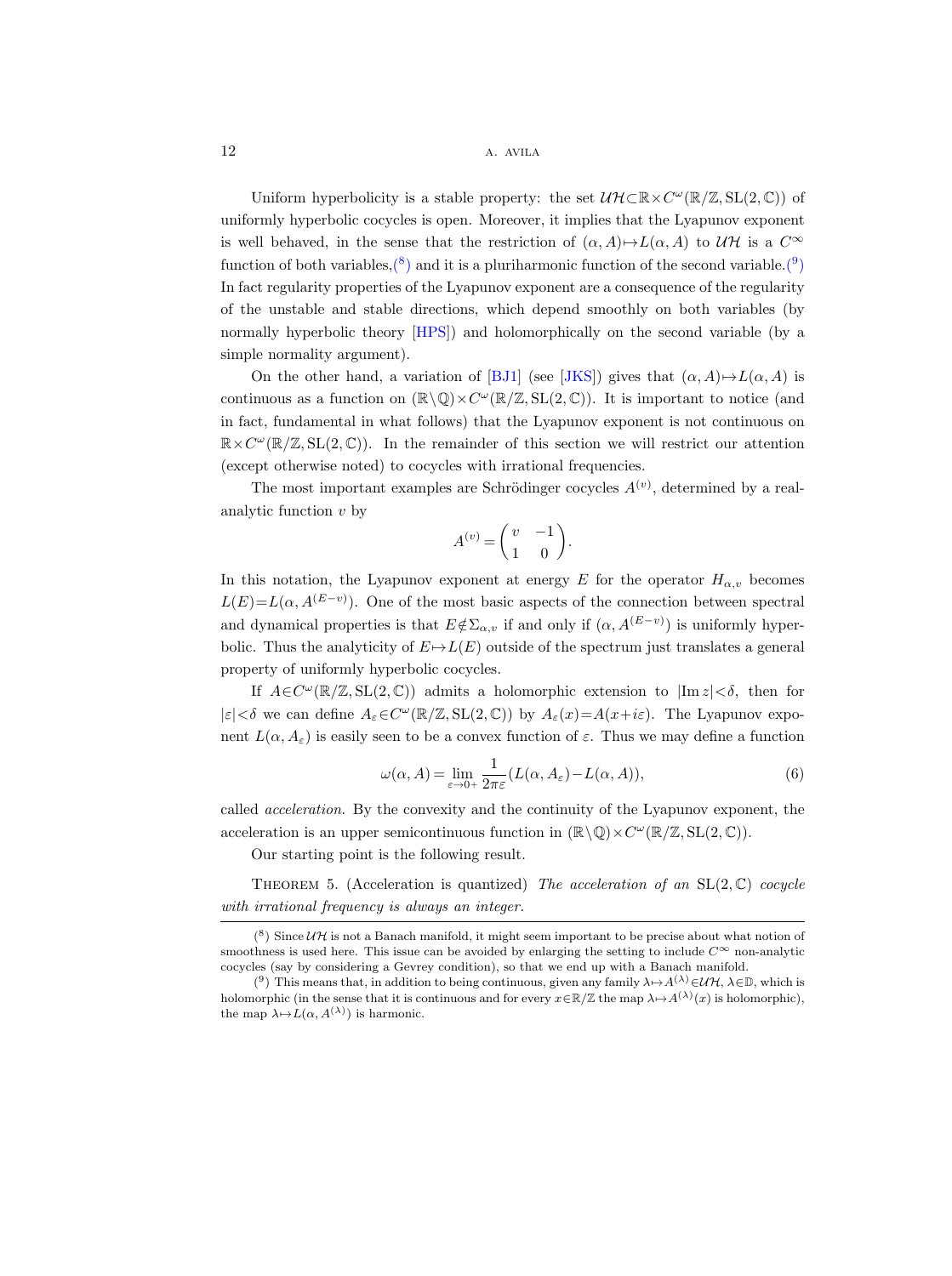Uniform hyperbolicity is a stable property: the set $\mathcal{UH}\subset\mathbb{R}\times C^\omega(\mathbb{R}/\mathbb{Z},\mathrm{SL}(2,\mathbb{C}))$ of uniformly hyperbolic cocycles is open. Moreover, it implies that the Lyapunov exponent is well behaved, in the sense that the restriction of $(\alpha,A)\mapsto L(\alpha,A)$ to $\mathcal{UH}$ is a $C^\infty$ function of both variables,[8] and it is a pluriharmonic function of the second variable.[9] In fact regularity properties of the Lyapunov exponent are a consequence of the regularity of the unstable and stable directions, which depend smoothly on both variables (by normally hyperbolic theory [HPS]) and holomorphically on the second variable (by a simple normality argument).

On the other hand, a variation of [BJ1] (see [JKS]) gives that $(\alpha,A)\mapsto L(\alpha,A)$ is continuous as a function on $(\mathbb{R}\setminus\mathbb{Q})\times C^\omega(\mathbb{R}/\mathbb{Z},\mathrm{SL}(2,\mathbb{C}))$. It is important to notice (and in fact, fundamental in what follows) that the Lyapunov exponent is not continuous on $\mathbb{R}\times C^\omega(\mathbb{R}/\mathbb{Z},\mathrm{SL}(2,\mathbb{C}))$. In the remainder of this section we will restrict our attention (except otherwise noted) to cocycles with irrational frequencies.

The most important examples are Schrödinger cocycles $A^{(v)}$, determined by a real-analytic function $v$ by

$$A^{(v)}=\begin{pmatrix} v & -1\\ 1 & 0\end{pmatrix}.$$

In this notation, the Lyapunov exponent at energy $E$ for the operator $H_{\alpha,v}$ becomes $L(E)=L(\alpha,A^{(E-v)})$. One of the most basic aspects of the connection between spectral and dynamical properties is that $E\notin\Sigma_{\alpha,v}$ if and only if $(\alpha,A^{(E-v)})$ is uniformly hyperbolic. Thus the analyticity of $E\mapsto L(E)$ outside of the spectrum just translates a general property of uniformly hyperbolic cocycles.

If $A\in C^\omega(\mathbb{R}/\mathbb{Z},\mathrm{SL}(2,\mathbb{C}))$ admits a holomorphic extension to $|\mathrm{Im}\,z|<\delta$, then for $|\varepsilon|<\delta$ we can define $A_\varepsilon\in C^\omega(\mathbb{R}/\mathbb{Z},\mathrm{SL}(2,\mathbb{C}))$ by $A_\varepsilon(x)=A(x+i\varepsilon)$. The Lyapunov exponent $L(\alpha,A_\varepsilon)$ is easily seen to be a convex function of $\varepsilon$. Thus we may define a function

$$\omega(\alpha,A)=\lim_{\varepsilon\to0+}\frac{1}{2\pi\varepsilon}(L(\alpha,A_\varepsilon)-L(\alpha,A)), \tag{6}$$

called *acceleration*. By the convexity and the continuity of the Lyapunov exponent, the acceleration is an upper semicontinuous function in $(\mathbb{R}\setminus\mathbb{Q})\times C^\omega(\mathbb{R}/\mathbb{Z},\mathrm{SL}(2,\mathbb{C}))$.

Our starting point is the following result.

THEOREM 5. (Acceleration is quantized) *The acceleration of an* $\mathrm{SL}(2,\mathbb{C})$ *cocycle with irrational frequency is always an integer.*

---

[8] Since $\mathcal{UH}$ is not a Banach manifold, it might seem important to be precise about what notion of smoothness is used here. This issue can be avoided by enlarging the setting to include $C^\infty$ non-analytic cocycles (say by considering a Gevrey condition), so that we end up with a Banach manifold.

[9] This means that, in addition to being continuous, given any family $\lambda\mapsto A^{(\lambda)}\in\mathcal{UH}$, $\lambda\in\mathbb{D}$, which is holomorphic (in the sense that it is continuous and for every $x\in\mathbb{R}/\mathbb{Z}$ the map $\lambda\mapsto A^{(\lambda)}(x)$ is holomorphic), the map $\lambda\mapsto L(\alpha,A^{(\lambda)})$ is harmonic.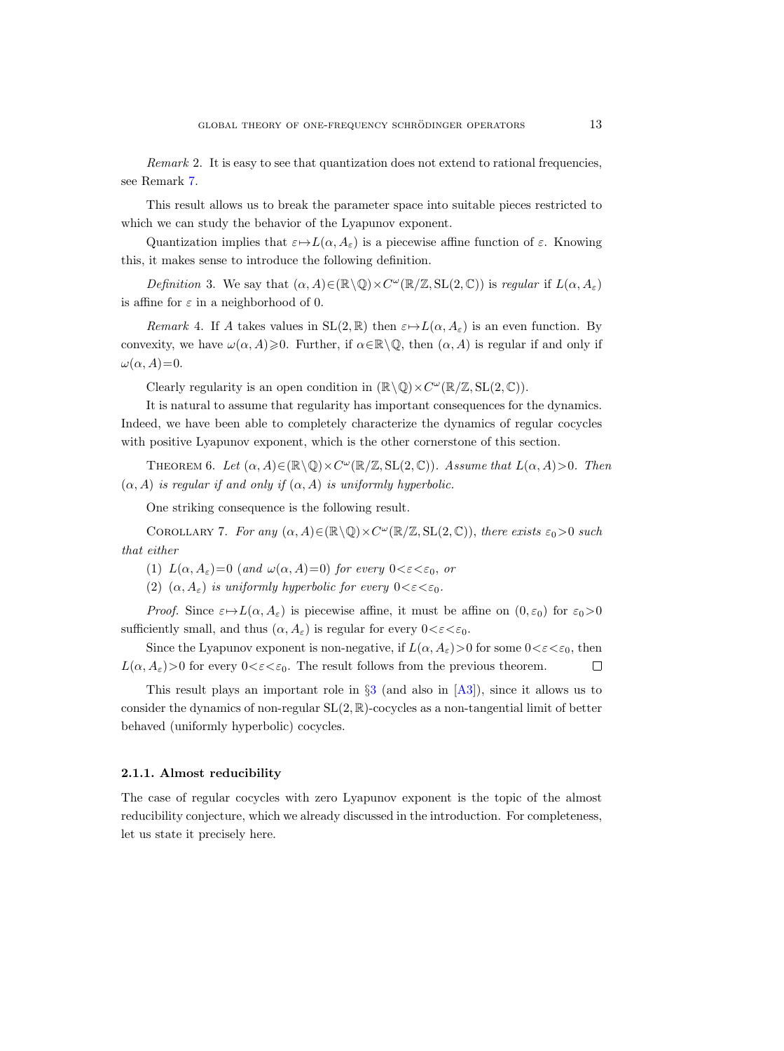*Remark* 2. It is easy to see that quantization does not extend to rational frequencies, see Remark 7.

This result allows us to break the parameter space into suitable pieces restricted to which we can study the behavior of the Lyapunov exponent.

Quantization implies that $\varepsilon \mapsto L(\alpha, A_\varepsilon)$ is a piecewise affine function of $\varepsilon$. Knowing this, it makes sense to introduce the following definition.

*Definition* 3. We say that $(\alpha, A) \in (\mathbb{R} \setminus \mathbb{Q}) \times C^\omega(\mathbb{R}/\mathbb{Z}, \mathrm{SL}(2, \mathbb{C}))$ is *regular* if $L(\alpha, A_\varepsilon)$ is affine for $\varepsilon$ in a neighborhood of 0.

*Remark* 4. If $A$ takes values in $\mathrm{SL}(2, \mathbb{R})$ then $\varepsilon \mapsto L(\alpha, A_\varepsilon)$ is an even function. By convexity, we have $\omega(\alpha, A) \geqslant 0$. Further, if $\alpha \in \mathbb{R} \setminus \mathbb{Q}$, then $(\alpha, A)$ is regular if and only if $\omega(\alpha, A) = 0$.

Clearly regularity is an open condition in $(\mathbb{R} \setminus \mathbb{Q}) \times C^\omega(\mathbb{R}/\mathbb{Z}, \mathrm{SL}(2, \mathbb{C}))$.

It is natural to assume that regularity has important consequences for the dynamics. Indeed, we have been able to completely characterize the dynamics of regular cocycles with positive Lyapunov exponent, which is the other cornerstone of this section.

THEOREM 6. *Let $(\alpha, A) \in (\mathbb{R} \setminus \mathbb{Q}) \times C^\omega(\mathbb{R}/\mathbb{Z}, \mathrm{SL}(2, \mathbb{C}))$. Assume that $L(\alpha, A) > 0$. Then $(\alpha, A)$ is regular if and only if $(\alpha, A)$ is uniformly hyperbolic.*

One striking consequence is the following result.

COROLLARY 7. *For any $(\alpha, A) \in (\mathbb{R} \setminus \mathbb{Q}) \times C^\omega(\mathbb{R}/\mathbb{Z}, \mathrm{SL}(2, \mathbb{C}))$, there exists $\varepsilon_0 > 0$ such that either*

(1) *$L(\alpha, A_\varepsilon) = 0$ (and $\omega(\alpha, A) = 0$) for every $0 < \varepsilon < \varepsilon_0$, or*

(2) *$(\alpha, A_\varepsilon)$ is uniformly hyperbolic for every $0 < \varepsilon < \varepsilon_0$.*

*Proof.* Since $\varepsilon \mapsto L(\alpha, A_\varepsilon)$ is piecewise affine, it must be affine on $(0, \varepsilon_0)$ for $\varepsilon_0 > 0$ sufficiently small, and thus $(\alpha, A_\varepsilon)$ is regular for every $0 < \varepsilon < \varepsilon_0$.

Since the Lyapunov exponent is non-negative, if $L(\alpha, A_\varepsilon) > 0$ for some $0 < \varepsilon < \varepsilon_0$, then $L(\alpha, A_\varepsilon) > 0$ for every $0 < \varepsilon < \varepsilon_0$. The result follows from the previous theorem. $\square$

This result plays an important role in §3 (and also in [A3]), since it allows us to consider the dynamics of non-regular $\mathrm{SL}(2, \mathbb{R})$-cocycles as a non-tangential limit of better behaved (uniformly hyperbolic) cocycles.

#### 2.1.1. Almost reducibility

The case of regular cocycles with zero Lyapunov exponent is the topic of the almost reducibility conjecture, which we already discussed in the introduction. For completeness, let us state it precisely here.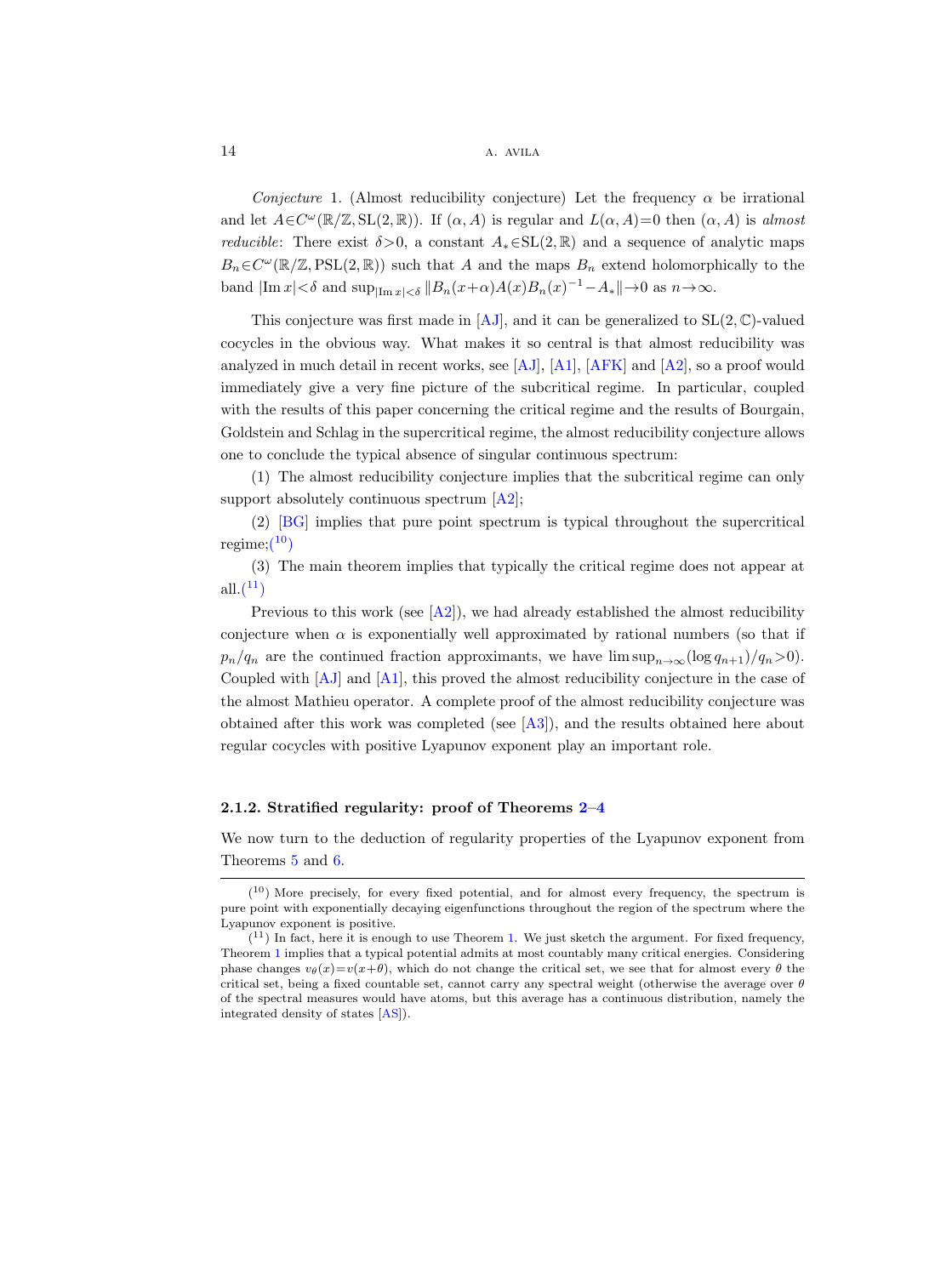*Conjecture* 1. (Almost reducibility conjecture) Let the frequency $\alpha$ be irrational and let $A \in C^\omega(\mathbb{R}/\mathbb{Z}, \mathrm{SL}(2,\mathbb{R}))$. If $(\alpha, A)$ is regular and $L(\alpha, A)=0$ then $(\alpha, A)$ is *almost reducible*: There exist $\delta>0$, a constant $A_* \in \mathrm{SL}(2,\mathbb{R})$ and a sequence of analytic maps $B_n \in C^\omega(\mathbb{R}/\mathbb{Z}, \mathrm{PSL}(2,\mathbb{R}))$ such that $A$ and the maps $B_n$ extend holomorphically to the band $|\mathrm{Im}\, x|<\delta$ and $\sup_{|\mathrm{Im}\, x|<\delta} \|B_n(x+\alpha)A(x)B_n(x)^{-1}-A_*\| \to 0$ as $n\to\infty$.

This conjecture was first made in [AJ], and it can be generalized to $\mathrm{SL}(2,\mathbb{C})$-valued cocycles in the obvious way. What makes it so central is that almost reducibility was analyzed in much detail in recent works, see [AJ], [A1], [AFK] and [A2], so a proof would immediately give a very fine picture of the subcritical regime. In particular, coupled with the results of this paper concerning the critical regime and the results of Bourgain, Goldstein and Schlag in the supercritical regime, the almost reducibility conjecture allows one to conclude the typical absence of singular continuous spectrum:

(1) The almost reducibility conjecture implies that the subcritical regime can only support absolutely continuous spectrum [A2];

(2) [BG] implies that pure point spectrum is typical throughout the supercritical regime;[10]

(3) The main theorem implies that typically the critical regime does not appear at all.[11]

Previous to this work (see [A2]), we had already established the almost reducibility conjecture when $\alpha$ is exponentially well approximated by rational numbers (so that if $p_n/q_n$ are the continued fraction approximants, we have $\limsup_{n\to\infty}(\log q_{n+1})/q_n>0$). Coupled with [AJ] and [A1], this proved the almost reducibility conjecture in the case of the almost Mathieu operator. A complete proof of the almost reducibility conjecture was obtained after this work was completed (see [A3]), and the results obtained here about regular cocycles with positive Lyapunov exponent play an important role.

#### 2.1.2. Stratified regularity: proof of Theorems 2–4

We now turn to the deduction of regularity properties of the Lyapunov exponent from Theorems 5 and 6.

---

[10] More precisely, for every fixed potential, and for almost every frequency, the spectrum is pure point with exponentially decaying eigenfunctions throughout the region of the spectrum where the Lyapunov exponent is positive.

[11] In fact, here it is enough to use Theorem 1. We just sketch the argument. For fixed frequency, Theorem 1 implies that a typical potential admits at most countably many critical energies. Considering phase changes $v_\theta(x)=v(x+\theta)$, which do not change the critical set, we see that for almost every $\theta$ the critical set, being a fixed countable set, cannot carry any spectral weight (otherwise the average over $\theta$ of the spectral measures would have atoms, but this average has a continuous distribution, namely the integrated density of states [AS]).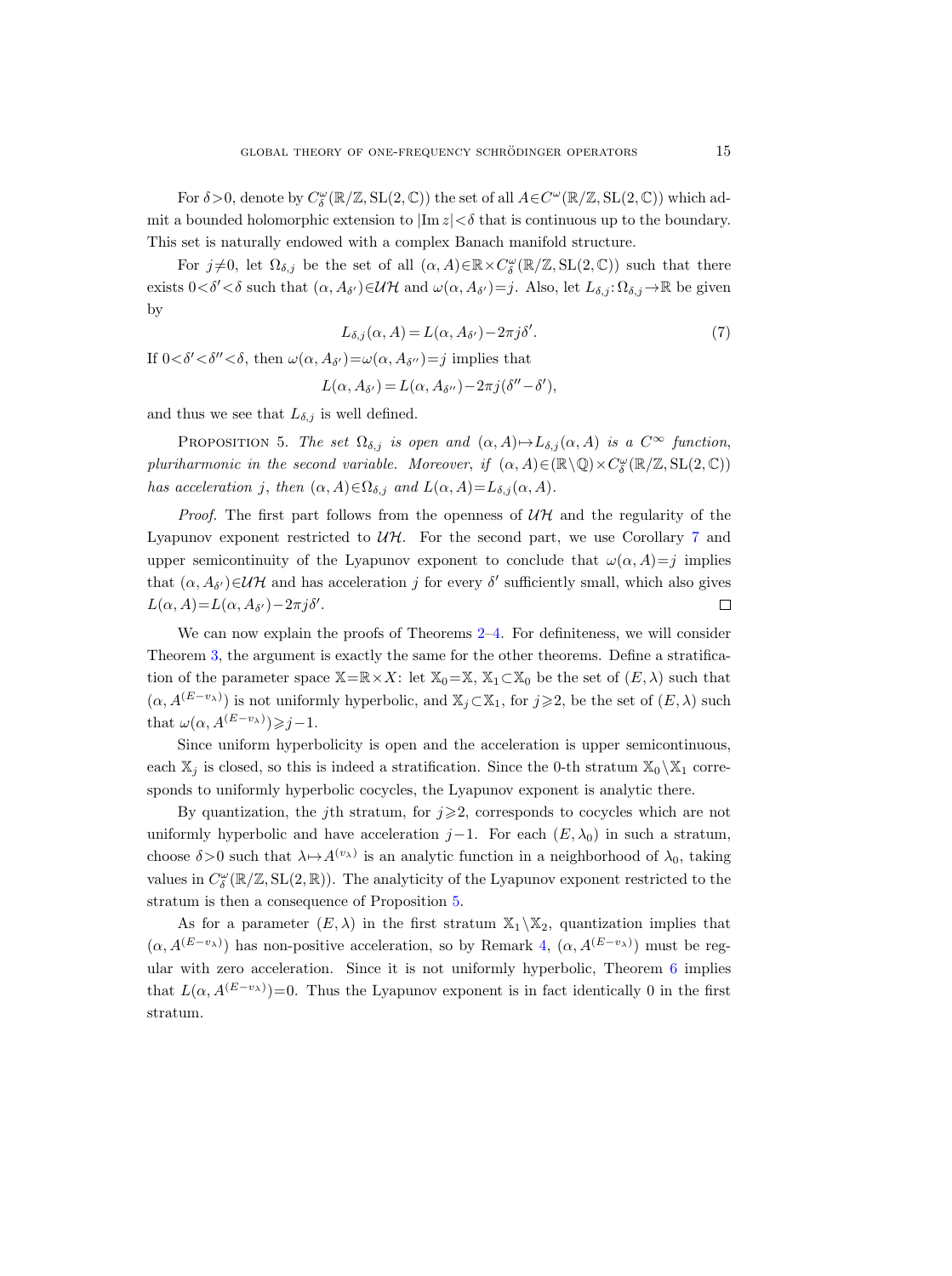For $\delta>0$, denote by $C^\omega_\delta(\mathbb{R}/\mathbb{Z}, \mathrm{SL}(2,\mathbb{C}))$ the set of all $A\in C^\omega(\mathbb{R}/\mathbb{Z}, \mathrm{SL}(2,\mathbb{C}))$ which admit a bounded holomorphic extension to $|\mathrm{Im}\, z|<\delta$ that is continuous up to the boundary. This set is naturally endowed with a complex Banach manifold structure.

For $j\neq 0$, let $\Omega_{\delta,j}$ be the set of all $(\alpha,A)\in\mathbb{R}\times C^\omega_\delta(\mathbb{R}/\mathbb{Z}, \mathrm{SL}(2,\mathbb{C}))$ such that there exists $0<\delta'<\delta$ such that $(\alpha, A_{\delta'})\in\mathcal{UH}$ and $\omega(\alpha, A_{\delta'})=j$. Also, let $L_{\delta,j}\colon\Omega_{\delta,j}\to\mathbb{R}$ be given by

$$L_{\delta,j}(\alpha,A) = L(\alpha, A_{\delta'}) - 2\pi j\delta'. \tag{7}$$

If $0<\delta'<\delta''<\delta$, then $\omega(\alpha,A_{\delta'})=\omega(\alpha,A_{\delta''})=j$ implies that

$$L(\alpha, A_{\delta'}) = L(\alpha, A_{\delta''}) - 2\pi j(\delta''-\delta'),$$

and thus we see that $L_{\delta,j}$ is well defined.

Proposition 5. *The set $\Omega_{\delta,j}$ is open and $(\alpha,A)\mapsto L_{\delta,j}(\alpha,A)$ is a $C^\infty$ function, pluriharmonic in the second variable. Moreover, if $(\alpha,A)\in(\mathbb{R}\setminus\mathbb{Q})\times C^\omega_\delta(\mathbb{R}/\mathbb{Z}, \mathrm{SL}(2,\mathbb{C}))$ has acceleration $j$, then $(\alpha,A)\in\Omega_{\delta,j}$ and $L(\alpha,A)=L_{\delta,j}(\alpha,A)$.*

*Proof.* The first part follows from the openness of $\mathcal{UH}$ and the regularity of the Lyapunov exponent restricted to $\mathcal{UH}$. For the second part, we use Corollary 7 and upper semicontinuity of the Lyapunov exponent to conclude that $\omega(\alpha,A)=j$ implies that $(\alpha,A_{\delta'})\in\mathcal{UH}$ and has acceleration $j$ for every $\delta'$ sufficiently small, which also gives $L(\alpha,A)=L(\alpha,A_{\delta'})-2\pi j\delta'$. $\square$

We can now explain the proofs of Theorems 2–4. For definiteness, we will consider Theorem 3, the argument is exactly the same for the other theorems. Define a stratification of the parameter space $\mathbb{X}=\mathbb{R}\times X$: let $\mathbb{X}_0=\mathbb{X}$, $\mathbb{X}_1\subset\mathbb{X}_0$ be the set of $(E,\lambda)$ such that $(\alpha, A^{(E-v_\lambda)})$ is not uniformly hyperbolic, and $\mathbb{X}_j\subset\mathbb{X}_1$, for $j\geqslant 2$, be the set of $(E,\lambda)$ such that $\omega(\alpha, A^{(E-v_\lambda)})\geqslant j-1$.

Since uniform hyperbolicity is open and the acceleration is upper semicontinuous, each $\mathbb{X}_j$ is closed, so this is indeed a stratification. Since the 0-th stratum $\mathbb{X}_0\setminus\mathbb{X}_1$ corresponds to uniformly hyperbolic cocycles, the Lyapunov exponent is analytic there.

By quantization, the $j$th stratum, for $j\geqslant 2$, corresponds to cocycles which are not uniformly hyperbolic and have acceleration $j-1$. For each $(E,\lambda_0)$ in such a stratum, choose $\delta>0$ such that $\lambda\mapsto A^{(v_\lambda)}$ is an analytic function in a neighborhood of $\lambda_0$, taking values in $C^\omega_\delta(\mathbb{R}/\mathbb{Z}, \mathrm{SL}(2,\mathbb{R}))$. The analyticity of the Lyapunov exponent restricted to the stratum is then a consequence of Proposition 5.

As for a parameter $(E,\lambda)$ in the first stratum $\mathbb{X}_1\setminus\mathbb{X}_2$, quantization implies that $(\alpha, A^{(E-v_\lambda)})$ has non-positive acceleration, so by Remark 4, $(\alpha, A^{(E-v_\lambda)})$ must be regular with zero acceleration. Since it is not uniformly hyperbolic, Theorem 6 implies that $L(\alpha, A^{(E-v_\lambda)})=0$. Thus the Lyapunov exponent is in fact identically 0 in the first stratum.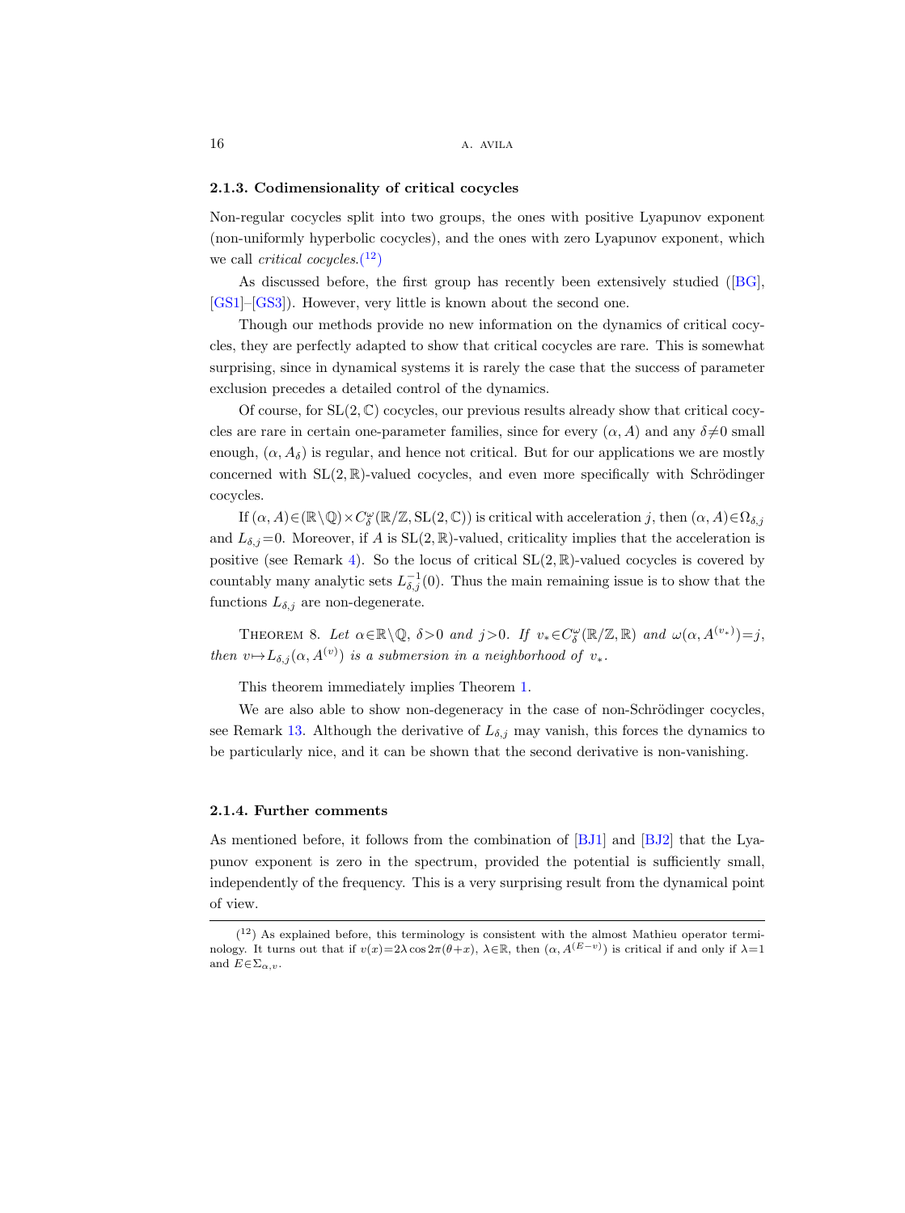#### 2.1.3. Codimensionality of critical cocycles

Non-regular cocycles split into two groups, the ones with positive Lyapunov exponent (non-uniformly hyperbolic cocycles), and the ones with zero Lyapunov exponent, which we call *critical cocycles*.(12)

As discussed before, the first group has recently been extensively studied ([BG], [GS1]–[GS3]). However, very little is known about the second one.

Though our methods provide no new information on the dynamics of critical cocycles, they are perfectly adapted to show that critical cocycles are rare. This is somewhat surprising, since in dynamical systems it is rarely the case that the success of parameter exclusion precedes a detailed control of the dynamics.

Of course, for $\mathrm{SL}(2,\mathbb{C})$ cocycles, our previous results already show that critical cocycles are rare in certain one-parameter families, since for every $(\alpha, A)$ and any $\delta \neq 0$ small enough, $(\alpha, A_\delta)$ is regular, and hence not critical. But for our applications we are mostly concerned with $\mathrm{SL}(2,\mathbb{R})$-valued cocycles, and even more specifically with Schrödinger cocycles.

If $(\alpha, A) \in (\mathbb{R} \setminus \mathbb{Q}) \times C^\omega_\delta(\mathbb{R}/\mathbb{Z}, \mathrm{SL}(2,\mathbb{C}))$ is critical with acceleration $j$, then $(\alpha, A) \in \Omega_{\delta,j}$ and $L_{\delta,j} = 0$. Moreover, if $A$ is $\mathrm{SL}(2,\mathbb{R})$-valued, criticality implies that the acceleration is positive (see Remark 4). So the locus of critical $\mathrm{SL}(2,\mathbb{R})$-valued cocycles is covered by countably many analytic sets $L^{-1}_{\delta,j}(0)$. Thus the main remaining issue is to show that the functions $L_{\delta,j}$ are non-degenerate.

THEOREM 8. *Let $\alpha \in \mathbb{R} \setminus \mathbb{Q}$, $\delta > 0$ and $j > 0$. If $v_* \in C^\omega_\delta(\mathbb{R}/\mathbb{Z}, \mathbb{R})$ and $\omega(\alpha, A^{(v_*)}) = j$, then $v \mapsto L_{\delta,j}(\alpha, A^{(v)})$ is a submersion in a neighborhood of $v_*$.*

This theorem immediately implies Theorem 1.

We are also able to show non-degeneracy in the case of non-Schrödinger cocycles, see Remark 13. Although the derivative of $L_{\delta,j}$ may vanish, this forces the dynamics to be particularly nice, and it can be shown that the second derivative is non-vanishing.

#### 2.1.4. Further comments

As mentioned before, it follows from the combination of [BJ1] and [BJ2] that the Lyapunov exponent is zero in the spectrum, provided the potential is sufficiently small, independently of the frequency. This is a very surprising result from the dynamical point of view.

---

(12) As explained before, this terminology is consistent with the almost Mathieu operator terminology. It turns out that if $v(x) = 2\lambda \cos 2\pi(\theta + x)$, $\lambda \in \mathbb{R}$, then $(\alpha, A^{(E-v)})$ is critical if and only if $\lambda = 1$ and $E \in \Sigma_{\alpha,v}$.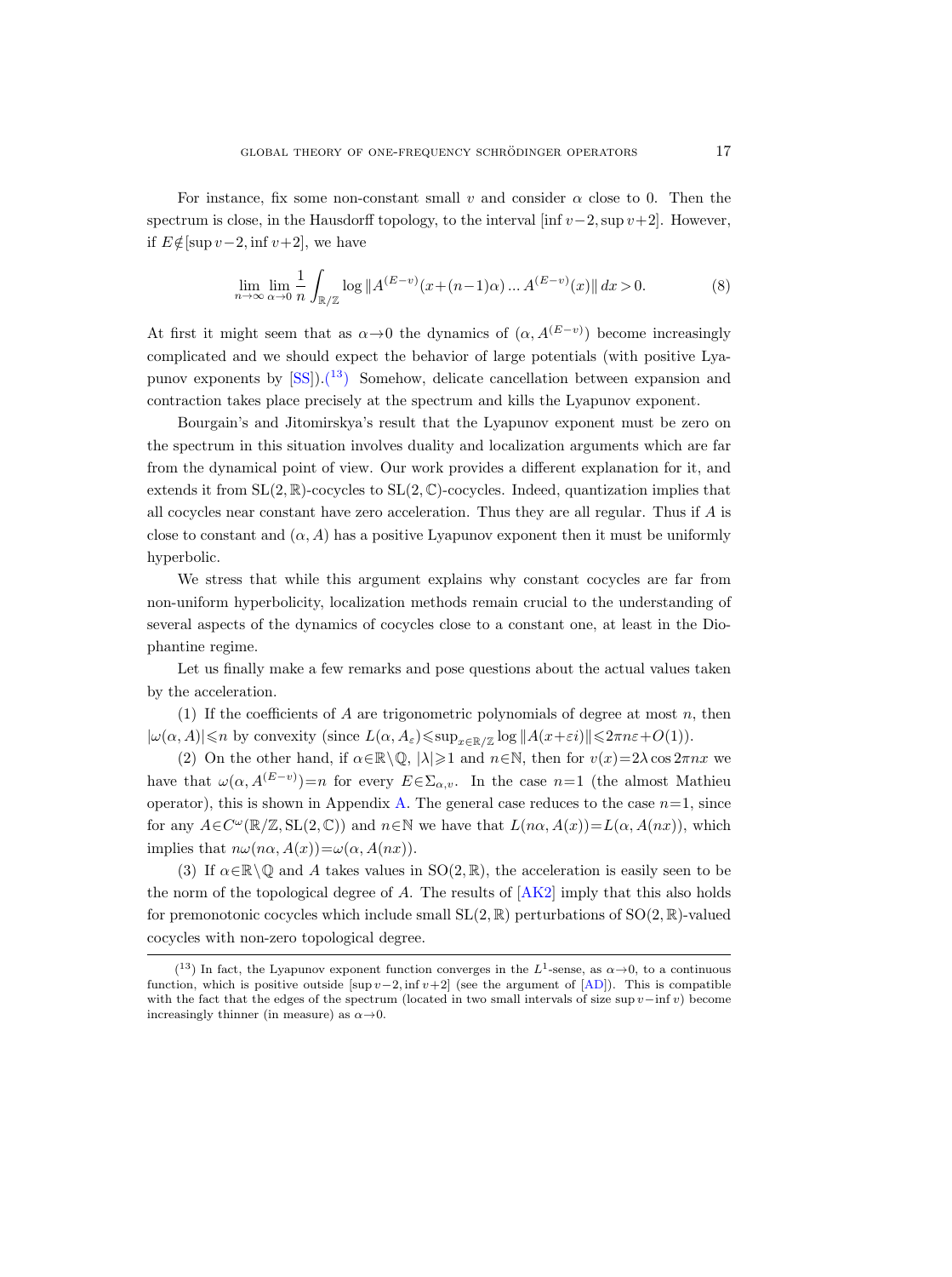For instance, fix some non-constant small $v$ and consider $\alpha$ close to 0. Then the spectrum is close, in the Hausdorff topology, to the interval $[\inf v-2, \sup v+2]$. However, if $E \notin [\sup v-2, \inf v+2]$, we have

$$\lim_{n\to\infty} \lim_{\alpha\to 0} \frac{1}{n} \int_{\mathbb{R}/\mathbb{Z}} \log \|A^{(E-v)}(x+(n-1)\alpha) \dots A^{(E-v)}(x)\| \, dx > 0. \tag{8}$$

At first it might seem that as $\alpha \to 0$ the dynamics of $(\alpha, A^{(E-v)})$ become increasingly complicated and we should expect the behavior of large potentials (with positive Lyapunov exponents by [SS]).([13]) Somehow, delicate cancellation between expansion and contraction takes place precisely at the spectrum and kills the Lyapunov exponent.

Bourgain's and Jitomirskya's result that the Lyapunov exponent must be zero on the spectrum in this situation involves duality and localization arguments which are far from the dynamical point of view. Our work provides a different explanation for it, and extends it from $\mathrm{SL}(2,\mathbb{R})$-cocycles to $\mathrm{SL}(2,\mathbb{C})$-cocycles. Indeed, quantization implies that all cocycles near constant have zero acceleration. Thus they are all regular. Thus if $A$ is close to constant and $(\alpha, A)$ has a positive Lyapunov exponent then it must be uniformly hyperbolic.

We stress that while this argument explains why constant cocycles are far from non-uniform hyperbolicity, localization methods remain crucial to the understanding of several aspects of the dynamics of cocycles close to a constant one, at least in the Diophantine regime.

Let us finally make a few remarks and pose questions about the actual values taken by the acceleration.

(1) If the coefficients of $A$ are trigonometric polynomials of degree at most $n$, then $|\omega(\alpha, A)| \leqslant n$ by convexity (since $L(\alpha, A_\varepsilon) \leqslant \sup_{x\in\mathbb{R}/\mathbb{Z}} \log \|A(x+\varepsilon i)\| \leqslant 2\pi n\varepsilon + O(1)$).

(2) On the other hand, if $\alpha \in \mathbb{R}\setminus\mathbb{Q}$, $|\lambda| \geqslant 1$ and $n \in \mathbb{N}$, then for $v(x) = 2\lambda \cos 2\pi nx$ we have that $\omega(\alpha, A^{(E-v)}) = n$ for every $E \in \Sigma_{\alpha,v}$. In the case $n=1$ (the almost Mathieu operator), this is shown in Appendix A. The general case reduces to the case $n=1$, since for any $A \in C^\omega(\mathbb{R}/\mathbb{Z}, \mathrm{SL}(2,\mathbb{C}))$ and $n \in \mathbb{N}$ we have that $L(n\alpha, A(x)) = L(\alpha, A(nx))$, which implies that $n\omega(n\alpha, A(x)) = \omega(\alpha, A(nx))$.

(3) If $\alpha \in \mathbb{R}\setminus\mathbb{Q}$ and $A$ takes values in $\mathrm{SO}(2,\mathbb{R})$, the acceleration is easily seen to be the norm of the topological degree of $A$. The results of [AK2] imply that this also holds for premonotonic cocycles which include small $\mathrm{SL}(2,\mathbb{R})$ perturbations of $\mathrm{SO}(2,\mathbb{R})$-valued cocycles with non-zero topological degree.

---

([13]) In fact, the Lyapunov exponent function converges in the $L^1$-sense, as $\alpha \to 0$, to a continuous function, which is positive outside $[\sup v-2, \inf v+2]$ (see the argument of [AD]). This is compatible with the fact that the edges of the spectrum (located in two small intervals of size $\sup v - \inf v$) become increasingly thinner (in measure) as $\alpha \to 0$.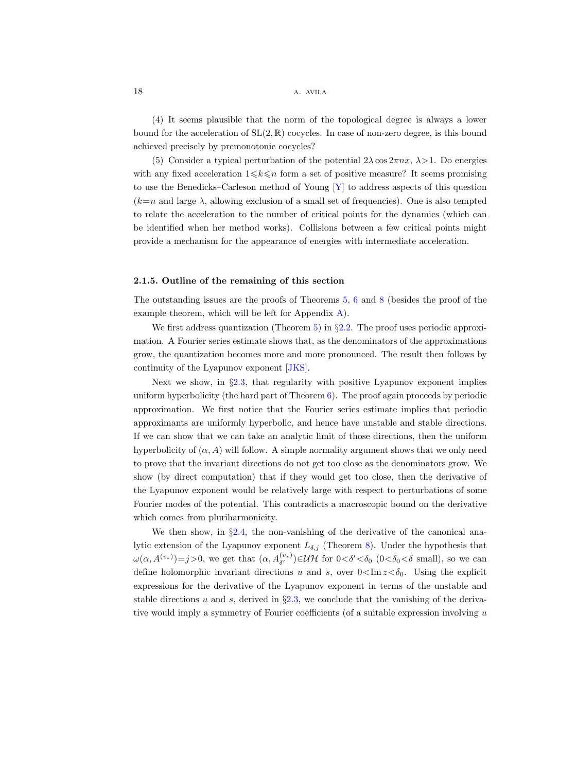(4) It seems plausible that the norm of the topological degree is always a lower bound for the acceleration of $\mathrm{SL}(2,\mathbb{R})$ cocycles. In case of non-zero degree, is this bound achieved precisely by premonotonic cocycles?

(5) Consider a typical perturbation of the potential $2\lambda\cos 2\pi nx$, $\lambda>1$. Do energies with any fixed acceleration $1\leqslant k\leqslant n$ form a set of positive measure? It seems promising to use the Benedicks–Carleson method of Young [Y] to address aspects of this question ($k=n$ and large $\lambda$, allowing exclusion of a small set of frequencies). One is also tempted to relate the acceleration to the number of critical points for the dynamics (which can be identified when her method works). Collisions between a few critical points might provide a mechanism for the appearance of energies with intermediate acceleration.

#### 2.1.5. Outline of the remaining of this section

The outstanding issues are the proofs of Theorems 5, 6 and 8 (besides the proof of the example theorem, which will be left for Appendix A).

We first address quantization (Theorem 5) in §2.2. The proof uses periodic approximation. A Fourier series estimate shows that, as the denominators of the approximations grow, the quantization becomes more and more pronounced. The result then follows by continuity of the Lyapunov exponent [JKS].

Next we show, in §2.3, that regularity with positive Lyapunov exponent implies uniform hyperbolicity (the hard part of Theorem 6). The proof again proceeds by periodic approximation. We first notice that the Fourier series estimate implies that periodic approximants are uniformly hyperbolic, and hence have unstable and stable directions. If we can show that we can take an analytic limit of those directions, then the uniform hyperbolicity of $(\alpha, A)$ will follow. A simple normality argument shows that we only need to prove that the invariant directions do not get too close as the denominators grow. We show (by direct computation) that if they would get too close, then the derivative of the Lyapunov exponent would be relatively large with respect to perturbations of some Fourier modes of the potential. This contradicts a macroscopic bound on the derivative which comes from pluriharmonicity.

We then show, in §2.4, the non-vanishing of the derivative of the canonical analytic extension of the Lyapunov exponent $L_{\delta,j}$ (Theorem 8). Under the hypothesis that $\omega(\alpha, A^{(v_*)})=j>0$, we get that $(\alpha, A^{(v_*)}_{\delta'})\in\mathcal{UH}$ for $0<\delta'<\delta_0$ ($0<\delta_0<\delta$ small), so we can define holomorphic invariant directions $u$ and $s$, over $0<\operatorname{Im} z<\delta_0$. Using the explicit expressions for the derivative of the Lyapunov exponent in terms of the unstable and stable directions $u$ and $s$, derived in §2.3, we conclude that the vanishing of the derivative would imply a symmetry of Fourier coefficients (of a suitable expression involving $u$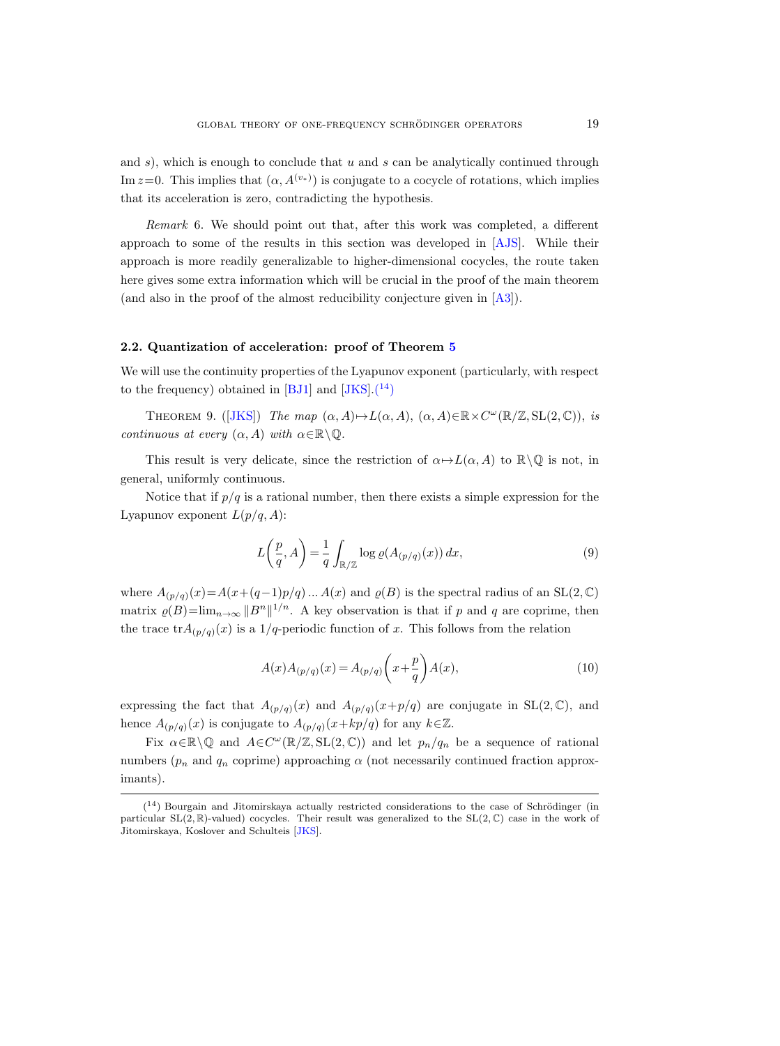and $s$), which is enough to conclude that $u$ and $s$ can be analytically continued through $\operatorname{Im} z=0$. This implies that $(\alpha, A^{(v_*)})$ is conjugate to a cocycle of rotations, which implies that its acceleration is zero, contradicting the hypothesis.

*Remark* 6. We should point out that, after this work was completed, a different approach to some of the results in this section was developed in [AJS]. While their approach is more readily generalizable to higher-dimensional cocycles, the route taken here gives some extra information which will be crucial in the proof of the main theorem (and also in the proof of the almost reducibility conjecture given in [A3]).

### 2.2. Quantization of acceleration: proof of Theorem 5

We will use the continuity properties of the Lyapunov exponent (particularly, with respect to the frequency) obtained in [BJ1] and [JKS].(14)

THEOREM 9. ([JKS]) *The map $(\alpha, A) \mapsto L(\alpha, A)$, $(\alpha, A) \in \mathbb{R} \times C^\omega(\mathbb{R}/\mathbb{Z}, \mathrm{SL}(2, \mathbb{C}))$, is continuous at every $(\alpha, A)$ with $\alpha \in \mathbb{R} \setminus \mathbb{Q}$.*

This result is very delicate, since the restriction of $\alpha \mapsto L(\alpha, A)$ to $\mathbb{R} \setminus \mathbb{Q}$ is not, in general, uniformly continuous.

Notice that if $p/q$ is a rational number, then there exists a simple expression for the Lyapunov exponent $L(p/q, A)$:

$$L\left(\frac{p}{q}, A\right) = \frac{1}{q} \int_{\mathbb{R}/\mathbb{Z}} \log \varrho(A_{(p/q)}(x))\, dx, \tag{9}$$

where $A_{(p/q)}(x) = A(x+(q-1)p/q) \ldots A(x)$ and $\varrho(B)$ is the spectral radius of an $\mathrm{SL}(2, \mathbb{C})$ matrix $\varrho(B) = \lim_{n \to \infty} \|B^n\|^{1/n}$. A key observation is that if $p$ and $q$ are coprime, then the trace $\operatorname{tr} A_{(p/q)}(x)$ is a $1/q$-periodic function of $x$. This follows from the relation

$$A(x) A_{(p/q)}(x) = A_{(p/q)}\left(x + \frac{p}{q}\right) A(x), \tag{10}$$

expressing the fact that $A_{(p/q)}(x)$ and $A_{(p/q)}(x+p/q)$ are conjugate in $\mathrm{SL}(2, \mathbb{C})$, and hence $A_{(p/q)}(x)$ is conjugate to $A_{(p/q)}(x+kp/q)$ for any $k \in \mathbb{Z}$.

Fix $\alpha \in \mathbb{R} \setminus \mathbb{Q}$ and $A \in C^\omega(\mathbb{R}/\mathbb{Z}, \mathrm{SL}(2, \mathbb{C}))$ and let $p_n/q_n$ be a sequence of rational numbers ($p_n$ and $q_n$ coprime) approaching $\alpha$ (not necessarily continued fraction approximants).

(14) Bourgain and Jitomirskaya actually restricted considerations to the case of Schrödinger (in particular $\mathrm{SL}(2, \mathbb{R})$-valued) cocycles. Their result was generalized to the $\mathrm{SL}(2, \mathbb{C})$ case in the work of Jitomirskaya, Koslover and Schulteis [JKS].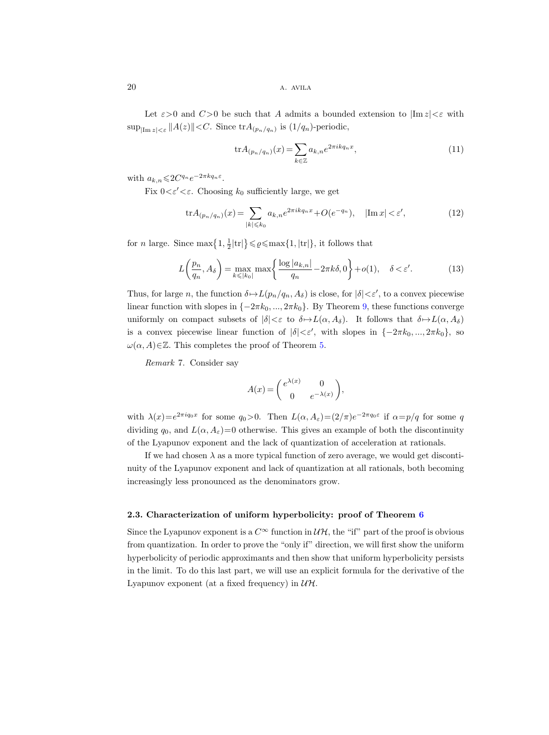Let $\varepsilon > 0$ and $C > 0$ be such that $A$ admits a bounded extension to $|\operatorname{Im} z| < \varepsilon$ with $\sup_{|\operatorname{Im} z| < \varepsilon} \|A(z)\| < C$. Since $\operatorname{tr} A_{(p_n/q_n)}$ is $(1/q_n)$-periodic,

$$\operatorname{tr} A_{(p_n/q_n)}(x) = \sum_{k \in \mathbb{Z}} a_{k,n} e^{2\pi i k q_n x}, \tag{11}$$

with $a_{k,n} \leqslant 2C^{q_n} e^{-2\pi k q_n \varepsilon}$.

Fix $0 < \varepsilon' < \varepsilon$. Choosing $k_0$ sufficiently large, we get

$$\operatorname{tr} A_{(p_n/q_n)}(x) = \sum_{|k| \leqslant k_0} a_{k,n} e^{2\pi i k q_n x} + O(e^{-q_n}), \quad |\operatorname{Im} x| < \varepsilon', \tag{12}$$

for $n$ large. Since $\max\{1, \frac{1}{2}|\operatorname{tr}|\} \leqslant \varrho \leqslant \max\{1, |\operatorname{tr}|\}$, it follows that

$$L\left(\frac{p_n}{q_n}, A_\delta\right) = \max_{k \leqslant |k_0|} \max\left\{\frac{\log |a_{k,n}|}{q_n} - 2\pi k \delta, 0\right\} + o(1), \quad \delta < \varepsilon'. \tag{13}$$

Thus, for large $n$, the function $\delta \mapsto L(p_n/q_n, A_\delta)$ is close, for $|\delta| < \varepsilon'$, to a convex piecewise linear function with slopes in $\{-2\pi k_0, ..., 2\pi k_0\}$. By Theorem 9, these functions converge uniformly on compact subsets of $|\delta| < \varepsilon$ to $\delta \mapsto L(\alpha, A_\delta)$. It follows that $\delta \mapsto L(\alpha, A_\delta)$ is a convex piecewise linear function of $|\delta| < \varepsilon'$, with slopes in $\{-2\pi k_0, ..., 2\pi k_0\}$, so $\omega(\alpha, A) \in \mathbb{Z}$. This completes the proof of Theorem 5.

*Remark* 7. Consider say

$$A(x) = \begin{pmatrix} e^{\lambda(x)} & 0 \\ 0 & e^{-\lambda(x)} \end{pmatrix},$$

with $\lambda(x) = e^{2\pi i q_0 x}$ for some $q_0 > 0$. Then $L(\alpha, A_\varepsilon) = (2/\pi) e^{-2\pi q_0 \varepsilon}$ if $\alpha = p/q$ for some $q$ dividing $q_0$, and $L(\alpha, A_\varepsilon) = 0$ otherwise. This gives an example of both the discontinuity of the Lyapunov exponent and the lack of quantization of acceleration at rationals.

If we had chosen $\lambda$ as a more typical function of zero average, we would get discontinuity of the Lyapunov exponent and lack of quantization at all rationals, both becoming increasingly less pronounced as the denominators grow.

### 2.3. Characterization of uniform hyperbolicity: proof of Theorem 6

Since the Lyapunov exponent is a $C^\infty$ function in $\mathcal{UH}$, the "if" part of the proof is obvious from quantization. In order to prove the "only if" direction, we will first show the uniform hyperbolicity of periodic approximants and then show that uniform hyperbolicity persists in the limit. To do this last part, we will use an explicit formula for the derivative of the Lyapunov exponent (at a fixed frequency) in $\mathcal{UH}$.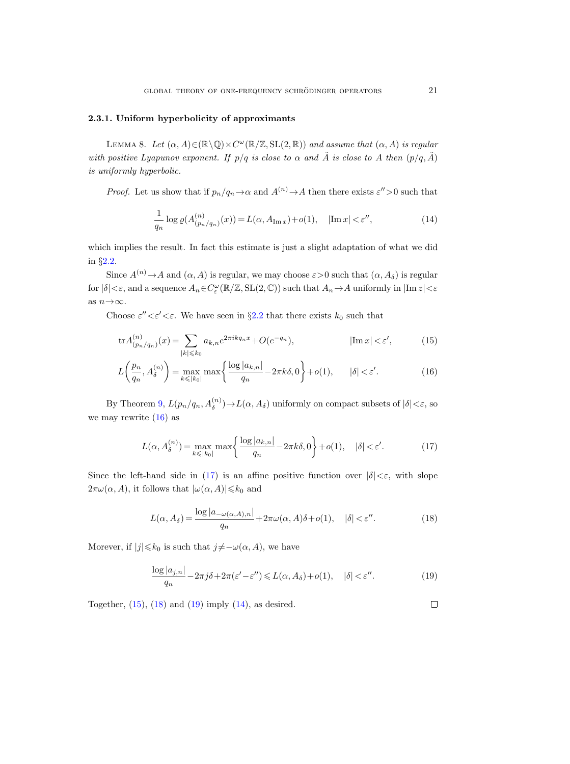#### 2.3.1. Uniform hyperbolicity of approximants

Lemma 8. *Let $(\alpha, A) \in (\mathbb{R}\setminus\mathbb{Q}) \times C^\omega(\mathbb{R}/\mathbb{Z}, \mathrm{SL}(2,\mathbb{R}))$ and assume that $(\alpha, A)$ is regular with positive Lyapunov exponent. If $p/q$ is close to $\alpha$ and $\tilde{A}$ is close to $A$ then $(p/q, \tilde{A})$ is uniformly hyperbolic.*

*Proof.* Let us show that if $p_n/q_n \to \alpha$ and $A^{(n)} \to A$ then there exists $\varepsilon'' > 0$ such that

$$\frac{1}{q_n} \log \varrho(A^{(n)}_{(p_n/q_n)}(x)) = L(\alpha, A_{\operatorname{Im} x}) + o(1), \quad |\operatorname{Im} x| < \varepsilon'', \tag{14}$$

which implies the result. In fact this estimate is just a slight adaptation of what we did in §2.2.

Since $A^{(n)} \to A$ and $(\alpha, A)$ is regular, we may choose $\varepsilon > 0$ such that $(\alpha, A_\delta)$ is regular for $|\delta| < \varepsilon$, and a sequence $A_n \in C^\omega_\varepsilon(\mathbb{R}/\mathbb{Z}, \mathrm{SL}(2,\mathbb{C}))$ such that $A_n \to A$ uniformly in $|\operatorname{Im} z| < \varepsilon$ as $n \to \infty$.

Choose $\varepsilon'' < \varepsilon' < \varepsilon$. We have seen in §2.2 that there exists $k_0$ such that

$$\operatorname{tr} A^{(n)}_{(p_n/q_n)}(x) = \sum_{|k| \leqslant k_0} a_{k,n} e^{2\pi i k q_n x} + O(e^{-q_n}), \qquad |\operatorname{Im} x| < \varepsilon', \tag{15}$$

$$L\left(\frac{p_n}{q_n}, A^{(n)}_\delta\right) = \max_{k \leqslant |k_0|} \max\left\{\frac{\log |a_{k,n}|}{q_n} - 2\pi k \delta, 0\right\} + o(1), \qquad |\delta| < \varepsilon'. \tag{16}$$

By Theorem 9, $L(p_n/q_n, A^{(n)}_\delta) \to L(\alpha, A_\delta)$ uniformly on compact subsets of $|\delta| < \varepsilon$, so we may rewrite (16) as

$$L(\alpha, A^{(n)}_\delta) = \max_{k \leqslant |k_0|} \max\left\{\frac{\log |a_{k,n}|}{q_n} - 2\pi k \delta, 0\right\} + o(1), \quad |\delta| < \varepsilon'. \tag{17}$$

Since the left-hand side in (17) is an affine positive function over $|\delta| < \varepsilon$, with slope $2\pi\omega(\alpha, A)$, it follows that $|\omega(\alpha, A)| \leqslant k_0$ and

$$L(\alpha, A_\delta) = \frac{\log |a_{-\omega(\alpha,A),n}|}{q_n} + 2\pi\omega(\alpha, A)\delta + o(1), \quad |\delta| < \varepsilon''. \tag{18}$$

Morever, if $|j| \leqslant k_0$ is such that $j \neq -\omega(\alpha, A)$, we have

$$\frac{\log |a_{j,n}|}{q_n} - 2\pi j \delta + 2\pi(\varepsilon' - \varepsilon'') \leqslant L(\alpha, A_\delta) + o(1), \quad |\delta| < \varepsilon''. \tag{19}$$

Together, (15), (18) and (19) imply (14), as desired. $\square$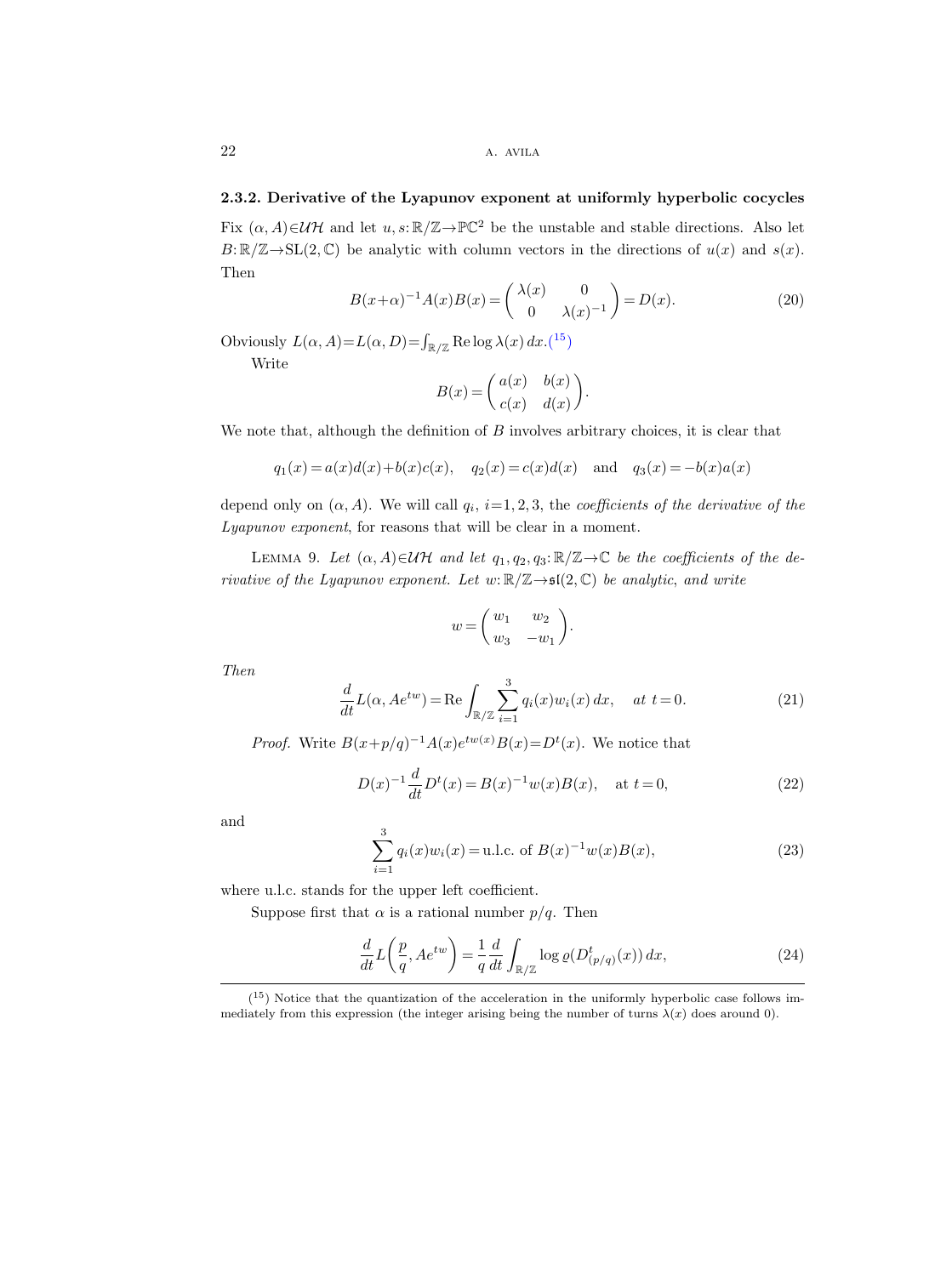#### 2.3.2. Derivative of the Lyapunov exponent at uniformly hyperbolic cocycles

Fix $(\alpha, A)\in\mathcal{UH}$ and let $u, s\colon\mathbb{R}/\mathbb{Z}\to\mathbb{PC}^2$ be the unstable and stable directions. Also let $B\colon\mathbb{R}/\mathbb{Z}\to\mathrm{SL}(2,\mathbb{C})$ be analytic with column vectors in the directions of $u(x)$ and $s(x)$. Then

$$B(x+\alpha)^{-1}A(x)B(x)=\begin{pmatrix}\lambda(x) & 0\\ 0 & \lambda(x)^{-1}\end{pmatrix}=D(x). \tag{20}$$

Obviously $L(\alpha, A)=L(\alpha, D)=\int_{\mathbb{R}/\mathbb{Z}}\operatorname{Re}\log\lambda(x)\,dx$.[15]

Write

$$B(x)=\begin{pmatrix}a(x) & b(x)\\ c(x) & d(x)\end{pmatrix}.$$

We note that, although the definition of $B$ involves arbitrary choices, it is clear that

$$q_1(x)=a(x)d(x)+b(x)c(x),\quad q_2(x)=c(x)d(x)\quad\text{and}\quad q_3(x)=-b(x)a(x)$$

depend only on $(\alpha, A)$. We will call $q_i$, $i=1,2,3$, the *coefficients of the derivative of the Lyapunov exponent*, for reasons that will be clear in a moment.

Lemma 9. *Let $(\alpha, A)\in\mathcal{UH}$ and let $q_1, q_2, q_3\colon\mathbb{R}/\mathbb{Z}\to\mathbb{C}$ be the coefficients of the derivative of the Lyapunov exponent. Let $w\colon\mathbb{R}/\mathbb{Z}\to\mathfrak{sl}(2,\mathbb{C})$ be analytic, and write*

$$w=\begin{pmatrix}w_1 & w_2\\ w_3 & -w_1\end{pmatrix}.$$

*Then*

$$\frac{d}{dt}L(\alpha, Ae^{tw})=\operatorname{Re}\int_{\mathbb{R}/\mathbb{Z}}\sum_{i=1}^{3}q_i(x)w_i(x)\,dx,\quad at\ t=0. \tag{21}$$

*Proof.* Write $B(x+p/q)^{-1}A(x)e^{tw(x)}B(x)=D^t(x)$. We notice that

$$D(x)^{-1}\frac{d}{dt}D^t(x)=B(x)^{-1}w(x)B(x),\quad\text{at } t=0, \tag{22}$$

and

$$\sum_{i=1}^{3}q_i(x)w_i(x)=\text{u.l.c. of } B(x)^{-1}w(x)B(x), \tag{23}$$

where u.l.c. stands for the upper left coefficient.

Suppose first that $\alpha$ is a rational number $p/q$. Then

$$\frac{d}{dt}L\left(\frac{p}{q}, Ae^{tw}\right)=\frac{1}{q}\frac{d}{dt}\int_{\mathbb{R}/\mathbb{Z}}\log\varrho(D^t_{(p/q)}(x))\,dx, \tag{24}$$

---

[15] Notice that the quantization of the acceleration in the uniformly hyperbolic case follows immediately from this expression (the integer arising being the number of turns $\lambda(x)$ does around 0).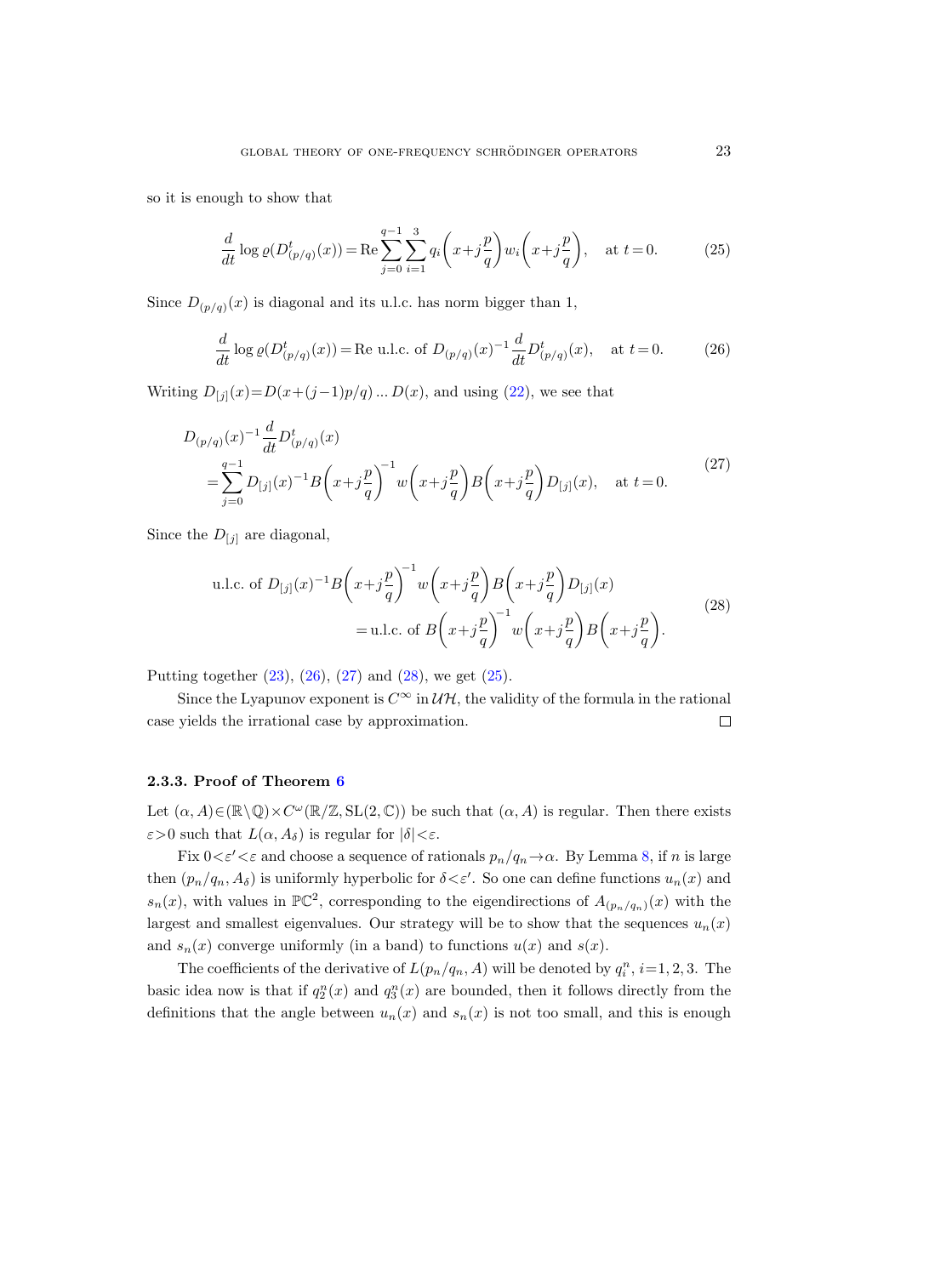so it is enough to show that

$$\frac{d}{dt}\log \varrho(D^t_{(p/q)}(x)) = \operatorname{Re}\sum_{j=0}^{q-1}\sum_{i=1}^{3} q_i\left(x+j\frac{p}{q}\right) w_i\left(x+j\frac{p}{q}\right), \quad \text{at } t=0. \tag{25}$$

Since $D_{(p/q)}(x)$ is diagonal and its u.l.c. has norm bigger than 1,

$$\frac{d}{dt}\log \varrho(D^t_{(p/q)}(x)) = \operatorname{Re} \text{ u.l.c. of } D_{(p/q)}(x)^{-1}\frac{d}{dt}D^t_{(p/q)}(x), \quad \text{at } t=0. \tag{26}$$

Writing $D_{[j]}(x) = D(x+(j-1)p/q) \dots D(x)$, and using (22), we see that

$$\begin{aligned} &D_{(p/q)}(x)^{-1}\frac{d}{dt}D^t_{(p/q)}(x) \\ &\quad = \sum_{j=0}^{q-1} D_{[j]}(x)^{-1} B\left(x+j\frac{p}{q}\right)^{-1} w\left(x+j\frac{p}{q}\right) B\left(x+j\frac{p}{q}\right) D_{[j]}(x), \quad \text{at } t=0. \end{aligned} \tag{27}$$

Since the $D_{[j]}$ are diagonal,

$$\begin{aligned} &\text{u.l.c. of } D_{[j]}(x)^{-1} B\left(x+j\frac{p}{q}\right)^{-1} w\left(x+j\frac{p}{q}\right) B\left(x+j\frac{p}{q}\right) D_{[j]}(x) \\ &\qquad = \text{u.l.c. of } B\left(x+j\frac{p}{q}\right)^{-1} w\left(x+j\frac{p}{q}\right) B\left(x+j\frac{p}{q}\right). \end{aligned} \tag{28}$$

Putting together (23), (26), (27) and (28), we get (25).

Since the Lyapunov exponent is $C^\infty$ in $\mathcal{UH}$, the validity of the formula in the rational case yields the irrational case by approximation. $\square$

### 2.3.3. Proof of Theorem 6

Let $(\alpha, A) \in (\mathbb{R}\setminus\mathbb{Q}) \times C^\omega(\mathbb{R}/\mathbb{Z}, \mathrm{SL}(2,\mathbb{C}))$ be such that $(\alpha, A)$ is regular. Then there exists $\varepsilon > 0$ such that $L(\alpha, A_\delta)$ is regular for $|\delta| < \varepsilon$.

Fix $0 < \varepsilon' < \varepsilon$ and choose a sequence of rationals $p_n/q_n \to \alpha$. By Lemma 8, if $n$ is large then $(p_n/q_n, A_\delta)$ is uniformly hyperbolic for $\delta < \varepsilon'$. So one can define functions $u_n(x)$ and $s_n(x)$, with values in $\mathbb{PC}^2$, corresponding to the eigendirections of $A_{(p_n/q_n)}(x)$ with the largest and smallest eigenvalues. Our strategy will be to show that the sequences $u_n(x)$ and $s_n(x)$ converge uniformly (in a band) to functions $u(x)$ and $s(x)$.

The coefficients of the derivative of $L(p_n/q_n, A)$ will be denoted by $q_i^n$, $i = 1, 2, 3$. The basic idea now is that if $q_2^n(x)$ and $q_3^n(x)$ are bounded, then it follows directly from the definitions that the angle between $u_n(x)$ and $s_n(x)$ is not too small, and this is enough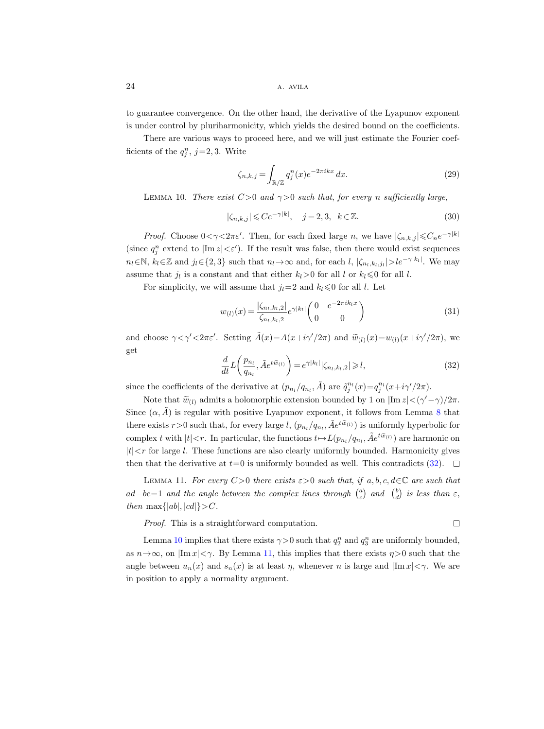to guarantee convergence. On the other hand, the derivative of the Lyapunov exponent is under control by pluriharmonicity, which yields the desired bound on the coefficients.

There are various ways to proceed here, and we will just estimate the Fourier coefficients of the $q^n_j$, $j=2,3$. Write

$$\zeta_{n,k,j} = \int_{\mathbb{R}/\mathbb{Z}} q^n_j(x) e^{-2\pi i k x}\, dx. \tag{29}$$

Lemma 10. *There exist $C>0$ and $\gamma>0$ such that, for every $n$ sufficiently large,*

$$|\zeta_{n,k,j}| \leqslant C e^{-\gamma|k|}, \quad j=2,3, \;\; k \in \mathbb{Z}. \tag{30}$$

*Proof.* Choose $0<\gamma<2\pi\varepsilon'$. Then, for each fixed large $n$, we have $|\zeta_{n,k,j}| \leqslant C_n e^{-\gamma|k|}$ (since $q^n_j$ extend to $|\mathrm{Im}\, z|<\varepsilon'$). If the result was false, then there would exist sequences $n_l \in \mathbb{N}$, $k_l \in \mathbb{Z}$ and $j_l \in \{2,3\}$ such that $n_l \to \infty$ and, for each $l$, $|\zeta_{n_l,k_l,j_l}| > l e^{-\gamma|k_l|}$. We may assume that $j_l$ is a constant and that either $k_l>0$ for all $l$ or $k_l \leqslant 0$ for all $l$.

For simplicity, we will assume that $j_l=2$ and $k_l \leqslant 0$ for all $l$. Let

$$w_{(l)}(x) = \frac{|\zeta_{n_l,k_l,2}|}{\zeta_{n_l,k_l,2}} e^{\gamma|k_l|} \begin{pmatrix} 0 & e^{-2\pi i k_l x} \\ 0 & 0 \end{pmatrix} \tag{31}$$

and choose $\gamma<\gamma'<2\pi\varepsilon'$. Setting $\tilde{A}(x)=A(x+i\gamma'/2\pi)$ and $\widetilde{w}_{(l)}(x)=w_{(l)}(x+i\gamma'/2\pi)$, we get

$$\frac{d}{dt} L\biggl(\frac{p_{n_l}}{q_{n_l}}, \tilde{A} e^{t\widetilde{w}_{(l)}}\biggr) = e^{\gamma|k_l|} |\zeta_{n_l,k_l,2}| \geqslant l, \tag{32}$$

since the coefficients of the derivative at $(p_{n_l}/q_{n_l}, \tilde{A})$ are $\tilde{q}^{n_l}_j(x) = q^{n_l}_j(x+i\gamma'/2\pi)$.

Note that $\widetilde{w}_{(l)}$ admits a holomorphic extension bounded by 1 on $|\mathrm{Im}\, z|<(\gamma'-\gamma)/2\pi$. Since $(\alpha, \tilde{A})$ is regular with positive Lyapunov exponent, it follows from Lemma 8 that there exists $r>0$ such that, for every large $l$, $(p_{n_l}/q_{n_l}, \tilde{A} e^{t\widetilde{w}_{(l)}})$ is uniformly hyperbolic for complex $t$ with $|t|<r$. In particular, the functions $t \mapsto L(p_{n_l}/q_{n_l}, \tilde{A} e^{t\widetilde{w}_{(l)}})$ are harmonic on $|t|<r$ for large $l$. These functions are also clearly uniformly bounded. Harmonicity gives then that the derivative at $t=0$ is uniformly bounded as well. This contradicts (32). $\square$

Lemma 11. *For every $C>0$ there exists $\varepsilon>0$ such that, if $a,b,c,d \in \mathbb{C}$ are such that $ad-bc=1$ and the angle between the complex lines through $\binom{a}{c}$ and $\binom{b}{d}$ is less than $\varepsilon$, then $\max\{|ab|, |cd|\}>C$.*

*Proof.* This is a straightforward computation. $\square$

Lemma 10 implies that there exists $\gamma>0$ such that $q^n_2$ and $q^n_3$ are uniformly bounded, as $n\to\infty$, on $|\mathrm{Im}\, x|<\gamma$. By Lemma 11, this implies that there exists $\eta>0$ such that the angle between $u_n(x)$ and $s_n(x)$ is at least $\eta$, whenever $n$ is large and $|\mathrm{Im}\, x|<\gamma$. We are in position to apply a normality argument.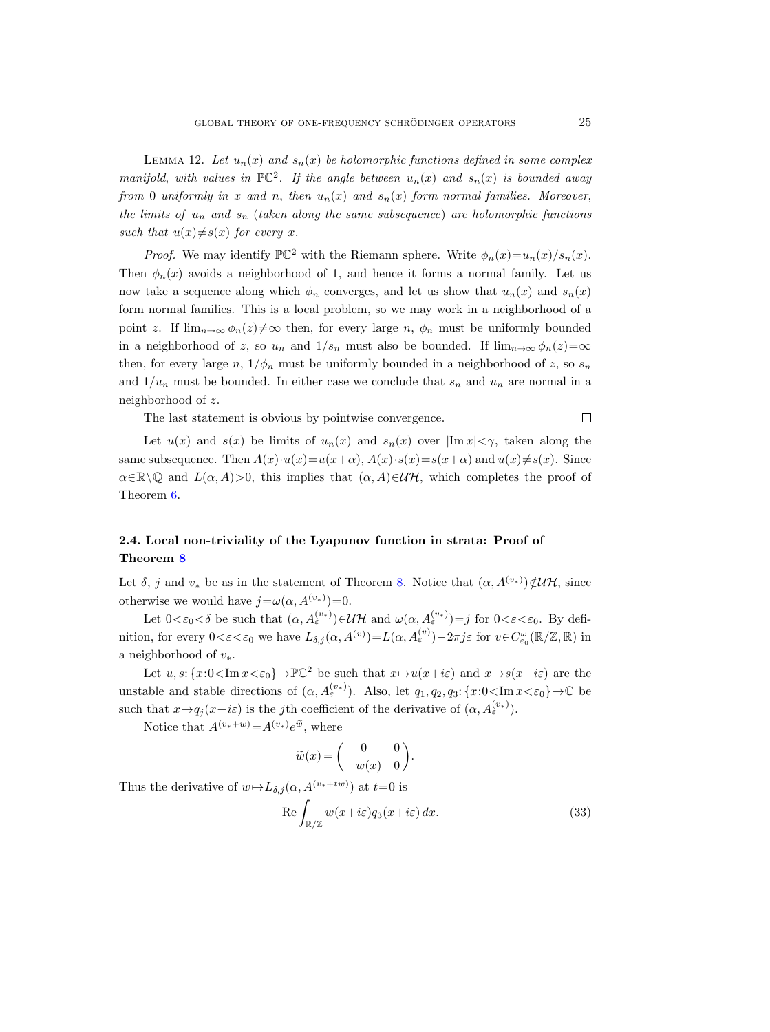LEMMA 12. *Let $u_n(x)$ and $s_n(x)$ be holomorphic functions defined in some complex manifold, with values in $\mathbb{PC}^2$. If the angle between $u_n(x)$ and $s_n(x)$ is bounded away from 0 uniformly in $x$ and $n$, then $u_n(x)$ and $s_n(x)$ form normal families. Moreover, the limits of $u_n$ and $s_n$ (taken along the same subsequence) are holomorphic functions such that $u(x) \neq s(x)$ for every $x$.*

*Proof.* We may identify $\mathbb{PC}^2$ with the Riemann sphere. Write $\phi_n(x) = u_n(x)/s_n(x)$. Then $\phi_n(x)$ avoids a neighborhood of 1, and hence it forms a normal family. Let us now take a sequence along which $\phi_n$ converges, and let us show that $u_n(x)$ and $s_n(x)$ form normal families. This is a local problem, so we may work in a neighborhood of a point $z$. If $\lim_{n\to\infty} \phi_n(z) \neq \infty$ then, for every large $n$, $\phi_n$ must be uniformly bounded in a neighborhood of $z$, so $u_n$ and $1/s_n$ must also be bounded. If $\lim_{n\to\infty} \phi_n(z) = \infty$ then, for every large $n$, $1/\phi_n$ must be uniformly bounded in a neighborhood of $z$, so $s_n$ and $1/u_n$ must be bounded. In either case we conclude that $s_n$ and $u_n$ are normal in a neighborhood of $z$.

The last statement is obvious by pointwise convergence. $\square$

Let $u(x)$ and $s(x)$ be limits of $u_n(x)$ and $s_n(x)$ over $|\operatorname{Im} x| < \gamma$, taken along the same subsequence. Then $A(x) \cdot u(x) = u(x+\alpha)$, $A(x) \cdot s(x) = s(x+\alpha)$ and $u(x) \neq s(x)$. Since $\alpha \in \mathbb{R} \setminus \mathbb{Q}$ and $L(\alpha, A) > 0$, this implies that $(\alpha, A) \in \mathcal{UH}$, which completes the proof of Theorem 6.

## 2.4. Local non-triviality of the Lyapunov function in strata: Proof of Theorem 8

Let $\delta$, $j$ and $v_*$ be as in the statement of Theorem 8. Notice that $(\alpha, A^{(v_*)}) \notin \mathcal{UH}$, since otherwise we would have $j = \omega(\alpha, A^{(v_*)}) = 0$.

Let $0 < \varepsilon_0 < \delta$ be such that $(\alpha, A_\varepsilon^{(v_*)}) \in \mathcal{UH}$ and $\omega(\alpha, A_\varepsilon^{(v_*)}) = j$ for $0 < \varepsilon < \varepsilon_0$. By definition, for every $0 < \varepsilon < \varepsilon_0$ we have $L_{\delta,j}(\alpha, A^{(v)}) = L(\alpha, A_\varepsilon^{(v)}) - 2\pi j \varepsilon$ for $v \in C^\omega_{\varepsilon_0}(\mathbb{R}/\mathbb{Z}, \mathbb{R})$ in a neighborhood of $v_*$.

Let $u, s\colon \{x : 0 < \operatorname{Im} x < \varepsilon_0\} \to \mathbb{PC}^2$ be such that $x \mapsto u(x+i\varepsilon)$ and $x \mapsto s(x+i\varepsilon)$ are the unstable and stable directions of $(\alpha, A_\varepsilon^{(v_*)})$. Also, let $q_1, q_2, q_3\colon \{x : 0 < \operatorname{Im} x < \varepsilon_0\} \to \mathbb{C}$ be such that $x \mapsto q_j(x+i\varepsilon)$ is the $j$th coefficient of the derivative of $(\alpha, A_\varepsilon^{(v_*)})$.

Notice that $A^{(v_*+w)} = A^{(v_*)} e^{\widetilde{w}}$, where

$$\widetilde{w}(x) = \begin{pmatrix} 0 & 0 \\ -w(x) & 0 \end{pmatrix}.$$

Thus the derivative of $w \mapsto L_{\delta,j}(\alpha, A^{(v_*+tw)})$ at $t=0$ is

$$-\operatorname{Re} \int_{\mathbb{R}/\mathbb{Z}} w(x+i\varepsilon) q_3(x+i\varepsilon)\, dx. \tag{33}$$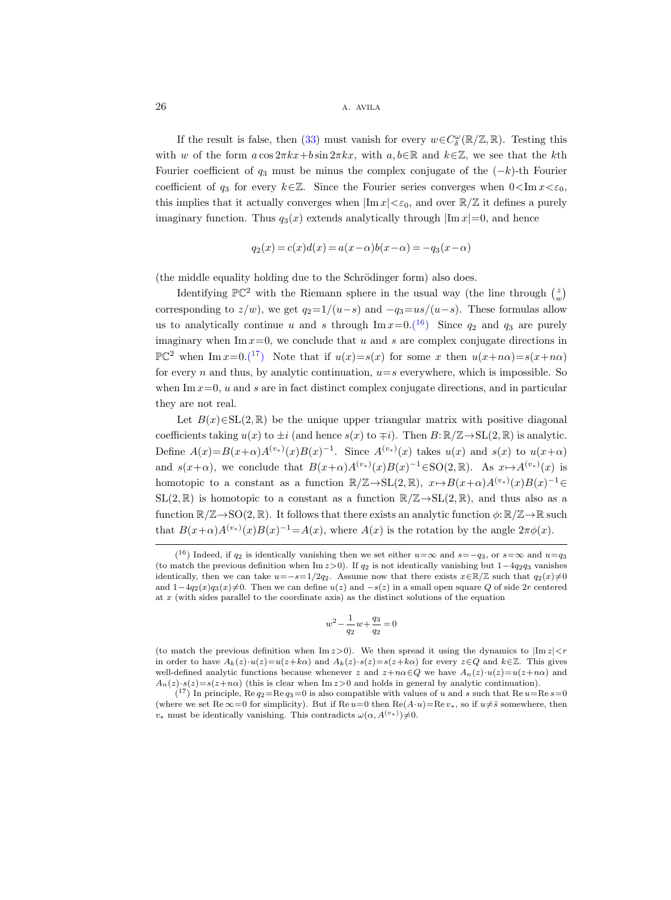If the result is false, then (33) must vanish for every $w \in C^\omega_\delta(\mathbb{R}/\mathbb{Z}, \mathbb{R})$. Testing this with $w$ of the form $a \cos 2\pi kx + b \sin 2\pi kx$, with $a, b \in \mathbb{R}$ and $k \in \mathbb{Z}$, we see that the $k$th Fourier coefficient of $q_3$ must be minus the complex conjugate of the $(-k)$-th Fourier coefficient of $q_3$ for every $k \in \mathbb{Z}$. Since the Fourier series converges when $0 < \operatorname{Im} x < \varepsilon_0$, this implies that it actually converges when $|\operatorname{Im} x| < \varepsilon_0$, and over $\mathbb{R}/\mathbb{Z}$ it defines a purely imaginary function. Thus $q_3(x)$ extends analytically through $|\operatorname{Im} x| = 0$, and hence

$$q_2(x) = c(x)d(x) = a(x-\alpha)b(x-\alpha) = -q_3(x-\alpha)$$

(the middle equality holding due to the Schrödinger form) also does.

Identifying $\mathbb{PC}^2$ with the Riemann sphere in the usual way (the line through $\binom{z}{w}$ corresponding to $z/w$), we get $q_2 = 1/(u-s)$ and $-q_3 = us/(u-s)$. These formulas allow us to analytically continue $u$ and $s$ through $\operatorname{Im} x = 0$.[16] Since $q_2$ and $q_3$ are purely imaginary when $\operatorname{Im} x = 0$, we conclude that $u$ and $s$ are complex conjugate directions in $\mathbb{PC}^2$ when $\operatorname{Im} x = 0$.[17] Note that if $u(x) = s(x)$ for some $x$ then $u(x+n\alpha) = s(x+n\alpha)$ for every $n$ and thus, by analytic continuation, $u = s$ everywhere, which is impossible. So when $\operatorname{Im} x = 0$, $u$ and $s$ are in fact distinct complex conjugate directions, and in particular they are not real.

Let $B(x) \in \mathrm{SL}(2, \mathbb{R})$ be the unique upper triangular matrix with positive diagonal coefficients taking $u(x)$ to $\pm i$ (and hence $s(x)$ to $\mp i$). Then $B: \mathbb{R}/\mathbb{Z} \to \mathrm{SL}(2, \mathbb{R})$ is analytic. Define $A(x) = B(x+\alpha) A^{(v_*)}(x) B(x)^{-1}$. Since $A^{(v_*)}(x)$ takes $u(x)$ and $s(x)$ to $u(x+\alpha)$ and $s(x+\alpha)$, we conclude that $B(x+\alpha) A^{(v_*)}(x) B(x)^{-1} \in \mathrm{SO}(2, \mathbb{R})$. As $x \mapsto A^{(v_*)}(x)$ is homotopic to a constant as a function $\mathbb{R}/\mathbb{Z} \to \mathrm{SL}(2, \mathbb{R})$, $x \mapsto B(x+\alpha) A^{(v_*)}(x) B(x)^{-1} \in \mathrm{SL}(2, \mathbb{R})$ is homotopic to a constant as a function $\mathbb{R}/\mathbb{Z} \to \mathrm{SL}(2, \mathbb{R})$, and thus also as a function $\mathbb{R}/\mathbb{Z} \to \mathrm{SO}(2, \mathbb{R})$. It follows that there exists an analytic function $\phi: \mathbb{R}/\mathbb{Z} \to \mathbb{R}$ such that $B(x+\alpha) A^{(v_*)}(x) B(x)^{-1} = A(x)$, where $A(x)$ is the rotation by the angle $2\pi\phi(x)$.

---

[16] Indeed, if $q_2$ is identically vanishing then we set either $u = \infty$ and $s = -q_3$, or $s = \infty$ and $u = q_3$ (to match the previous definition when $\operatorname{Im} z > 0$). If $q_2$ is not identically vanishing but $1 - 4q_2 q_3$ vanishes identically, then we can take $u = -s = 1/2q_2$. Assume now that there exists $x \in \mathbb{R}/\mathbb{Z}$ such that $q_2(x) \neq 0$ and $1 - 4q_2(x) q_3(x) \neq 0$. Then we can define $u(z)$ and $-s(z)$ in a small open square $Q$ of side $2r$ centered at $x$ (with sides parallel to the coordinate axis) as the distinct solutions of the equation

$$w^2 - \frac{1}{q_2} w + \frac{q_3}{q_2} = 0$$

(to match the previous definition when $\operatorname{Im} z > 0$). We then spread it using the dynamics to $|\operatorname{Im} z| < r$ in order to have $A_k(z) \cdot u(z) = u(z+k\alpha)$ and $A_k(z) \cdot s(z) = s(z+k\alpha)$ for every $z \in Q$ and $k \in \mathbb{Z}$. This gives well-defined analytic functions because whenever $z$ and $z+n\alpha \in Q$ we have $A_n(z) \cdot u(z) = u(z+n\alpha)$ and $A_n(z) \cdot s(z) = s(z+n\alpha)$ (this is clear when $\operatorname{Im} z > 0$ and holds in general by analytic continuation).

[17] In principle, $\operatorname{Re} q_2 = \operatorname{Re} q_3 = 0$ is also compatible with values of $u$ and $s$ such that $\operatorname{Re} u = \operatorname{Re} s = 0$ (where we set $\operatorname{Re} \infty = 0$ for simplicity). But if $\operatorname{Re} u = 0$ then $\operatorname{Re}(A \cdot u) = \operatorname{Re} v_*$, so if $u \neq \bar{s}$ somewhere, then $v_*$ must be identically vanishing. This contradicts $\omega(\alpha, A^{(v_*)}) \neq 0$.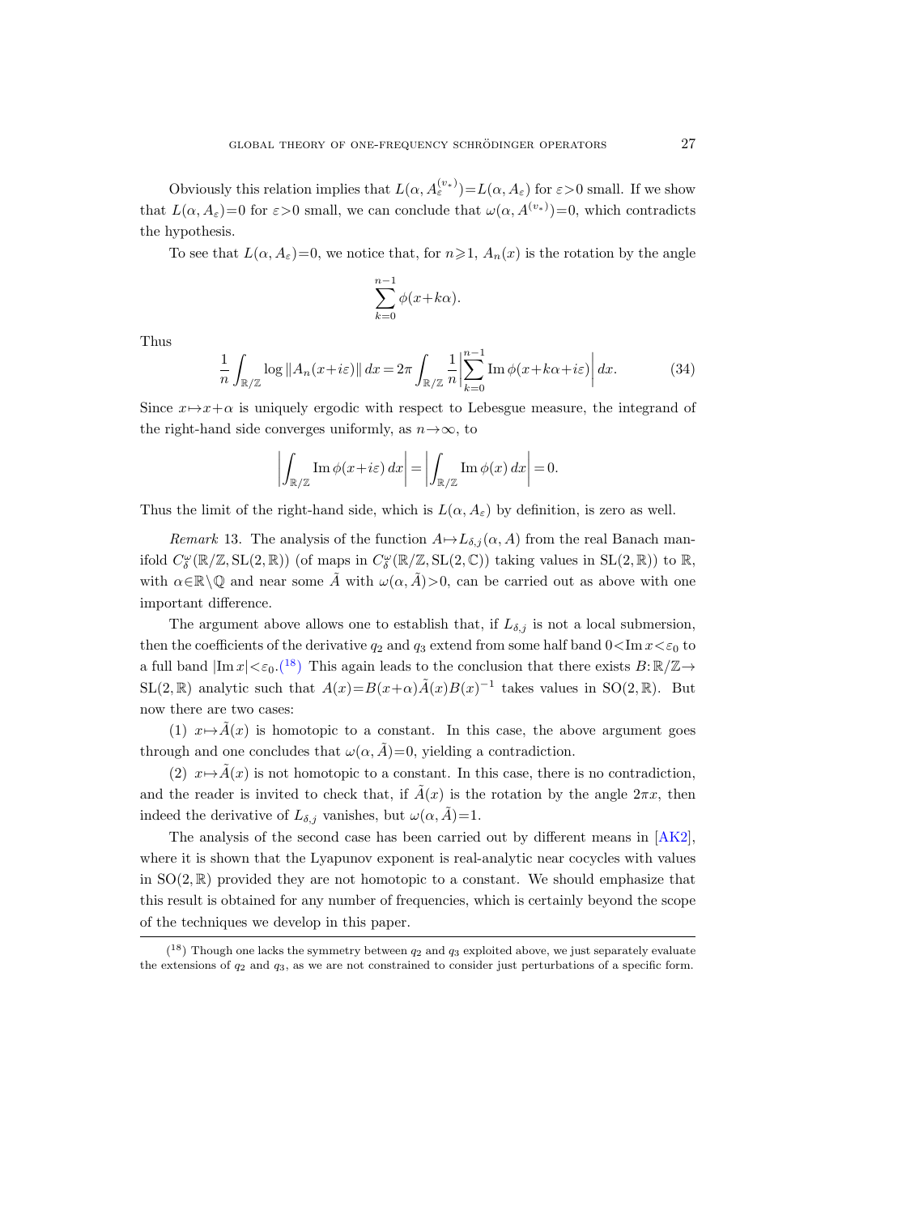Obviously this relation implies that $L(\alpha, A_\varepsilon^{(v_*)}) = L(\alpha, A_\varepsilon)$ for $\varepsilon > 0$ small. If we show that $L(\alpha, A_\varepsilon) = 0$ for $\varepsilon > 0$ small, we can conclude that $\omega(\alpha, A^{(v_*)}) = 0$, which contradicts the hypothesis.

To see that $L(\alpha, A_\varepsilon) = 0$, we notice that, for $n \geqslant 1$, $A_n(x)$ is the rotation by the angle

$$\sum_{k=0}^{n-1} \phi(x + k\alpha).$$

Thus

$$\frac{1}{n} \int_{\mathbb{R}/\mathbb{Z}} \log \|A_n(x + i\varepsilon)\| \, dx = 2\pi \int_{\mathbb{R}/\mathbb{Z}} \frac{1}{n} \left| \sum_{k=0}^{n-1} \operatorname{Im} \phi(x + k\alpha + i\varepsilon) \right| dx. \tag{34}$$

Since $x \mapsto x + \alpha$ is uniquely ergodic with respect to Lebesgue measure, the integrand of the right-hand side converges uniformly, as $n \to \infty$, to

$$\left| \int_{\mathbb{R}/\mathbb{Z}} \operatorname{Im} \phi(x + i\varepsilon) \, dx \right| = \left| \int_{\mathbb{R}/\mathbb{Z}} \operatorname{Im} \phi(x) \, dx \right| = 0.$$

Thus the limit of the right-hand side, which is $L(\alpha, A_\varepsilon)$ by definition, is zero as well.

*Remark* 13. The analysis of the function $A \mapsto L_{\delta,j}(\alpha, A)$ from the real Banach manifold $C_\delta^\omega(\mathbb{R}/\mathbb{Z}, \mathrm{SL}(2, \mathbb{R}))$ (of maps in $C_\delta^\omega(\mathbb{R}/\mathbb{Z}, \mathrm{SL}(2, \mathbb{C}))$ taking values in $\mathrm{SL}(2, \mathbb{R})$) to $\mathbb{R}$, with $\alpha \in \mathbb{R} \setminus \mathbb{Q}$ and near some $\tilde{A}$ with $\omega(\alpha, \tilde{A}) > 0$, can be carried out as above with one important difference.

The argument above allows one to establish that, if $L_{\delta,j}$ is not a local submersion, then the coefficients of the derivative $q_2$ and $q_3$ extend from some half band $0 < \operatorname{Im} x < \varepsilon_0$ to a full band $|\operatorname{Im} x| < \varepsilon_0$.[18] This again leads to the conclusion that there exists $B: \mathbb{R}/\mathbb{Z} \to \mathrm{SL}(2, \mathbb{R})$ analytic such that $A(x) = B(x + \alpha)\tilde{A}(x)B(x)^{-1}$ takes values in $\mathrm{SO}(2, \mathbb{R})$. But now there are two cases:

(1) $x \mapsto \tilde{A}(x)$ is homotopic to a constant. In this case, the above argument goes through and one concludes that $\omega(\alpha, \tilde{A}) = 0$, yielding a contradiction.

(2) $x \mapsto \tilde{A}(x)$ is not homotopic to a constant. In this case, there is no contradiction, and the reader is invited to check that, if $\tilde{A}(x)$ is the rotation by the angle $2\pi x$, then indeed the derivative of $L_{\delta,j}$ vanishes, but $\omega(\alpha, \tilde{A}) = 1$.

The analysis of the second case has been carried out by different means in [AK2], where it is shown that the Lyapunov exponent is real-analytic near cocycles with values in $\mathrm{SO}(2, \mathbb{R})$ provided they are not homotopic to a constant. We should emphasize that this result is obtained for any number of frequencies, which is certainly beyond the scope of the techniques we develop in this paper.

---

[18] Though one lacks the symmetry between $q_2$ and $q_3$ exploited above, we just separately evaluate the extensions of $q_2$ and $q_3$, as we are not constrained to consider just perturbations of a specific form.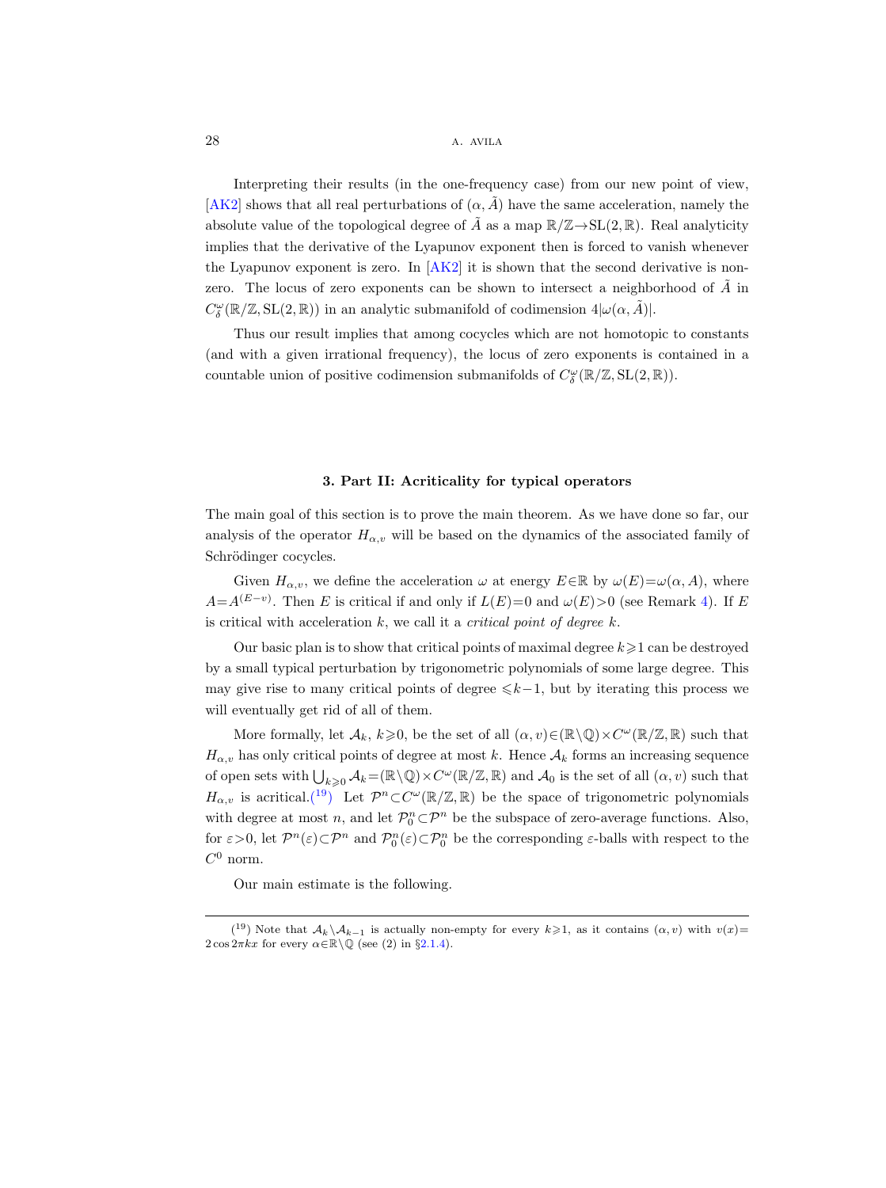Interpreting their results (in the one-frequency case) from our new point of view, [AK2] shows that all real perturbations of $(\alpha, \tilde{A})$ have the same acceleration, namely the absolute value of the topological degree of $\tilde{A}$ as a map $\mathbb{R}/\mathbb{Z} \to \mathrm{SL}(2, \mathbb{R})$. Real analyticity implies that the derivative of the Lyapunov exponent then is forced to vanish whenever the Lyapunov exponent is zero. In [AK2] it is shown that the second derivative is non-zero. The locus of zero exponents can be shown to intersect a neighborhood of $\tilde{A}$ in $C^\omega_\delta(\mathbb{R}/\mathbb{Z}, \mathrm{SL}(2, \mathbb{R}))$ in an analytic submanifold of codimension $4|\omega(\alpha, \tilde{A})|$.

Thus our result implies that among cocycles which are not homotopic to constants (and with a given irrational frequency), the locus of zero exponents is contained in a countable union of positive codimension submanifolds of $C^\omega_\delta(\mathbb{R}/\mathbb{Z}, \mathrm{SL}(2, \mathbb{R}))$.

## 3. Part II: Acriticality for typical operators

The main goal of this section is to prove the main theorem. As we have done so far, our analysis of the operator $H_{\alpha,v}$ will be based on the dynamics of the associated family of Schrödinger cocycles.

Given $H_{\alpha,v}$, we define the acceleration $\omega$ at energy $E \in \mathbb{R}$ by $\omega(E) = \omega(\alpha, A)$, where $A = A^{(E-v)}$. Then $E$ is critical if and only if $L(E) = 0$ and $\omega(E) > 0$ (see Remark 4). If $E$ is critical with acceleration $k$, we call it a *critical point of degree* $k$.

Our basic plan is to show that critical points of maximal degree $k \geqslant 1$ can be destroyed by a small typical perturbation by trigonometric polynomials of some large degree. This may give rise to many critical points of degree $\leqslant k-1$, but by iterating this process we will eventually get rid of all of them.

More formally, let $\mathcal{A}_k$, $k \geqslant 0$, be the set of all $(\alpha, v) \in (\mathbb{R} \setminus \mathbb{Q}) \times C^\omega(\mathbb{R}/\mathbb{Z}, \mathbb{R})$ such that $H_{\alpha,v}$ has only critical points of degree at most $k$. Hence $\mathcal{A}_k$ forms an increasing sequence of open sets with $\bigcup_{k \geqslant 0} \mathcal{A}_k = (\mathbb{R} \setminus \mathbb{Q}) \times C^\omega(\mathbb{R}/\mathbb{Z}, \mathbb{R})$ and $\mathcal{A}_0$ is the set of all $(\alpha, v)$ such that $H_{\alpha,v}$ is acritical.[19] Let $\mathcal{P}^n \subset C^\omega(\mathbb{R}/\mathbb{Z}, \mathbb{R})$ be the space of trigonometric polynomials with degree at most $n$, and let $\mathcal{P}^n_0 \subset \mathcal{P}^n$ be the subspace of zero-average functions. Also, for $\varepsilon > 0$, let $\mathcal{P}^n(\varepsilon) \subset \mathcal{P}^n$ and $\mathcal{P}^n_0(\varepsilon) \subset \mathcal{P}^n_0$ be the corresponding $\varepsilon$-balls with respect to the $C^0$ norm.

Our main estimate is the following.

---

[19] Note that $\mathcal{A}_k \setminus \mathcal{A}_{k-1}$ is actually non-empty for every $k \geqslant 1$, as it contains $(\alpha, v)$ with $v(x) = 2\cos 2\pi kx$ for every $\alpha \in \mathbb{R} \setminus \mathbb{Q}$ (see (2) in §2.1.4).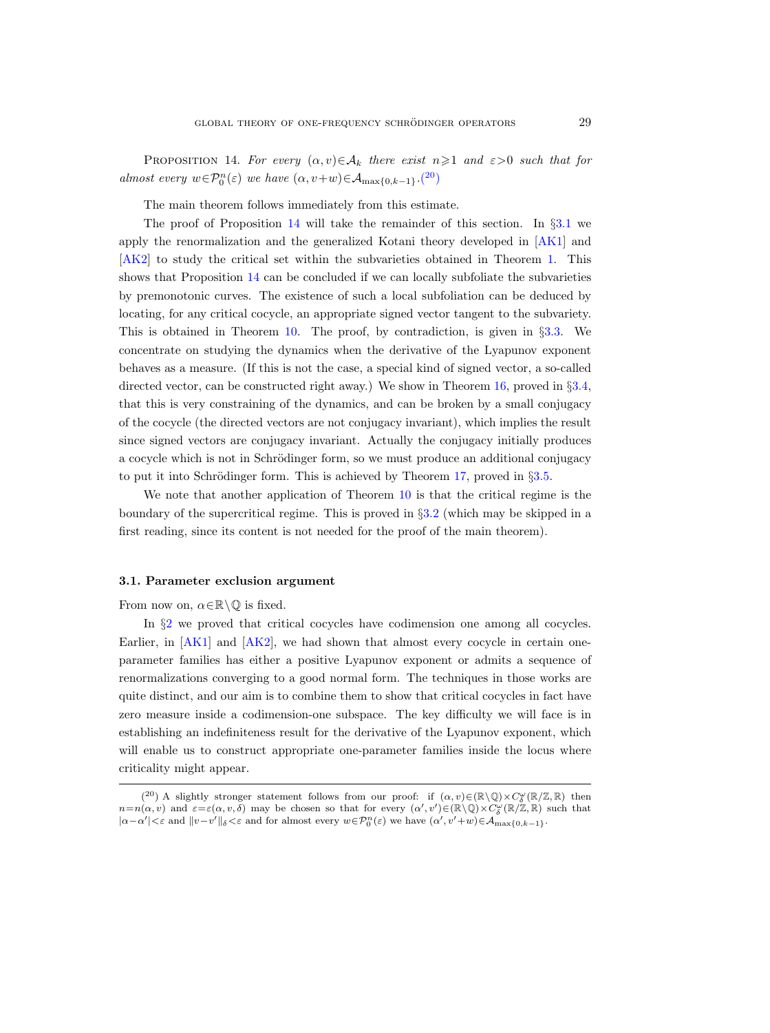Proposition 14. *For every $(\alpha, v) \in \mathcal{A}_k$ there exist $n \geqslant 1$ and $\varepsilon > 0$ such that for almost every $w \in \mathcal{P}_0^n(\varepsilon)$ we have $(\alpha, v+w) \in \mathcal{A}_{\max\{0,k-1\}}$.*[20]

The main theorem follows immediately from this estimate.

The proof of Proposition 14 will take the remainder of this section. In §3.1 we apply the renormalization and the generalized Kotani theory developed in [AK1] and [AK2] to study the critical set within the subvarieties obtained in Theorem 1. This shows that Proposition 14 can be concluded if we can locally subfoliate the subvarieties by premonotonic curves. The existence of such a local subfoliation can be deduced by locating, for any critical cocycle, an appropriate signed vector tangent to the subvariety. This is obtained in Theorem 10. The proof, by contradiction, is given in §3.3. We concentrate on studying the dynamics when the derivative of the Lyapunov exponent behaves as a measure. (If this is not the case, a special kind of signed vector, a so-called directed vector, can be constructed right away.) We show in Theorem 16, proved in §3.4, that this is very constraining of the dynamics, and can be broken by a small conjugacy of the cocycle (the directed vectors are not conjugacy invariant), which implies the result since signed vectors are conjugacy invariant. Actually the conjugacy initially produces a cocycle which is not in Schrödinger form, so we must produce an additional conjugacy to put it into Schrödinger form. This is achieved by Theorem 17, proved in §3.5.

We note that another application of Theorem 10 is that the critical regime is the boundary of the supercritical regime. This is proved in §3.2 (which may be skipped in a first reading, since its content is not needed for the proof of the main theorem).

### 3.1. Parameter exclusion argument

From now on, $\alpha \in \mathbb{R} \setminus \mathbb{Q}$ is fixed.

In §2 we proved that critical cocycles have codimension one among all cocycles. Earlier, in [AK1] and [AK2], we had shown that almost every cocycle in certain one-parameter families has either a positive Lyapunov exponent or admits a sequence of renormalizations converging to a good normal form. The techniques in those works are quite distinct, and our aim is to combine them to show that critical cocycles in fact have zero measure inside a codimension-one subspace. The key difficulty we will face is in establishing an indefiniteness result for the derivative of the Lyapunov exponent, which will enable us to construct appropriate one-parameter families inside the locus where criticality might appear.

---

[20] A slightly stronger statement follows from our proof: if $(\alpha, v) \in (\mathbb{R} \setminus \mathbb{Q}) \times C^\omega_\delta(\mathbb{R}/\mathbb{Z}, \mathbb{R})$ then $n = n(\alpha, v)$ and $\varepsilon = \varepsilon(\alpha, v, \delta)$ may be chosen so that for every $(\alpha', v') \in (\mathbb{R} \setminus \mathbb{Q}) \times C^\omega_\delta(\mathbb{R}/\mathbb{Z}, \mathbb{R})$ such that $|\alpha - \alpha'| < \varepsilon$ and $\|v - v'\|_\delta < \varepsilon$ and for almost every $w \in \mathcal{P}_0^n(\varepsilon)$ we have $(\alpha', v'+w) \in \mathcal{A}_{\max\{0,k-1\}}$.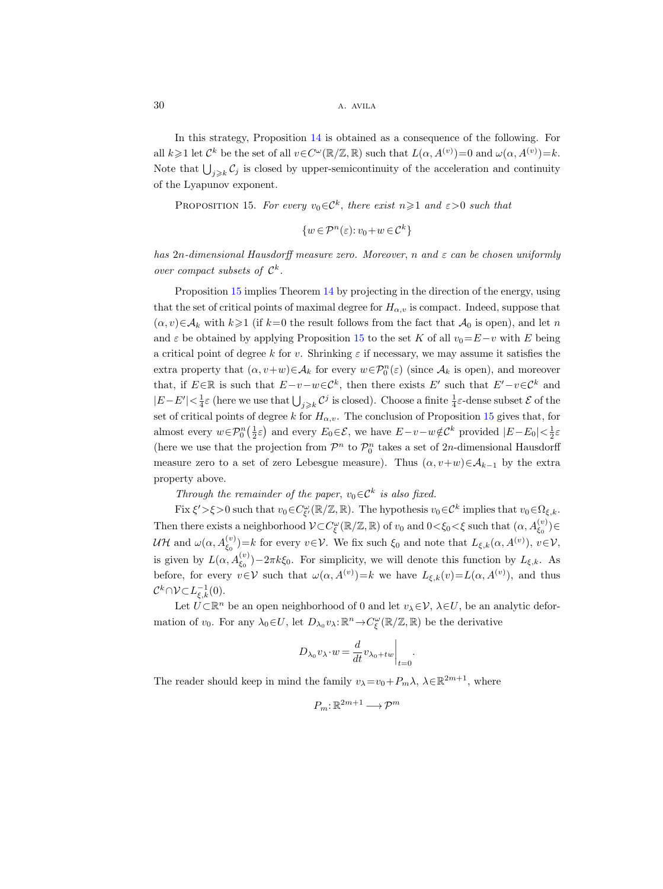In this strategy, Proposition 14 is obtained as a consequence of the following. For all $k \geqslant 1$ let $\mathcal{C}^k$ be the set of all $v \in C^\omega(\mathbb{R}/\mathbb{Z}, \mathbb{R})$ such that $L(\alpha, A^{(v)})=0$ and $\omega(\alpha, A^{(v)})=k$. Note that $\bigcup_{j \geqslant k} \mathcal{C}_j$ is closed by upper-semicontinuity of the acceleration and continuity of the Lyapunov exponent.

Proposition 15. *For every $v_0 \in \mathcal{C}^k$, there exist $n \geqslant 1$ and $\varepsilon > 0$ such that*

$$\{w \in \mathcal{P}^n(\varepsilon) : v_0 + w \in \mathcal{C}^k\}$$

*has $2n$-dimensional Hausdorff measure zero. Moreover, $n$ and $\varepsilon$ can be chosen uniformly over compact subsets of $\mathcal{C}^k$.*

Proposition 15 implies Theorem 14 by projecting in the direction of the energy, using that the set of critical points of maximal degree for $H_{\alpha,v}$ is compact. Indeed, suppose that $(\alpha, v) \in \mathcal{A}_k$ with $k \geqslant 1$ (if $k=0$ the result follows from the fact that $\mathcal{A}_0$ is open), and let $n$ and $\varepsilon$ be obtained by applying Proposition 15 to the set $K$ of all $v_0 = E - v$ with $E$ being a critical point of degree $k$ for $v$. Shrinking $\varepsilon$ if necessary, we may assume it satisfies the extra property that $(\alpha, v+w) \in \mathcal{A}_k$ for every $w \in \mathcal{P}_0^n(\varepsilon)$ (since $\mathcal{A}_k$ is open), and moreover that, if $E \in \mathbb{R}$ is such that $E - v - w \in \mathcal{C}^k$, then there exists $E'$ such that $E' - v \in \mathcal{C}^k$ and $|E - E'| < \frac{1}{4}\varepsilon$ (here we use that $\bigcup_{j \geqslant k} \mathcal{C}^j$ is closed). Choose a finite $\frac{1}{4}\varepsilon$-dense subset $\mathcal{E}$ of the set of critical points of degree $k$ for $H_{\alpha,v}$. The conclusion of Proposition 15 gives that, for almost every $w \in \mathcal{P}_0^n\big(\frac{1}{2}\varepsilon\big)$ and every $E_0 \in \mathcal{E}$, we have $E - v - w \notin \mathcal{C}^k$ provided $|E - E_0| < \frac{1}{2}\varepsilon$ (here we use that the projection from $\mathcal{P}^n$ to $\mathcal{P}_0^n$ takes a set of $2n$-dimensional Hausdorff measure zero to a set of zero Lebesgue measure). Thus $(\alpha, v+w) \in \mathcal{A}_{k-1}$ by the extra property above.

*Through the remainder of the paper, $v_0 \in \mathcal{C}^k$ is also fixed.*

Fix $\xi' > \xi > 0$ such that $v_0 \in C^\omega_{\xi'}(\mathbb{R}/\mathbb{Z}, \mathbb{R})$. The hypothesis $v_0 \in \mathcal{C}^k$ implies that $v_0 \in \Omega_{\xi,k}$. Then there exists a neighborhood $\mathcal{V} \subset C^\omega_\xi(\mathbb{R}/\mathbb{Z}, \mathbb{R})$ of $v_0$ and $0 < \xi_0 < \xi$ such that $(\alpha, A^{(v)}_{\xi_0}) \in \mathcal{UH}$ and $\omega(\alpha, A^{(v)}_{\xi_0}) = k$ for every $v \in \mathcal{V}$. We fix such $\xi_0$ and note that $L_{\xi,k}(\alpha, A^{(v)})$, $v \in \mathcal{V}$, is given by $L(\alpha, A^{(v)}_{\xi_0}) - 2\pi k \xi_0$. For simplicity, we will denote this function by $L_{\xi,k}$. As before, for every $v \in \mathcal{V}$ such that $\omega(\alpha, A^{(v)}) = k$ we have $L_{\xi,k}(v) = L(\alpha, A^{(v)})$, and thus $\mathcal{C}^k \cap \mathcal{V} \subset L^{-1}_{\xi,k}(0)$.

Let $U \subset \mathbb{R}^n$ be an open neighborhood of 0 and let $v_\lambda \in \mathcal{V}$, $\lambda \in U$, be an analytic deformation of $v_0$. For any $\lambda_0 \in U$, let $D_{\lambda_0} v_\lambda : \mathbb{R}^n \to C^\omega_\xi(\mathbb{R}/\mathbb{Z}, \mathbb{R})$ be the derivative

$$D_{\lambda_0} v_\lambda \cdot w = \frac{d}{dt} v_{\lambda_0 + tw}\bigg|_{t=0}.$$

The reader should keep in mind the family $v_\lambda = v_0 + P_m \lambda$, $\lambda \in \mathbb{R}^{2m+1}$, where

$$P_m : \mathbb{R}^{2m+1} \longrightarrow \mathcal{P}^m$$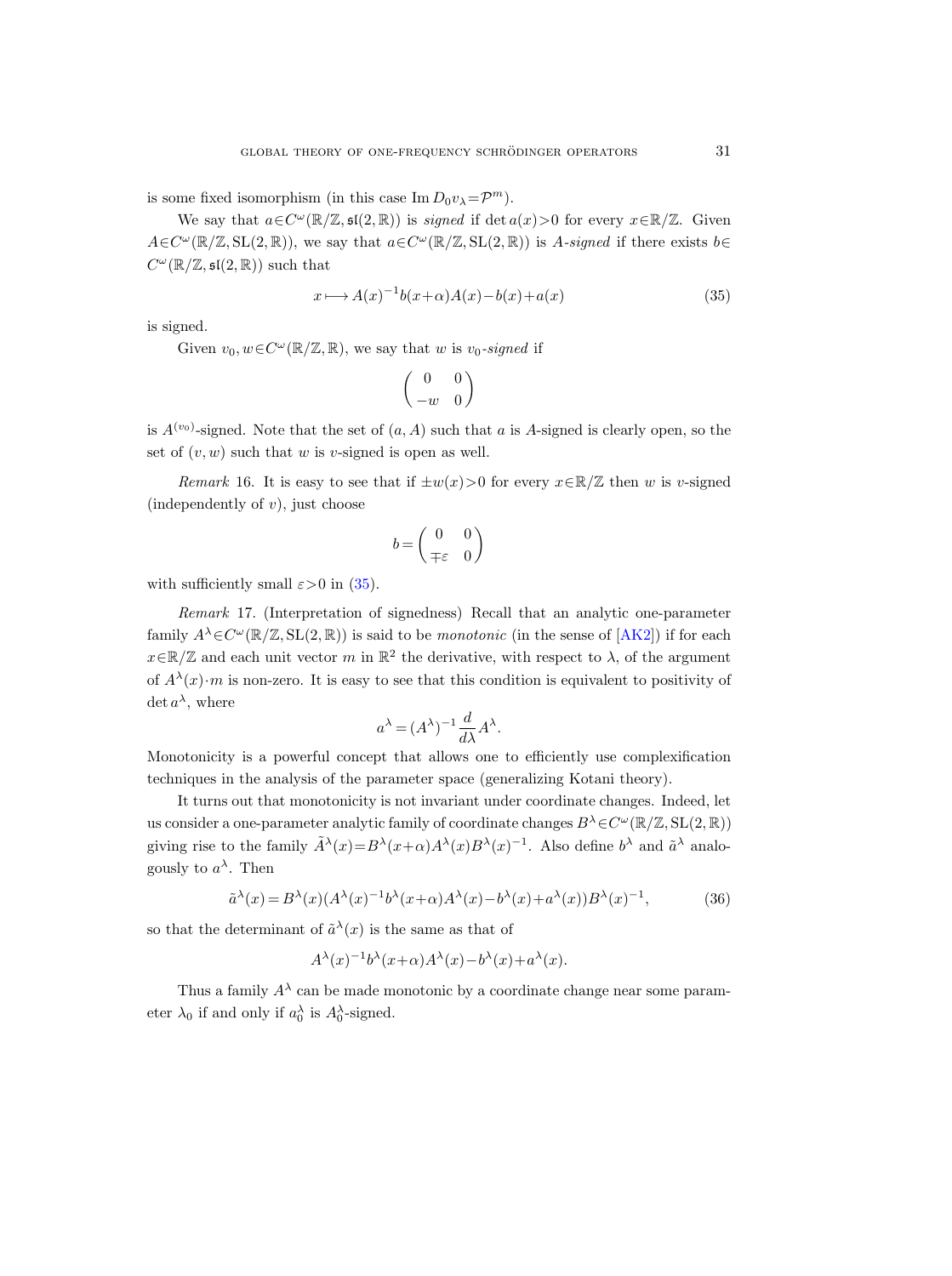is some fixed isomorphism (in this case $\operatorname{Im} D_0 v_\lambda = \mathcal{P}^m$).

We say that $a \in C^\omega(\mathbb{R}/\mathbb{Z}, \mathfrak{sl}(2,\mathbb{R}))$ is *signed* if $\det a(x) > 0$ for every $x \in \mathbb{R}/\mathbb{Z}$. Given $A \in C^\omega(\mathbb{R}/\mathbb{Z}, \mathrm{SL}(2,\mathbb{R}))$, we say that $a \in C^\omega(\mathbb{R}/\mathbb{Z}, \mathrm{SL}(2,\mathbb{R}))$ is *$A$-signed* if there exists $b \in C^\omega(\mathbb{R}/\mathbb{Z}, \mathfrak{sl}(2,\mathbb{R}))$ such that

$$x \longmapsto A(x)^{-1} b(x+\alpha) A(x) - b(x) + a(x) \tag{35}$$

is signed.

Given $v_0, w \in C^\omega(\mathbb{R}/\mathbb{Z}, \mathbb{R})$, we say that $w$ is *$v_0$-signed* if

$$\begin{pmatrix} 0 & 0 \\ -w & 0 \end{pmatrix}$$

is $A^{(v_0)}$-signed. Note that the set of $(a, A)$ such that $a$ is $A$-signed is clearly open, so the set of $(v, w)$ such that $w$ is $v$-signed is open as well.

*Remark* 16. It is easy to see that if $\pm w(x) > 0$ for every $x \in \mathbb{R}/\mathbb{Z}$ then $w$ is $v$-signed (independently of $v$), just choose

$$b = \begin{pmatrix} 0 & 0 \\ \mp \varepsilon & 0 \end{pmatrix}$$

with sufficiently small $\varepsilon > 0$ in (35).

*Remark* 17. (Interpretation of signedness) Recall that an analytic one-parameter family $A^\lambda \in C^\omega(\mathbb{R}/\mathbb{Z}, \mathrm{SL}(2,\mathbb{R}))$ is said to be *monotonic* (in the sense of [AK2]) if for each $x \in \mathbb{R}/\mathbb{Z}$ and each unit vector $m$ in $\mathbb{R}^2$ the derivative, with respect to $\lambda$, of the argument of $A^\lambda(x) \cdot m$ is non-zero. It is easy to see that this condition is equivalent to positivity of $\det a^\lambda$, where

$$a^\lambda = (A^\lambda)^{-1} \frac{d}{d\lambda} A^\lambda.$$

Monotonicity is a powerful concept that allows one to efficiently use complexification techniques in the analysis of the parameter space (generalizing Kotani theory).

It turns out that monotonicity is not invariant under coordinate changes. Indeed, let us consider a one-parameter analytic family of coordinate changes $B^\lambda \in C^\omega(\mathbb{R}/\mathbb{Z}, \mathrm{SL}(2,\mathbb{R}))$ giving rise to the family $\tilde{A}^\lambda(x) = B^\lambda(x+\alpha) A^\lambda(x) B^\lambda(x)^{-1}$. Also define $b^\lambda$ and $\tilde{a}^\lambda$ analogously to $a^\lambda$. Then

$$\tilde{a}^\lambda(x) = B^\lambda(x)(A^\lambda(x)^{-1} b^\lambda(x+\alpha) A^\lambda(x) - b^\lambda(x) + a^\lambda(x)) B^\lambda(x)^{-1}, \tag{36}$$

so that the determinant of $\tilde{a}^\lambda(x)$ is the same as that of

$$A^\lambda(x)^{-1} b^\lambda(x+\alpha) A^\lambda(x) - b^\lambda(x) + a^\lambda(x).$$

Thus a family $A^\lambda$ can be made monotonic by a coordinate change near some parameter $\lambda_0$ if and only if $a_0^\lambda$ is $A_0^\lambda$-signed.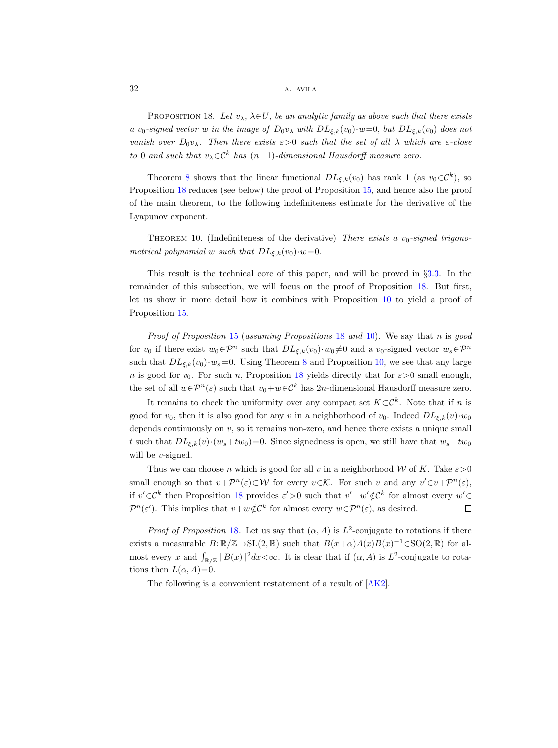**Proposition 18.** *Let $v_\lambda$, $\lambda \in U$, be an analytic family as above such that there exists a $v_0$-signed vector $w$ in the image of $D_0 v_\lambda$ with $DL_{\xi,k}(v_0) \cdot w = 0$, but $DL_{\xi,k}(v_0)$ does not vanish over $D_0 v_\lambda$. Then there exists $\varepsilon > 0$ such that the set of all $\lambda$ which are $\varepsilon$-close to 0 and such that $v_\lambda \in \mathcal{C}^k$ has $(n-1)$-dimensional Hausdorff measure zero.*

Theorem 8 shows that the linear functional $DL_{\xi,k}(v_0)$ has rank 1 (as $v_0 \in \mathcal{C}^k$), so Proposition 18 reduces (see below) the proof of Proposition 15, and hence also the proof of the main theorem, to the following indefiniteness estimate for the derivative of the Lyapunov exponent.

**Theorem 10.** (Indefiniteness of the derivative) *There exists a $v_0$-signed trigonometrical polynomial $w$ such that $DL_{\xi,k}(v_0) \cdot w = 0$.*

This result is the technical core of this paper, and will be proved in §3.3. In the remainder of this subsection, we will focus on the proof of Proposition 18. But first, let us show in more detail how it combines with Proposition 10 to yield a proof of Proposition 15.

*Proof of Proposition 15* (*assuming Propositions 18 and 10*). We say that $n$ is *good* for $v_0$ if there exist $w_0 \in \mathcal{P}^n$ such that $DL_{\xi,k}(v_0) \cdot w_0 \neq 0$ and a $v_0$-signed vector $w_s \in \mathcal{P}^n$ such that $DL_{\xi,k}(v_0) \cdot w_s = 0$. Using Theorem 8 and Proposition 10, we see that any large $n$ is good for $v_0$. For such $n$, Proposition 18 yields directly that for $\varepsilon > 0$ small enough, the set of all $w \in \mathcal{P}^n(\varepsilon)$ such that $v_0 + w \in \mathcal{C}^k$ has $2n$-dimensional Hausdorff measure zero.

It remains to check the uniformity over any compact set $K \subset \mathcal{C}^k$. Note that if $n$ is good for $v_0$, then it is also good for any $v$ in a neighborhood of $v_0$. Indeed $DL_{\xi,k}(v) \cdot w_0$ depends continuously on $v$, so it remains non-zero, and hence there exists a unique small $t$ such that $DL_{\xi,k}(v) \cdot (w_s + t w_0) = 0$. Since signedness is open, we still have that $w_s + t w_0$ will be $v$-signed.

Thus we can choose $n$ which is good for all $v$ in a neighborhood $\mathcal{W}$ of $K$. Take $\varepsilon > 0$ small enough so that $v + \mathcal{P}^n(\varepsilon) \subset \mathcal{W}$ for every $v \in \mathcal{K}$. For such $v$ and any $v' \in v + \mathcal{P}^n(\varepsilon)$, if $v' \in \mathcal{C}^k$ then Proposition 18 provides $\varepsilon' > 0$ such that $v' + w' \notin \mathcal{C}^k$ for almost every $w' \in \mathcal{P}^n(\varepsilon')$. This implies that $v + w \notin \mathcal{C}^k$ for almost every $w \in \mathcal{P}^n(\varepsilon)$, as desired. $\square$

*Proof of Proposition 18.* Let us say that $(\alpha, A)$ is $L^2$-conjugate to rotations if there exists a measurable $B: \mathbb{R}/\mathbb{Z} \to \mathrm{SL}(2, \mathbb{R})$ such that $B(x+\alpha) A(x) B(x)^{-1} \in \mathrm{SO}(2, \mathbb{R})$ for almost every $x$ and $\int_{\mathbb{R}/\mathbb{Z}} \|B(x)\|^2 dx < \infty$. It is clear that if $(\alpha, A)$ is $L^2$-conjugate to rotations then $L(\alpha, A) = 0$.

The following is a convenient restatement of a result of [AK2].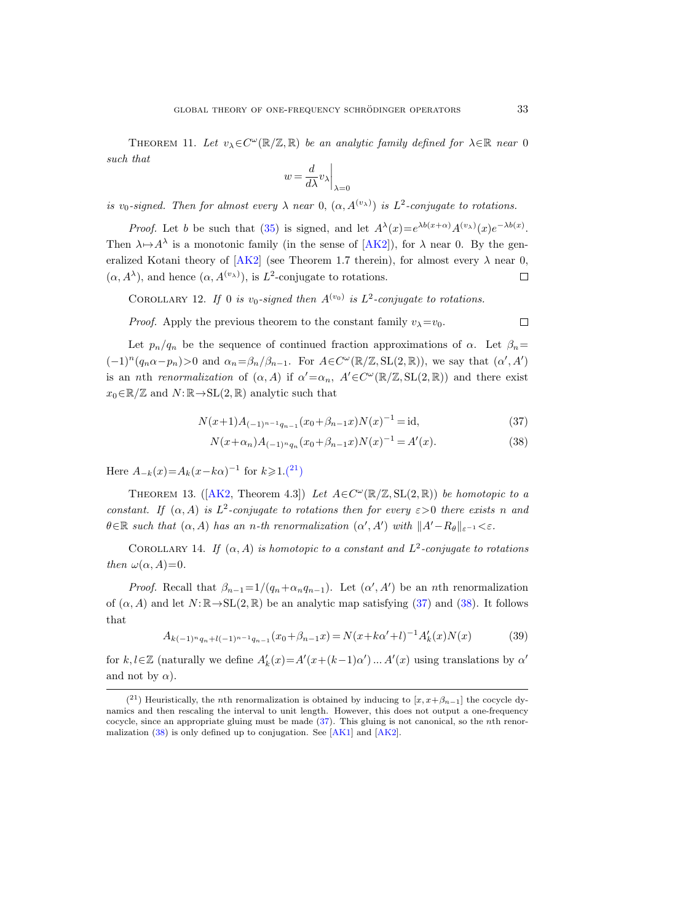THEOREM 11. *Let $v_\lambda \in C^\omega(\mathbb{R}/\mathbb{Z}, \mathbb{R})$ be an analytic family defined for $\lambda \in \mathbb{R}$ near 0 such that*

$$w = \frac{d}{d\lambda} v_\lambda \bigg|_{\lambda=0}$$

*is $v_0$-signed. Then for almost every $\lambda$ near 0, $(\alpha, A^{(v_\lambda)})$ is $L^2$-conjugate to rotations.*

*Proof.* Let $b$ be such that (35) is signed, and let $A^\lambda(x) = e^{\lambda b(x+\alpha)} A^{(v_\lambda)}(x) e^{-\lambda b(x)}$. Then $\lambda \mapsto A^\lambda$ is a monotonic family (in the sense of [AK2]), for $\lambda$ near 0. By the generalized Kotani theory of [AK2] (see Theorem 1.7 therein), for almost every $\lambda$ near 0, $(\alpha, A^\lambda)$, and hence $(\alpha, A^{(v_\lambda)})$, is $L^2$-conjugate to rotations. $\square$

COROLLARY 12. *If 0 is $v_0$-signed then $A^{(v_0)}$ is $L^2$-conjugate to rotations.*

*Proof.* Apply the previous theorem to the constant family $v_\lambda = v_0$. $\square$

Let $p_n/q_n$ be the sequence of continued fraction approximations of $\alpha$. Let $\beta_n = (-1)^n (q_n\alpha - p_n) > 0$ and $\alpha_n = \beta_n/\beta_{n-1}$. For $A \in C^\omega(\mathbb{R}/\mathbb{Z}, \mathrm{SL}(2,\mathbb{R}))$, we say that $(\alpha', A')$ is an $n$th *renormalization* of $(\alpha, A)$ if $\alpha' = \alpha_n$, $A' \in C^\omega(\mathbb{R}/\mathbb{Z}, \mathrm{SL}(2,\mathbb{R}))$ and there exist $x_0 \in \mathbb{R}/\mathbb{Z}$ and $N: \mathbb{R} \to \mathrm{SL}(2,\mathbb{R})$ analytic such that

$$N(x+1) A_{(-1)^{n-1} q_{n-1}}(x_0 + \beta_{n-1} x) N(x)^{-1} = \mathrm{id}, \tag{37}$$

$$N(x+\alpha_n) A_{(-1)^n q_n}(x_0 + \beta_{n-1} x) N(x)^{-1} = A'(x). \tag{38}$$

Here $A_{-k}(x) = A_k(x - k\alpha)^{-1}$ for $k \geqslant 1$.[21]

THEOREM 13. ([AK2, Theorem 4.3]) *Let $A \in C^\omega(\mathbb{R}/\mathbb{Z}, \mathrm{SL}(2,\mathbb{R}))$ be homotopic to a constant. If $(\alpha, A)$ is $L^2$-conjugate to rotations then for every $\varepsilon > 0$ there exists $n$ and $\theta \in \mathbb{R}$ such that $(\alpha, A)$ has an $n$-th renormalization $(\alpha', A')$ with $\|A' - R_\theta\|_{\varepsilon^{-1}} < \varepsilon$.*

COROLLARY 14. *If $(\alpha, A)$ is homotopic to a constant and $L^2$-conjugate to rotations then $\omega(\alpha, A) = 0$.*

*Proof.* Recall that $\beta_{n-1} = 1/(q_n + \alpha_n q_{n-1})$. Let $(\alpha', A')$ be an $n$th renormalization of $(\alpha, A)$ and let $N: \mathbb{R} \to \mathrm{SL}(2,\mathbb{R})$ be an analytic map satisfying (37) and (38). It follows that

$$A_{k(-1)^n q_n + l(-1)^{n-1} q_{n-1}}(x_0 + \beta_{n-1} x) = N(x + k\alpha' + l)^{-1} A'_k(x) N(x) \tag{39}$$

for $k, l \in \mathbb{Z}$ (naturally we define $A'_k(x) = A'(x + (k-1)\alpha') \dots A'(x)$ using translations by $\alpha'$ and not by $\alpha$).

---

[21] Heuristically, the $n$th renormalization is obtained by inducing to $[x, x+\beta_{n-1}]$ the cocycle dynamics and then rescaling the interval to unit length. However, this does not output a one-frequency cocycle, since an appropriate gluing must be made (37). This gluing is not canonical, so the $n$th renormalization (38) is only defined up to conjugation. See [AK1] and [AK2].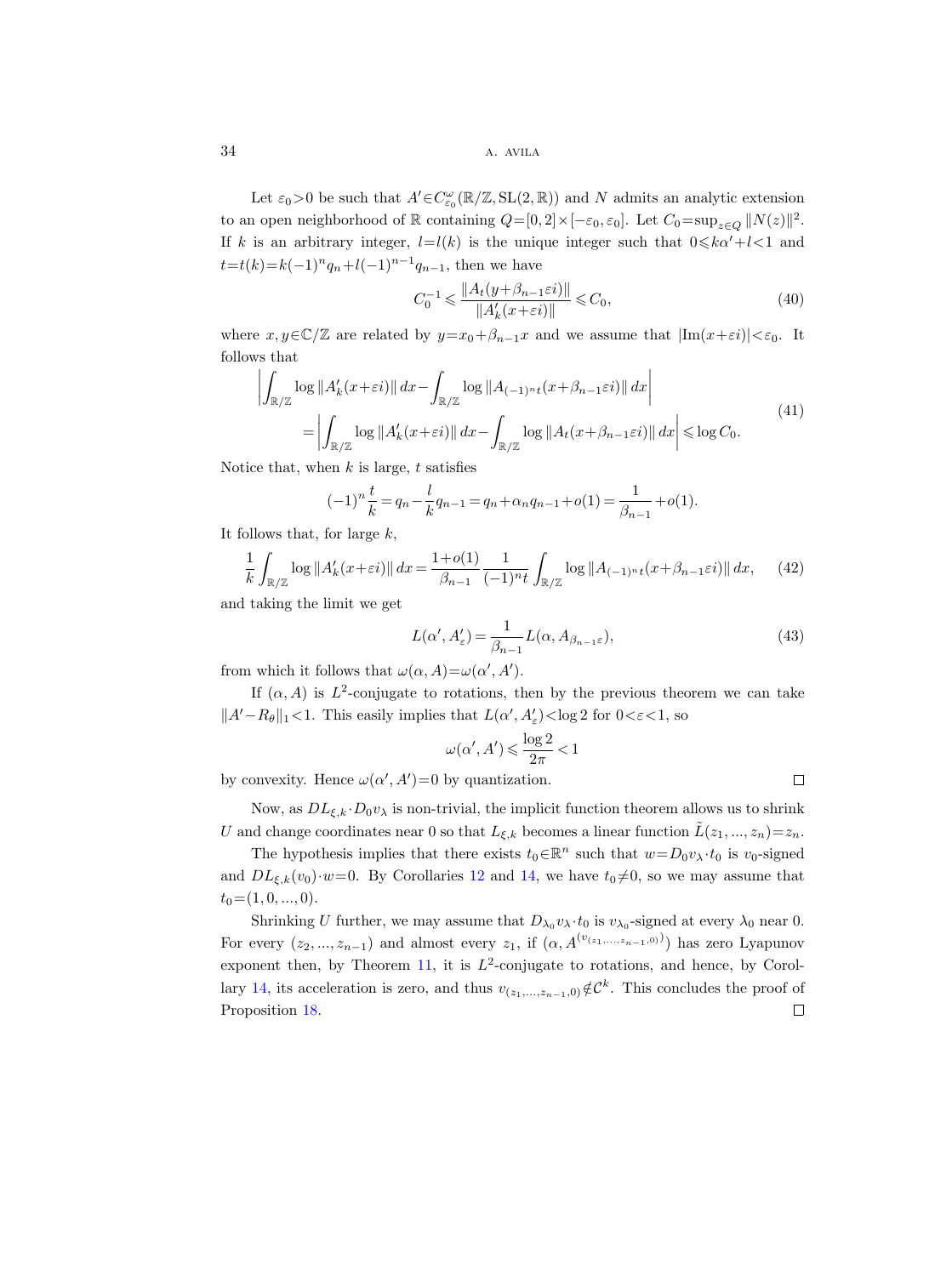Let $\varepsilon_0>0$ be such that $A'\in C^\omega_{\varepsilon_0}(\mathbb{R}/\mathbb{Z},\mathrm{SL}(2,\mathbb{R}))$ and $N$ admits an analytic extension to an open neighborhood of $\mathbb{R}$ containing $Q=[0,2]\times[-\varepsilon_0,\varepsilon_0]$. Let $C_0=\sup_{z\in Q}\|N(z)\|^2$. If $k$ is an arbitrary integer, $l=l(k)$ is the unique integer such that $0\leqslant k\alpha'+l<1$ and $t=t(k)=k(-1)^n q_n+l(-1)^{n-1}q_{n-1}$, then we have

$$C_0^{-1}\leqslant\frac{\|A_t(y+\beta_{n-1}\varepsilon i)\|}{\|A'_k(x+\varepsilon i)\|}\leqslant C_0, \tag{40}$$

where $x,y\in\mathbb{C}/\mathbb{Z}$ are related by $y=x_0+\beta_{n-1}x$ and we assume that $|\mathrm{Im}(x+\varepsilon i)|<\varepsilon_0$. It follows that

$$\begin{aligned}\left|\int_{\mathbb{R}/\mathbb{Z}}\log\|A'_k(x+\varepsilon i)\|\,dx-\int_{\mathbb{R}/\mathbb{Z}}\log\|A_{(-1)^n t}(x+\beta_{n-1}\varepsilon i)\|\,dx\right|&\\ =\left|\int_{\mathbb{R}/\mathbb{Z}}\log\|A'_k(x+\varepsilon i)\|\,dx-\int_{\mathbb{R}/\mathbb{Z}}\log\|A_t(x+\beta_{n-1}\varepsilon i)\|\,dx\right|&\leqslant\log C_0.\end{aligned} \tag{41}$$

Notice that, when $k$ is large, $t$ satisfies

$$(-1)^n\frac{t}{k}=q_n-\frac{l}{k}q_{n-1}=q_n+\alpha_n q_{n-1}+o(1)=\frac{1}{\beta_{n-1}}+o(1).$$

It follows that, for large $k$,

$$\frac{1}{k}\int_{\mathbb{R}/\mathbb{Z}}\log\|A'_k(x+\varepsilon i)\|\,dx=\frac{1+o(1)}{\beta_{n-1}}\frac{1}{(-1)^n t}\int_{\mathbb{R}/\mathbb{Z}}\log\|A_{(-1)^n t}(x+\beta_{n-1}\varepsilon i)\|\,dx, \tag{42}$$

and taking the limit we get

$$L(\alpha',A'_\varepsilon)=\frac{1}{\beta_{n-1}}L(\alpha,A_{\beta_{n-1}\varepsilon}), \tag{43}$$

from which it follows that $\omega(\alpha,A)=\omega(\alpha',A')$.

If $(\alpha,A)$ is $L^2$-conjugate to rotations, then by the previous theorem we can take $\|A'-R_\theta\|_1<1$. This easily implies that $L(\alpha',A'_\varepsilon)<\log 2$ for $0<\varepsilon<1$, so

$$\omega(\alpha',A')\leqslant\frac{\log 2}{2\pi}<1$$

by convexity. Hence $\omega(\alpha',A')=0$ by quantization. ∎

Now, as $DL_{\xi,k}\cdot D_0 v_\lambda$ is non-trivial, the implicit function theorem allows us to shrink $U$ and change coordinates near 0 so that $L_{\xi,k}$ becomes a linear function $\tilde{L}(z_1,...,z_n)=z_n$.

The hypothesis implies that there exists $t_0\in\mathbb{R}^n$ such that $w=D_0 v_\lambda\cdot t_0$ is $v_0$-signed and $DL_{\xi,k}(v_0)\cdot w=0$. By Corollaries 12 and 14, we have $t_0\neq 0$, so we may assume that $t_0=(1,0,...,0)$.

Shrinking $U$ further, we may assume that $D_{\lambda_0}v_\lambda\cdot t_0$ is $v_{\lambda_0}$-signed at every $\lambda_0$ near 0. For every $(z_2,...,z_{n-1})$ and almost every $z_1$, if $(\alpha,A^{(v_{(z_1,...,z_{n-1},0)})})$ has zero Lyapunov exponent then, by Theorem 11, it is $L^2$-conjugate to rotations, and hence, by Corollary 14, its acceleration is zero, and thus $v_{(z_1,...,z_{n-1},0)}\notin\mathcal{C}^k$. This concludes the proof of Proposition 18. ∎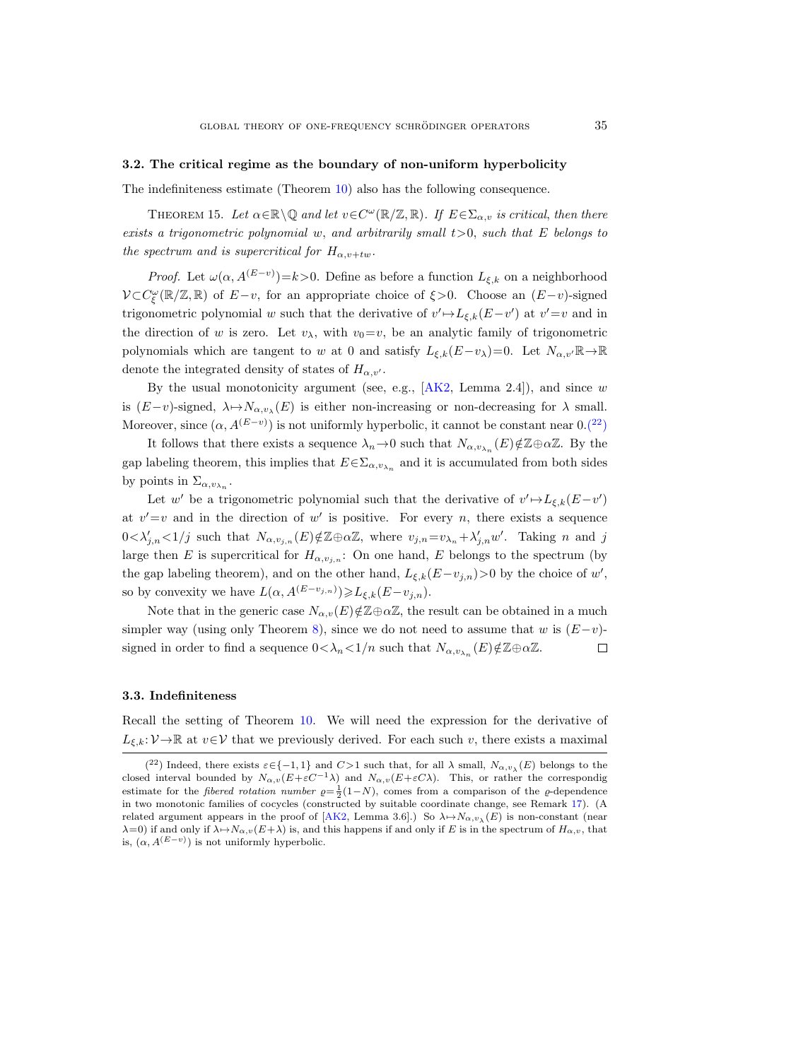### 3.2. The critical regime as the boundary of non-uniform hyperbolicity

The indefiniteness estimate (Theorem 10) also has the following consequence.

THEOREM 15. *Let $\alpha\in\mathbb{R}\setminus\mathbb{Q}$ and let $v\in C^\omega(\mathbb{R}/\mathbb{Z},\mathbb{R})$. If $E\in\Sigma_{\alpha,v}$ is critical, then there exists a trigonometric polynomial $w$, and arbitrarily small $t>0$, such that $E$ belongs to the spectrum and is supercritical for $H_{\alpha,v+tw}$.*

*Proof.* Let $\omega(\alpha, A^{(E-v)})=k>0$. Define as before a function $L_{\xi,k}$ on a neighborhood $\mathcal{V}\subset C^\omega_\xi(\mathbb{R}/\mathbb{Z},\mathbb{R})$ of $E-v$, for an appropriate choice of $\xi>0$. Choose an $(E-v)$-signed trigonometric polynomial $w$ such that the derivative of $v'\mapsto L_{\xi,k}(E-v')$ at $v'=v$ and in the direction of $w$ is zero. Let $v_\lambda$, with $v_0=v$, be an analytic family of trigonometric polynomials which are tangent to $w$ at 0 and satisfy $L_{\xi,k}(E-v_\lambda)=0$. Let $N_{\alpha,v'}\mathbb{R}\to\mathbb{R}$ denote the integrated density of states of $H_{\alpha,v'}$.

By the usual monotonicity argument (see, e.g., [AK2, Lemma 2.4]), and since $w$ is $(E-v)$-signed, $\lambda\mapsto N_{\alpha,v_\lambda}(E)$ is either non-increasing or non-decreasing for $\lambda$ small. Moreover, since $(\alpha, A^{(E-v)})$ is not uniformly hyperbolic, it cannot be constant near 0.[22]

It follows that there exists a sequence $\lambda_n\to 0$ such that $N_{\alpha,v_{\lambda_n}}(E)\notin\mathbb{Z}\oplus\alpha\mathbb{Z}$. By the gap labeling theorem, this implies that $E\in\Sigma_{\alpha,v_{\lambda_n}}$ and it is accumulated from both sides by points in $\Sigma_{\alpha,v_{\lambda_n}}$.

Let $w'$ be a trigonometric polynomial such that the derivative of $v'\mapsto L_{\xi,k}(E-v')$ at $v'=v$ and in the direction of $w'$ is positive. For every $n$, there exists a sequence $0<\lambda'_{j,n}<1/j$ such that $N_{\alpha,v_{j,n}}(E)\notin\mathbb{Z}\oplus\alpha\mathbb{Z}$, where $v_{j,n}=v_{\lambda_n}+\lambda'_{j,n}w'$. Taking $n$ and $j$ large then $E$ is supercritical for $H_{\alpha,v_{j,n}}$: On one hand, $E$ belongs to the spectrum (by the gap labeling theorem), and on the other hand, $L_{\xi,k}(E-v_{j,n})>0$ by the choice of $w'$, so by convexity we have $L(\alpha, A^{(E-v_{j,n})})\geqslant L_{\xi,k}(E-v_{j,n})$.

Note that in the generic case $N_{\alpha,v}(E)\notin\mathbb{Z}\oplus\alpha\mathbb{Z}$, the result can be obtained in a much simpler way (using only Theorem 8), since we do not need to assume that $w$ is $(E-v)$-signed in order to find a sequence $0<\lambda_n<1/n$ such that $N_{\alpha,v_{\lambda_n}}(E)\notin\mathbb{Z}\oplus\alpha\mathbb{Z}$. $\square$

### 3.3. Indefiniteness

Recall the setting of Theorem 10. We will need the expression for the derivative of $L_{\xi,k}:\mathcal{V}\to\mathbb{R}$ at $v\in\mathcal{V}$ that we previously derived. For each such $v$, there exists a maximal

---

[22] Indeed, there exists $\varepsilon\in\{-1,1\}$ and $C>1$ such that, for all $\lambda$ small, $N_{\alpha,v_\lambda}(E)$ belongs to the closed interval bounded by $N_{\alpha,v}(E+\varepsilon C^{-1}\lambda)$ and $N_{\alpha,v}(E+\varepsilon C\lambda)$. This, or rather the correspondig estimate for the *fibered rotation number* $\varrho=\frac{1}{2}(1-N)$, comes from a comparison of the $\varrho$-dependence in two monotonic families of cocycles (constructed by suitable coordinate change, see Remark 17). (A related argument appears in the proof of [AK2, Lemma 3.6].) So $\lambda\mapsto N_{\alpha,v_\lambda}(E)$ is non-constant (near $\lambda=0$) if and only if $\lambda\mapsto N_{\alpha,v}(E+\lambda)$ is, and this happens if and only if $E$ is in the spectrum of $H_{\alpha,v}$, that is, $(\alpha, A^{(E-v)})$ is not uniformly hyperbolic.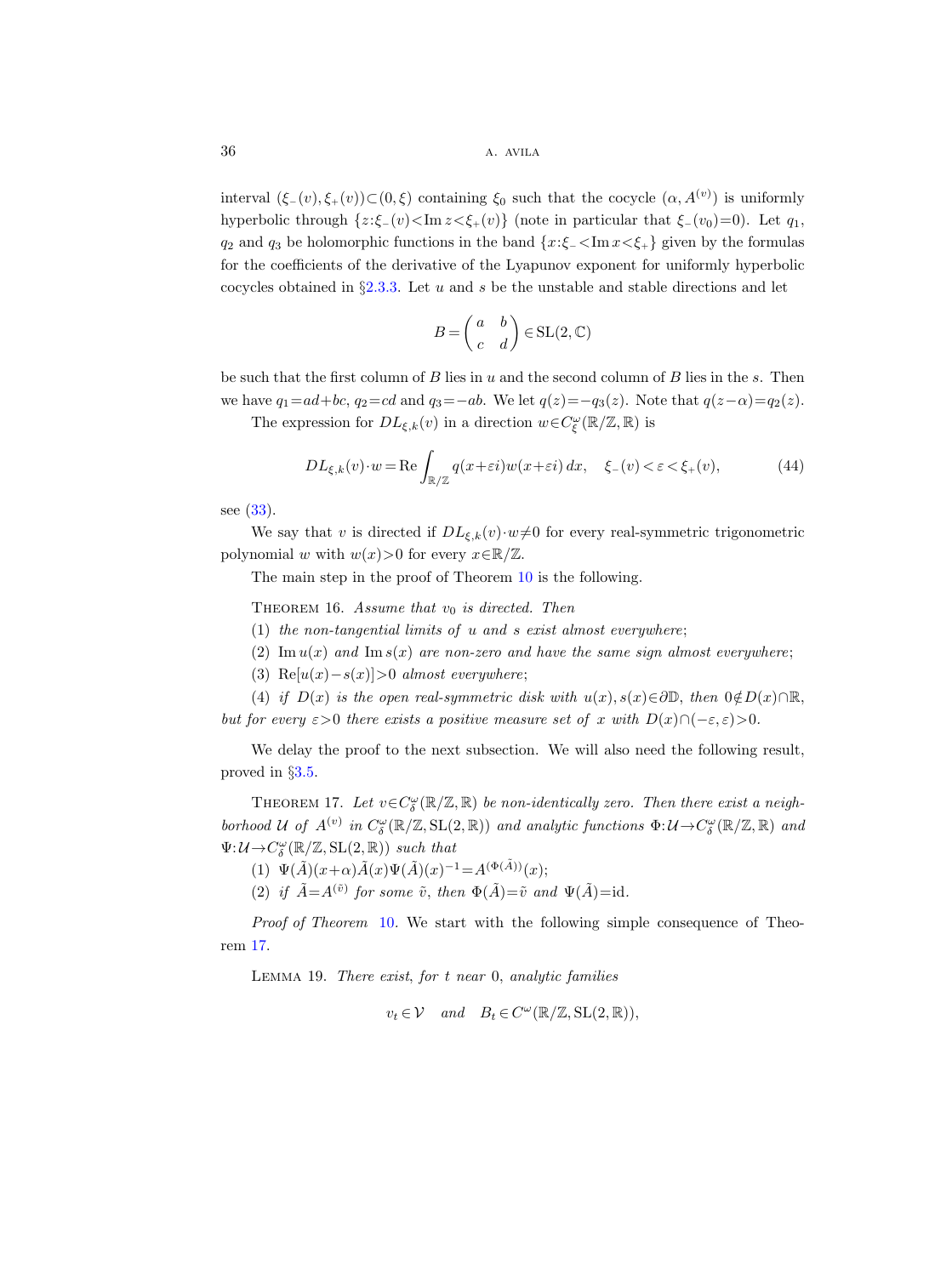interval $(\xi_-(v), \xi_+(v)) \subset (0, \xi)$ containing $\xi_0$ such that the cocycle $(\alpha, A^{(v)})$ is uniformly hyperbolic through $\{z : \xi_-(v) < \operatorname{Im} z < \xi_+(v)\}$ (note in particular that $\xi_-(v_0) = 0$). Let $q_1$, $q_2$ and $q_3$ be holomorphic functions in the band $\{x : \xi_- < \operatorname{Im} x < \xi_+\}$ given by the formulas for the coefficients of the derivative of the Lyapunov exponent for uniformly hyperbolic cocycles obtained in §2.3.3. Let $u$ and $s$ be the unstable and stable directions and let

$$B = \begin{pmatrix} a & b \\ c & d \end{pmatrix} \in \mathrm{SL}(2, \mathbb{C})$$

be such that the first column of $B$ lies in $u$ and the second column of $B$ lies in the $s$. Then we have $q_1 = ad + bc$, $q_2 = cd$ and $q_3 = -ab$. We let $q(z) = -q_3(z)$. Note that $q(z-\alpha) = q_2(z)$.

The expression for $DL_{\xi,k}(v)$ in a direction $w \in C^\omega_\xi(\mathbb{R}/\mathbb{Z}, \mathbb{R})$ is

$$DL_{\xi,k}(v) \cdot w = \operatorname{Re} \int_{\mathbb{R}/\mathbb{Z}} q(x+\varepsilon i) w(x+\varepsilon i)\, dx, \quad \xi_-(v) < \varepsilon < \xi_+(v), \tag{44}$$

see (33).

We say that $v$ is directed if $DL_{\xi,k}(v) \cdot w \neq 0$ for every real-symmetric trigonometric polynomial $w$ with $w(x) > 0$ for every $x \in \mathbb{R}/\mathbb{Z}$.

The main step in the proof of Theorem 10 is the following.

THEOREM 16. *Assume that $v_0$ is directed. Then*

(1) *the non-tangential limits of $u$ and $s$ exist almost everywhere;*

(2) *$\operatorname{Im} u(x)$ and $\operatorname{Im} s(x)$ are non-zero and have the same sign almost everywhere;*

(3) *$\operatorname{Re}[u(x) - s(x)] > 0$ almost everywhere;*

(4) *if $D(x)$ is the open real-symmetric disk with $u(x), s(x) \in \partial\mathbb{D}$, then $0 \notin D(x) \cap \mathbb{R}$, but for every $\varepsilon > 0$ there exists a positive measure set of $x$ with $D(x) \cap (-\varepsilon, \varepsilon) > 0$.*

We delay the proof to the next subsection. We will also need the following result, proved in §3.5.

THEOREM 17. *Let $v \in C^\omega_\delta(\mathbb{R}/\mathbb{Z}, \mathbb{R})$ be non-identically zero. Then there exist a neighborhood $\mathcal{U}$ of $A^{(v)}$ in $C^\omega_\delta(\mathbb{R}/\mathbb{Z}, \mathrm{SL}(2, \mathbb{R}))$ and analytic functions $\Phi: \mathcal{U} \to C^\omega_\delta(\mathbb{R}/\mathbb{Z}, \mathbb{R})$ and $\Psi: \mathcal{U} \to C^\omega_\delta(\mathbb{R}/\mathbb{Z}, \mathrm{SL}(2, \mathbb{R}))$ such that*

(1) *$\Psi(\tilde{A})(x+\alpha) \tilde{A}(x) \Psi(\tilde{A})(x)^{-1} = A^{(\Phi(\tilde{A}))}(x)$;*

(2) *if $\tilde{A} = A^{(\tilde{v})}$ for some $\tilde{v}$, then $\Phi(\tilde{A}) = \tilde{v}$ and $\Psi(\tilde{A}) = \mathrm{id}$.*

*Proof of Theorem* 10. We start with the following simple consequence of Theorem 17.

LEMMA 19. *There exist, for $t$ near $0$, analytic families*

$$v_t \in \mathcal{V} \quad \textit{and} \quad B_t \in C^\omega(\mathbb{R}/\mathbb{Z}, \mathrm{SL}(2, \mathbb{R})),$$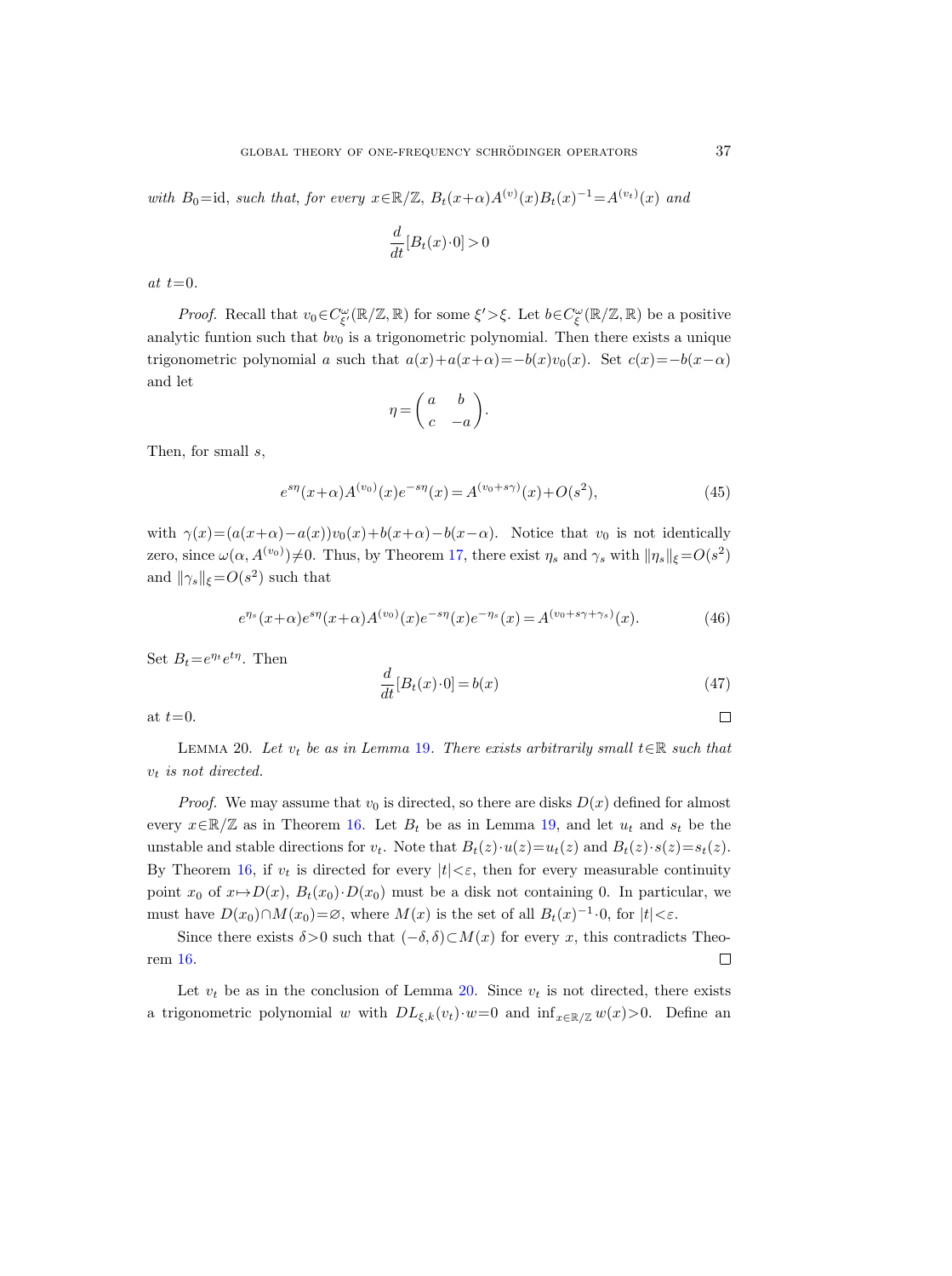*with* $B_0=\mathrm{id}$*, such that, for every* $x\in\mathbb{R}/\mathbb{Z}$*,* $B_t(x+\alpha)A^{(v)}(x)B_t(x)^{-1}=A^{(v_t)}(x)$ *and*

$$\frac{d}{dt}[B_t(x)\cdot 0]>0$$

*at* $t=0$*.*

*Proof.* Recall that $v_0\in C^{\omega}_{\xi'}(\mathbb{R}/\mathbb{Z},\mathbb{R})$ for some $\xi'>\xi$. Let $b\in C^{\omega}_{\xi}(\mathbb{R}/\mathbb{Z},\mathbb{R})$ be a positive analytic funtion such that $bv_0$ is a trigonometric polynomial. Then there exists a unique trigonometric polynomial $a$ such that $a(x)+a(x+\alpha)=-b(x)v_0(x)$. Set $c(x)=-b(x-\alpha)$ and let

$$\eta=\begin{pmatrix} a & b \\ c & -a \end{pmatrix}.$$

Then, for small $s$,

$$e^{s\eta}(x+\alpha)A^{(v_0)}(x)e^{-s\eta}(x)=A^{(v_0+s\gamma)}(x)+O(s^2), \tag{45}$$

with $\gamma(x)=(a(x+\alpha)-a(x))v_0(x)+b(x+\alpha)-b(x-\alpha)$. Notice that $v_0$ is not identically zero, since $\omega(\alpha,A^{(v_0)})\neq 0$. Thus, by Theorem 17, there exist $\eta_s$ and $\gamma_s$ with $\|\eta_s\|_\xi=O(s^2)$ and $\|\gamma_s\|_\xi=O(s^2)$ such that

$$e^{\eta_s}(x+\alpha)e^{s\eta}(x+\alpha)A^{(v_0)}(x)e^{-s\eta}(x)e^{-\eta_s}(x)=A^{(v_0+s\gamma+\gamma_s)}(x). \tag{46}$$

Set $B_t=e^{\eta_t}e^{t\eta}$. Then

$$\frac{d}{dt}[B_t(x)\cdot 0]=b(x) \tag{47}$$

at $t=0$. $\square$

Lemma 20. *Let* $v_t$ *be as in Lemma* 19*. There exists arbitrarily small* $t\in\mathbb{R}$ *such that* $v_t$ *is not directed.*

*Proof.* We may assume that $v_0$ is directed, so there are disks $D(x)$ defined for almost every $x\in\mathbb{R}/\mathbb{Z}$ as in Theorem 16. Let $B_t$ be as in Lemma 19, and let $u_t$ and $s_t$ be the unstable and stable directions for $v_t$. Note that $B_t(z)\cdot u(z)=u_t(z)$ and $B_t(z)\cdot s(z)=s_t(z)$. By Theorem 16, if $v_t$ is directed for every $|t|<\varepsilon$, then for every measurable continuity point $x_0$ of $x\mapsto D(x)$, $B_t(x_0)\cdot D(x_0)$ must be a disk not containing 0. In particular, we must have $D(x_0)\cap M(x_0)=\varnothing$, where $M(x)$ is the set of all $B_t(x)^{-1}\cdot 0$, for $|t|<\varepsilon$.

Since there exists $\delta>0$ such that $(-\delta,\delta)\subset M(x)$ for every $x$, this contradicts Theorem 16. $\square$

Let $v_t$ be as in the conclusion of Lemma 20. Since $v_t$ is not directed, there exists a trigonometric polynomial $w$ with $DL_{\xi,k}(v_t)\cdot w=0$ and $\inf_{x\in\mathbb{R}/\mathbb{Z}}w(x)>0$. Define an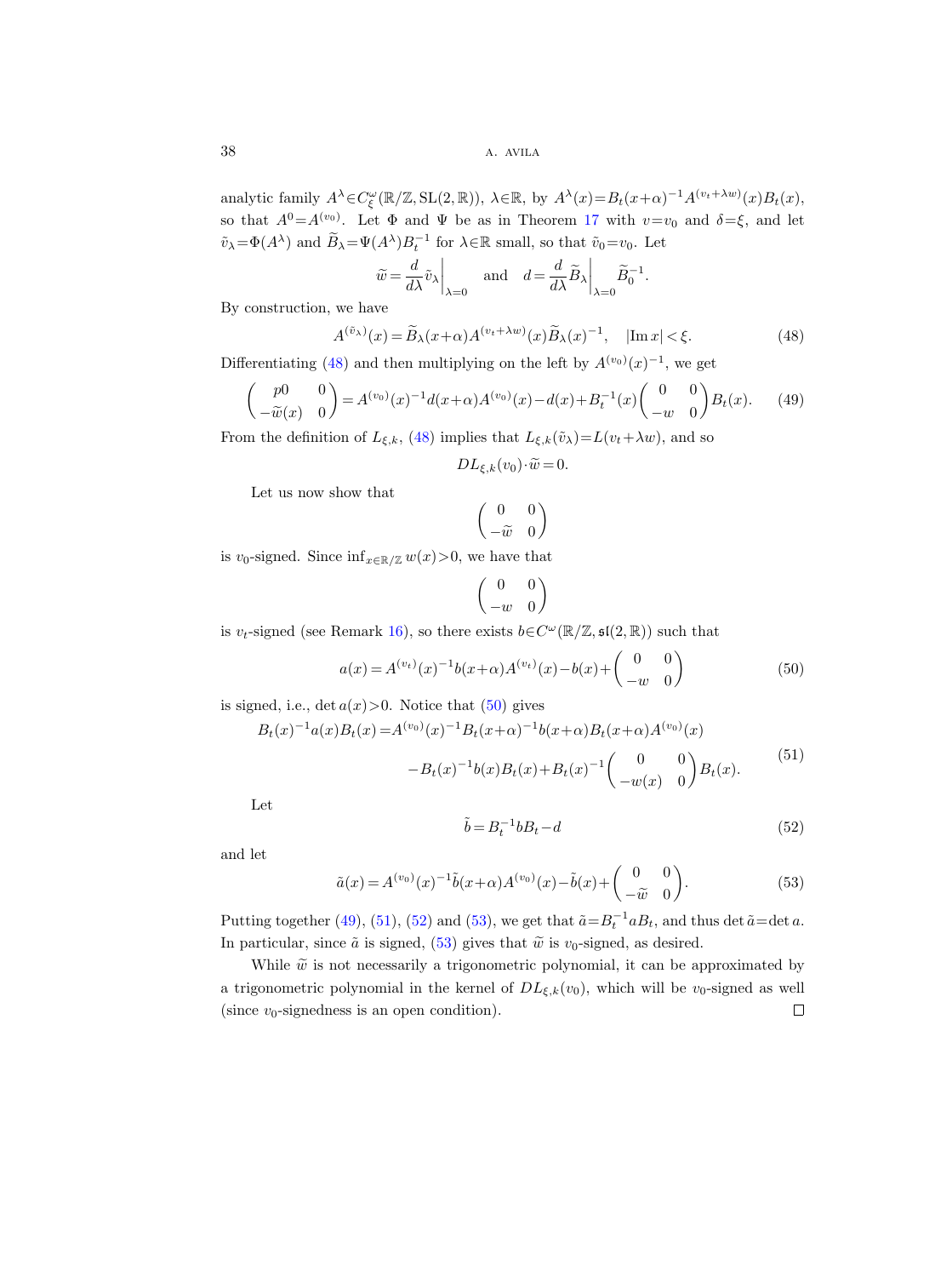analytic family $A^\lambda \in C^\omega_\xi(\mathbb{R}/\mathbb{Z}, \mathrm{SL}(2,\mathbb{R}))$, $\lambda \in \mathbb{R}$, by $A^\lambda(x) = B_t(x+\alpha)^{-1} A^{(v_t+\lambda w)}(x) B_t(x)$, so that $A^0 = A^{(v_0)}$. Let $\Phi$ and $\Psi$ be as in Theorem 17 with $v = v_0$ and $\delta = \xi$, and let $\tilde{v}_\lambda = \Phi(A^\lambda)$ and $\widetilde{B}_\lambda = \Psi(A^\lambda) B_t^{-1}$ for $\lambda \in \mathbb{R}$ small, so that $\tilde{v}_0 = v_0$. Let

$$\widetilde{w} = \frac{d}{d\lambda} \tilde{v}_\lambda \bigg|_{\lambda=0} \quad \text{and} \quad d = \frac{d}{d\lambda} \widetilde{B}_\lambda \bigg|_{\lambda=0} \widetilde{B}_0^{-1}.$$

By construction, we have

$$A^{(\tilde{v}_\lambda)}(x) = \widetilde{B}_\lambda(x+\alpha) A^{(v_t+\lambda w)}(x) \widetilde{B}_\lambda(x)^{-1}, \quad |\mathrm{Im}\, x| < \xi. \tag{48}$$

Differentiating (48) and then multiplying on the left by $A^{(v_0)}(x)^{-1}$, we get

$$\begin{pmatrix} p0 & 0 \\ -\widetilde{w}(x) & 0 \end{pmatrix} = A^{(v_0)}(x)^{-1} d(x+\alpha) A^{(v_0)}(x) - d(x) + B_t^{-1}(x) \begin{pmatrix} 0 & 0 \\ -w & 0 \end{pmatrix} B_t(x). \tag{49}$$

From the definition of $L_{\xi,k}$, (48) implies that $L_{\xi,k}(\tilde{v}_\lambda) = L(v_t + \lambda w)$, and so

$$DL_{\xi,k}(v_0) \cdot \widetilde{w} = 0.$$

Let us now show that

$$\begin{pmatrix} 0 & 0 \\ -\widetilde{w} & 0 \end{pmatrix}$$

is $v_0$-signed. Since $\inf_{x \in \mathbb{R}/\mathbb{Z}} w(x) > 0$, we have that

$$\begin{pmatrix} 0 & 0 \\ -w & 0 \end{pmatrix}$$

is $v_t$-signed (see Remark 16), so there exists $b \in C^\omega(\mathbb{R}/\mathbb{Z}, \mathfrak{sl}(2,\mathbb{R}))$ such that

$$a(x) = A^{(v_t)}(x)^{-1} b(x+\alpha) A^{(v_t)}(x) - b(x) + \begin{pmatrix} 0 & 0 \\ -w & 0 \end{pmatrix} \tag{50}$$

is signed, i.e., $\det a(x) > 0$. Notice that (50) gives

$$\begin{aligned} B_t(x)^{-1} a(x) B_t(x) = & A^{(v_0)}(x)^{-1} B_t(x+\alpha)^{-1} b(x+\alpha) B_t(x+\alpha) A^{(v_0)}(x) \\ & - B_t(x)^{-1} b(x) B_t(x) + B_t(x)^{-1} \begin{pmatrix} 0 & 0 \\ -w(x) & 0 \end{pmatrix} B_t(x). \end{aligned} \tag{51}$$

Let

$$\tilde{b} = B_t^{-1} b B_t - d \tag{52}$$

and let

$$\tilde{a}(x) = A^{(v_0)}(x)^{-1} \tilde{b}(x+\alpha) A^{(v_0)}(x) - \tilde{b}(x) + \begin{pmatrix} 0 & 0 \\ -\widetilde{w} & 0 \end{pmatrix}. \tag{53}$$

Putting together (49), (51), (52) and (53), we get that $\tilde{a} = B_t^{-1} a B_t$, and thus $\det \tilde{a} = \det a$. In particular, since $\tilde{a}$ is signed, (53) gives that $\widetilde{w}$ is $v_0$-signed, as desired.

While $\widetilde{w}$ is not necessarily a trigonometric polynomial, it can be approximated by a trigonometric polynomial in the kernel of $DL_{\xi,k}(v_0)$, which will be $v_0$-signed as well (since $v_0$-signedness is an open condition). $\square$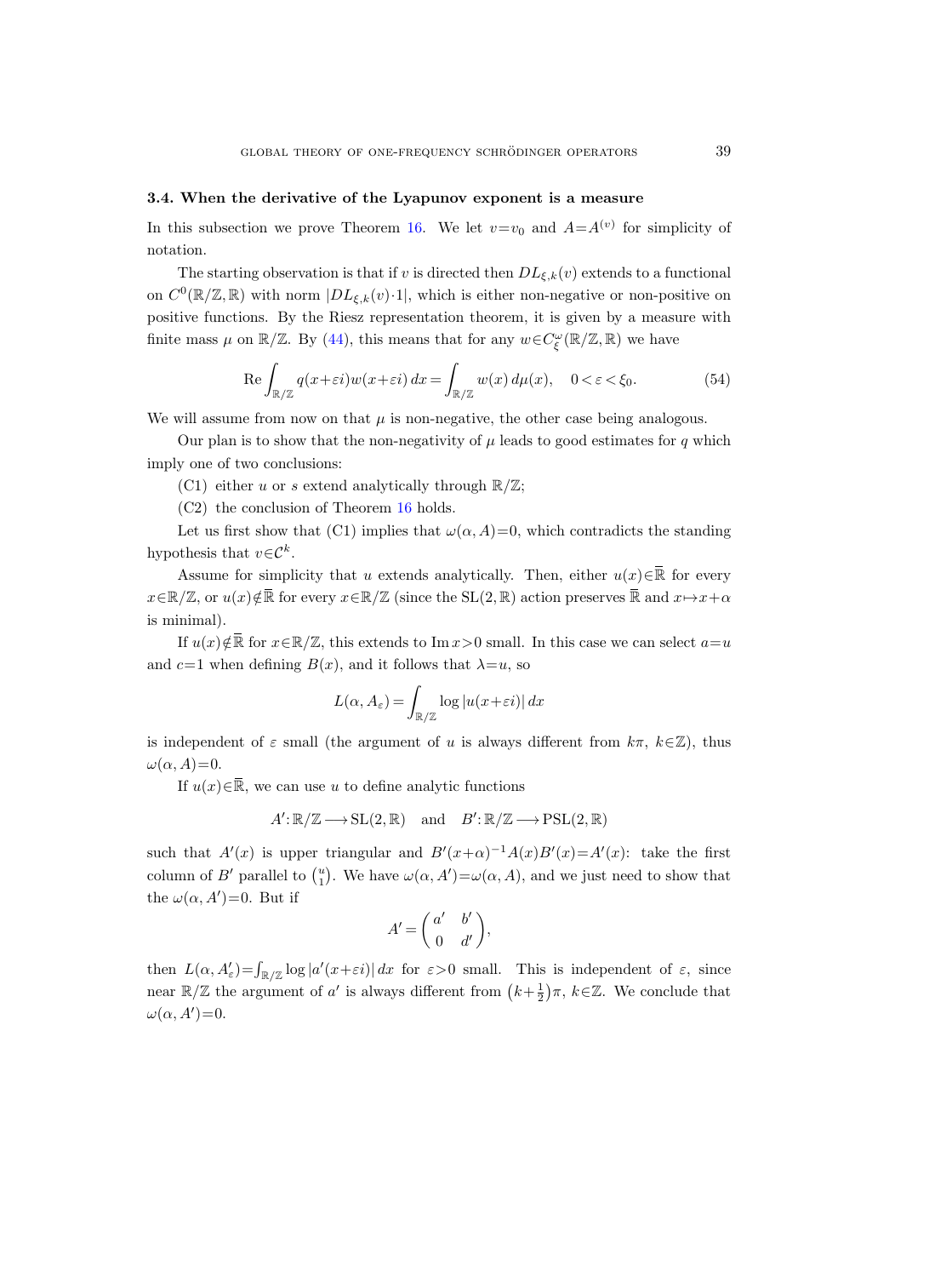### 3.4. When the derivative of the Lyapunov exponent is a measure

In this subsection we prove Theorem 16. We let $v=v_0$ and $A=A^{(v)}$ for simplicity of notation.

The starting observation is that if $v$ is directed then $DL_{\xi,k}(v)$ extends to a functional on $C^0(\mathbb{R}/\mathbb{Z},\mathbb{R})$ with norm $|DL_{\xi,k}(v)\cdot 1|$, which is either non-negative or non-positive on positive functions. By the Riesz representation theorem, it is given by a measure with finite mass $\mu$ on $\mathbb{R}/\mathbb{Z}$. By (44), this means that for any $w\in C^{\omega}_{\xi}(\mathbb{R}/\mathbb{Z},\mathbb{R})$ we have

$$\operatorname{Re}\int_{\mathbb{R}/\mathbb{Z}} q(x+\varepsilon i)w(x+\varepsilon i)\,dx = \int_{\mathbb{R}/\mathbb{Z}} w(x)\,d\mu(x), \quad 0<\varepsilon<\xi_0. \tag{54}$$

We will assume from now on that $\mu$ is non-negative, the other case being analogous.

Our plan is to show that the non-negativity of $\mu$ leads to good estimates for $q$ which imply one of two conclusions:

(C1) either $u$ or $s$ extend analytically through $\mathbb{R}/\mathbb{Z}$;

(C2) the conclusion of Theorem 16 holds.

Let us first show that (C1) implies that $\omega(\alpha,A)=0$, which contradicts the standing hypothesis that $v\in\mathcal{C}^k$.

Assume for simplicity that $u$ extends analytically. Then, either $u(x)\in\overline{\mathbb{R}}$ for every $x\in\mathbb{R}/\mathbb{Z}$, or $u(x)\notin\overline{\mathbb{R}}$ for every $x\in\mathbb{R}/\mathbb{Z}$ (since the $\mathrm{SL}(2,\mathbb{R})$ action preserves $\overline{\mathbb{R}}$ and $x\mapsto x+\alpha$ is minimal).

If $u(x)\notin\overline{\mathbb{R}}$ for $x\in\mathbb{R}/\mathbb{Z}$, this extends to $\operatorname{Im} x>0$ small. In this case we can select $a=u$ and $c=1$ when defining $B(x)$, and it follows that $\lambda=u$, so

$$L(\alpha,A_\varepsilon)=\int_{\mathbb{R}/\mathbb{Z}} \log|u(x+\varepsilon i)|\,dx$$

is independent of $\varepsilon$ small (the argument of $u$ is always different from $k\pi$, $k\in\mathbb{Z}$), thus $\omega(\alpha,A)=0$.

If $u(x)\in\overline{\mathbb{R}}$, we can use $u$ to define analytic functions

$$A'\colon \mathbb{R}/\mathbb{Z}\longrightarrow \mathrm{SL}(2,\mathbb{R}) \quad\text{and}\quad B'\colon \mathbb{R}/\mathbb{Z}\longrightarrow \mathrm{PSL}(2,\mathbb{R})$$

such that $A'(x)$ is upper triangular and $B'(x+\alpha)^{-1}A(x)B'(x)=A'(x)$: take the first column of $B'$ parallel to $\binom{u}{1}$. We have $\omega(\alpha,A')=\omega(\alpha,A)$, and we just need to show that the $\omega(\alpha,A')=0$. But if

$$A'=\begin{pmatrix} a' & b' \\ 0 & d'\end{pmatrix},$$

then $L(\alpha,A'_\varepsilon)=\int_{\mathbb{R}/\mathbb{Z}}\log|a'(x+\varepsilon i)|\,dx$ for $\varepsilon>0$ small. This is independent of $\varepsilon$, since near $\mathbb{R}/\mathbb{Z}$ the argument of $a'$ is always different from $\left(k+\frac{1}{2}\right)\pi$, $k\in\mathbb{Z}$. We conclude that $\omega(\alpha,A')=0$.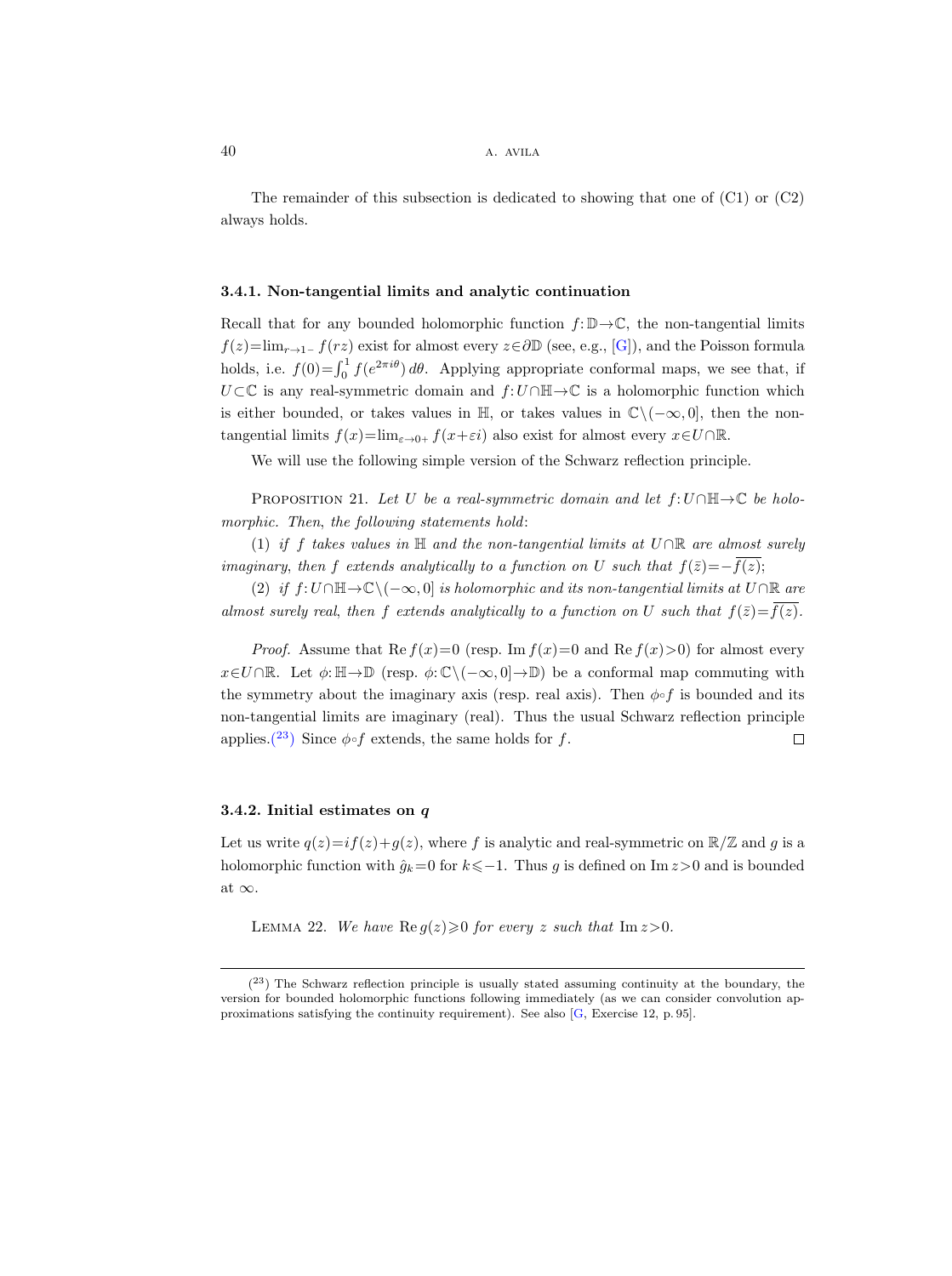The remainder of this subsection is dedicated to showing that one of (C1) or (C2) always holds.

### 3.4.1. Non-tangential limits and analytic continuation

Recall that for any bounded holomorphic function $f:\mathbb{D}\to\mathbb{C}$, the non-tangential limits $f(z)=\lim_{r\to 1^-} f(rz)$ exist for almost every $z\in\partial\mathbb{D}$ (see, e.g., [G]), and the Poisson formula holds, i.e. $f(0)=\int_0^1 f(e^{2\pi i\theta})\,d\theta$. Applying appropriate conformal maps, we see that, if $U\subset\mathbb{C}$ is any real-symmetric domain and $f:U\cap\mathbb{H}\to\mathbb{C}$ is a holomorphic function which is either bounded, or takes values in $\mathbb{H}$, or takes values in $\mathbb{C}\setminus(-\infty,0]$, then the non-tangential limits $f(x)=\lim_{\varepsilon\to 0^+} f(x+\varepsilon i)$ also exist for almost every $x\in U\cap\mathbb{R}$.

We will use the following simple version of the Schwarz reflection principle.

PROPOSITION 21. *Let $U$ be a real-symmetric domain and let $f:U\cap\mathbb{H}\to\mathbb{C}$ be holomorphic. Then, the following statements hold*:

(1) *if $f$ takes values in $\mathbb{H}$ and the non-tangential limits at $U\cap\mathbb{R}$ are almost surely imaginary, then $f$ extends analytically to a function on $U$ such that $f(\bar{z})=-\overline{f(z)}$*;

(2) *if $f:U\cap\mathbb{H}\to\mathbb{C}\setminus(-\infty,0]$ is holomorphic and its non-tangential limits at $U\cap\mathbb{R}$ are almost surely real, then $f$ extends analytically to a function on $U$ such that $f(\bar{z})=\overline{f(z)}$.*

*Proof.* Assume that $\operatorname{Re} f(x)=0$ (resp. $\operatorname{Im} f(x)=0$ and $\operatorname{Re} f(x)>0$) for almost every $x\in U\cap\mathbb{R}$. Let $\phi:\mathbb{H}\to\mathbb{D}$ (resp. $\phi:\mathbb{C}\setminus(-\infty,0]\to\mathbb{D}$) be a conformal map commuting with the symmetry about the imaginary axis (resp. real axis). Then $\phi\circ f$ is bounded and its non-tangential limits are imaginary (real). Thus the usual Schwarz reflection principle applies.[23] Since $\phi\circ f$ extends, the same holds for $f$. $\square$

### 3.4.2. Initial estimates on $q$

Let us write $q(z)=if(z)+g(z)$, where $f$ is analytic and real-symmetric on $\mathbb{R}/\mathbb{Z}$ and $g$ is a holomorphic function with $\hat{g}_k=0$ for $k\leqslant -1$. Thus $g$ is defined on $\operatorname{Im} z>0$ and is bounded at $\infty$.

LEMMA 22. *We have $\operatorname{Re} g(z)\geqslant 0$ for every $z$ such that $\operatorname{Im} z>0$.*

---

[23] The Schwarz reflection principle is usually stated assuming continuity at the boundary, the version for bounded holomorphic functions following immediately (as we can consider convolution approximations satisfying the continuity requirement). See also [G, Exercise 12, p. 95].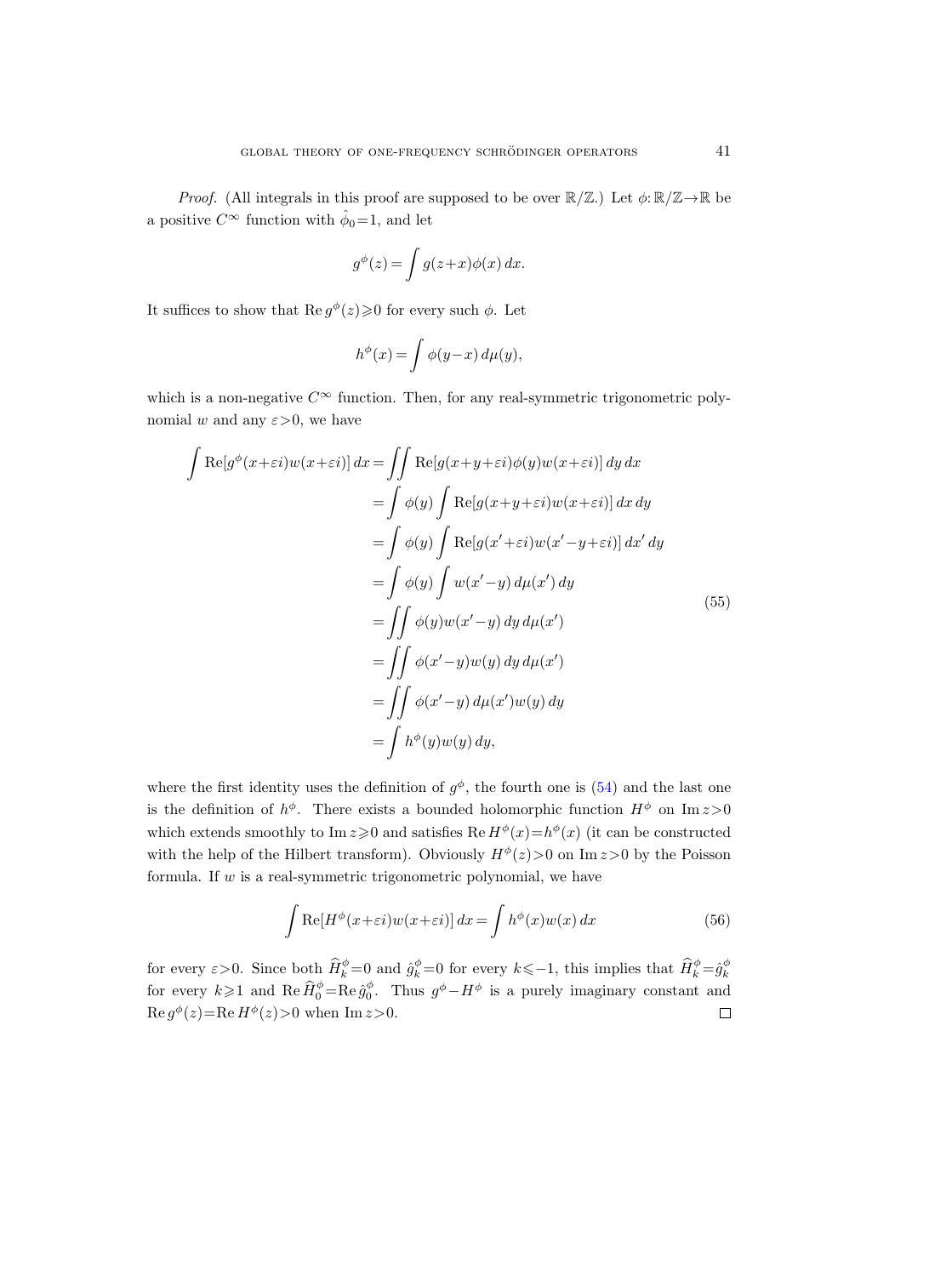*Proof.* (All integrals in this proof are supposed to be over $\mathbb{R}/\mathbb{Z}$.) Let $\phi: \mathbb{R}/\mathbb{Z} \to \mathbb{R}$ be a positive $C^\infty$ function with $\hat{\phi}_0 = 1$, and let

$$g^\phi(z) = \int g(z+x)\phi(x)\,dx.$$

It suffices to show that $\operatorname{Re} g^\phi(z) \geqslant 0$ for every such $\phi$. Let

$$h^\phi(x) = \int \phi(y-x)\,d\mu(y),$$

which is a non-negative $C^\infty$ function. Then, for any real-symmetric trigonometric polynomial $w$ and any $\varepsilon > 0$, we have

$$\begin{aligned}
\int \operatorname{Re}[g^\phi(x+\varepsilon i)w(x+\varepsilon i)]\,dx &= \iint \operatorname{Re}[g(x+y+\varepsilon i)\phi(y)w(x+\varepsilon i)]\,dy\,dx \\
&= \int \phi(y) \int \operatorname{Re}[g(x+y+\varepsilon i)w(x+\varepsilon i)]\,dx\,dy \\
&= \int \phi(y) \int \operatorname{Re}[g(x'+\varepsilon i)w(x'-y+\varepsilon i)]\,dx'\,dy \\
&= \int \phi(y) \int w(x'-y)\,d\mu(x')\,dy \\
&= \iint \phi(y)w(x'-y)\,dy\,d\mu(x') \\
&= \iint \phi(x'-y)w(y)\,dy\,d\mu(x') \\
&= \iint \phi(x'-y)\,d\mu(x')w(y)\,dy \\
&= \int h^\phi(y)w(y)\,dy,
\end{aligned} \tag{55}$$

where the first identity uses the definition of $g^\phi$, the fourth one is (54) and the last one is the definition of $h^\phi$. There exists a bounded holomorphic function $H^\phi$ on $\operatorname{Im} z > 0$ which extends smoothly to $\operatorname{Im} z \geqslant 0$ and satisfies $\operatorname{Re} H^\phi(x) = h^\phi(x)$ (it can be constructed with the help of the Hilbert transform). Obviously $H^\phi(z) > 0$ on $\operatorname{Im} z > 0$ by the Poisson formula. If $w$ is a real-symmetric trigonometric polynomial, we have

$$\int \operatorname{Re}[H^\phi(x+\varepsilon i)w(x+\varepsilon i)]\,dx = \int h^\phi(x)w(x)\,dx \tag{56}$$

for every $\varepsilon > 0$. Since both $\widehat{H}^\phi_k = 0$ and $\hat{g}^\phi_k = 0$ for every $k \leqslant -1$, this implies that $\widehat{H}^\phi_k = \hat{g}^\phi_k$ for every $k \geqslant 1$ and $\operatorname{Re} \widehat{H}^\phi_0 = \operatorname{Re} \hat{g}^\phi_0$. Thus $g^\phi - H^\phi$ is a purely imaginary constant and $\operatorname{Re} g^\phi(z) = \operatorname{Re} H^\phi(z) > 0$ when $\operatorname{Im} z > 0$. $\square$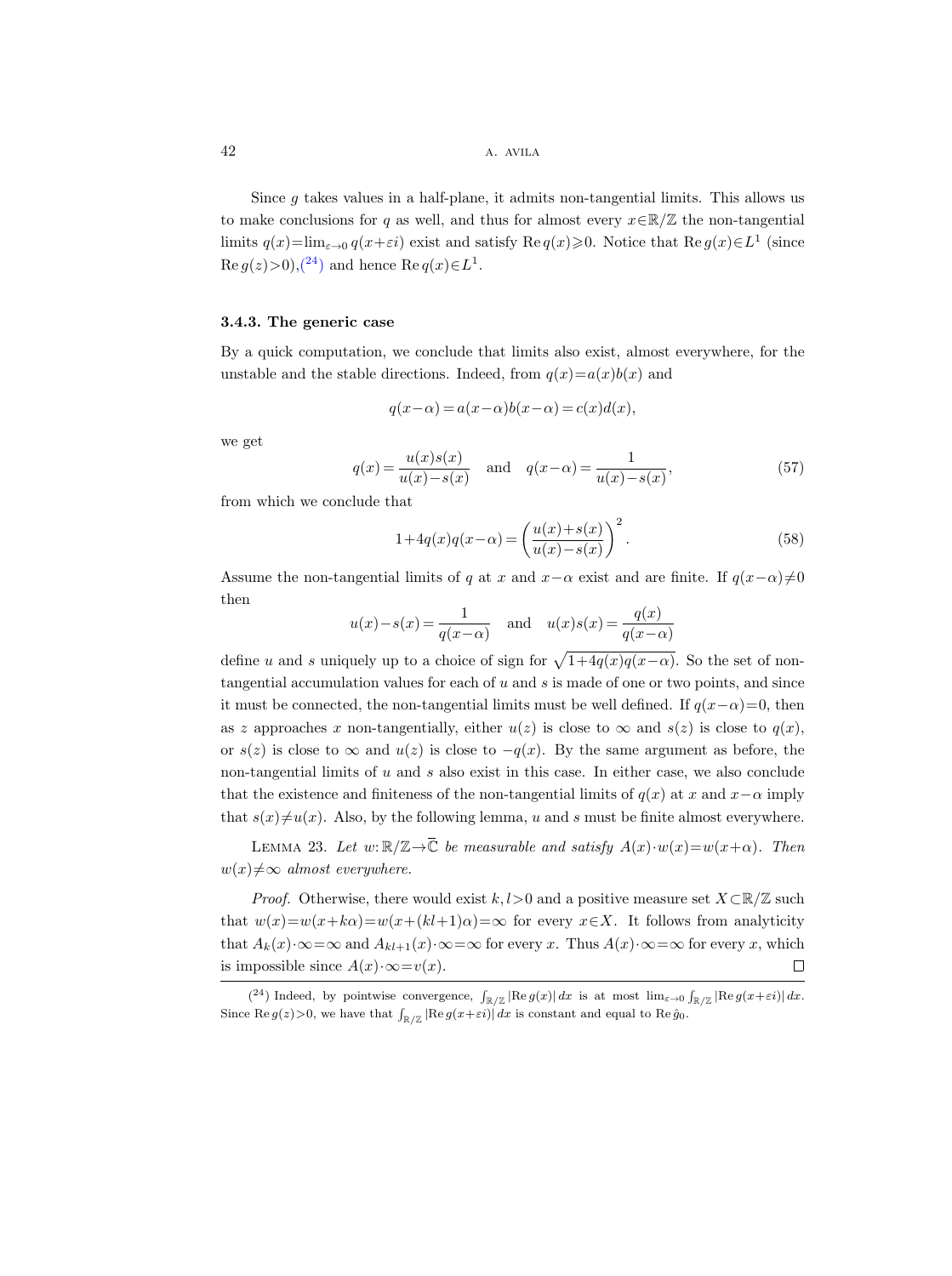Since $g$ takes values in a half-plane, it admits non-tangential limits. This allows us to make conclusions for $q$ as well, and thus for almost every $x \in \mathbb{R}/\mathbb{Z}$ the non-tangential limits $q(x) = \lim_{\varepsilon \to 0} q(x+\varepsilon i)$ exist and satisfy $\operatorname{Re} q(x) \geqslant 0$. Notice that $\operatorname{Re} g(x) \in L^1$ (since $\operatorname{Re} g(z) > 0$),[24] and hence $\operatorname{Re} q(x) \in L^1$.

### 3.4.3. The generic case

By a quick computation, we conclude that limits also exist, almost everywhere, for the unstable and the stable directions. Indeed, from $q(x) = a(x)b(x)$ and

$$q(x-\alpha) = a(x-\alpha)b(x-\alpha) = c(x)d(x),$$

we get

$$q(x) = \frac{u(x)s(x)}{u(x)-s(x)} \quad \text{and} \quad q(x-\alpha) = \frac{1}{u(x)-s(x)}, \tag{57}$$

from which we conclude that

$$1 + 4q(x)q(x-\alpha) = \left(\frac{u(x)+s(x)}{u(x)-s(x)}\right)^2. \tag{58}$$

Assume the non-tangential limits of $q$ at $x$ and $x-\alpha$ exist and are finite. If $q(x-\alpha) \neq 0$ then

$$u(x) - s(x) = \frac{1}{q(x-\alpha)} \quad \text{and} \quad u(x)s(x) = \frac{q(x)}{q(x-\alpha)}$$

define $u$ and $s$ uniquely up to a choice of sign for $\sqrt{1+4q(x)q(x-\alpha)}$. So the set of non-tangential accumulation values for each of $u$ and $s$ is made of one or two points, and since it must be connected, the non-tangential limits must be well defined. If $q(x-\alpha) = 0$, then as $z$ approaches $x$ non-tangentially, either $u(z)$ is close to $\infty$ and $s(z)$ is close to $q(x)$, or $s(z)$ is close to $\infty$ and $u(z)$ is close to $-q(x)$. By the same argument as before, the non-tangential limits of $u$ and $s$ also exist in this case. In either case, we also conclude that the existence and finiteness of the non-tangential limits of $q(x)$ at $x$ and $x-\alpha$ imply that $s(x) \neq u(x)$. Also, by the following lemma, $u$ and $s$ must be finite almost everywhere.

LEMMA 23. *Let $w: \mathbb{R}/\mathbb{Z} \to \overline{\mathbb{C}}$ be measurable and satisfy $A(x) \cdot w(x) = w(x+\alpha)$. Then $w(x) \neq \infty$ almost everywhere.*

*Proof.* Otherwise, there would exist $k, l > 0$ and a positive measure set $X \subset \mathbb{R}/\mathbb{Z}$ such that $w(x) = w(x+k\alpha) = w(x+(kl+1)\alpha) = \infty$ for every $x \in X$. It follows from analyticity that $A_k(x) \cdot \infty = \infty$ and $A_{kl+1}(x) \cdot \infty = \infty$ for every $x$. Thus $A(x) \cdot \infty = \infty$ for every $x$, which is impossible since $A(x) \cdot \infty = v(x)$. $\square$

---

[24] Indeed, by pointwise convergence, $\int_{\mathbb{R}/\mathbb{Z}} |\operatorname{Re} g(x)|\, dx$ is at most $\lim_{\varepsilon \to 0} \int_{\mathbb{R}/\mathbb{Z}} |\operatorname{Re} g(x+\varepsilon i)|\, dx$. Since $\operatorname{Re} g(z) > 0$, we have that $\int_{\mathbb{R}/\mathbb{Z}} |\operatorname{Re} g(x+\varepsilon i)|\, dx$ is constant and equal to $\operatorname{Re} \hat{g}_0$.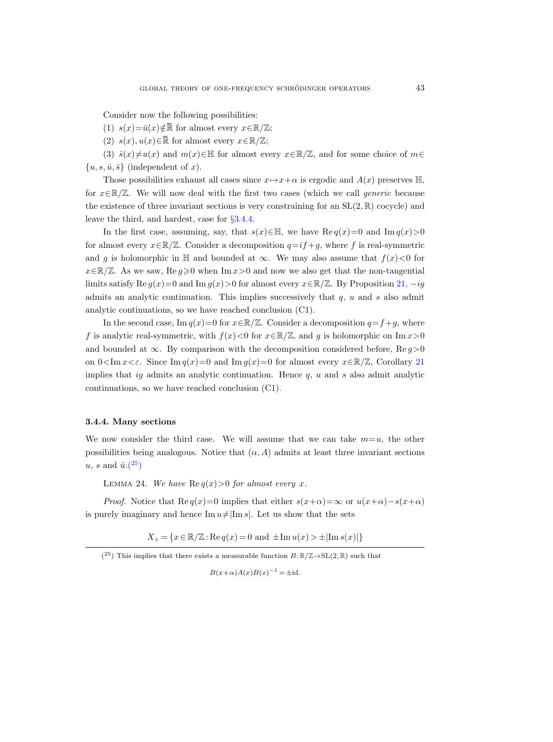Consider now the following possibilities:

(1) $s(x)=\bar{u}(x)\notin\overline{\mathbb{R}}$ for almost every $x\in\mathbb{R}/\mathbb{Z}$;

(2) $s(x), u(x)\in\overline{\mathbb{R}}$ for almost every $x\in\mathbb{R}/\mathbb{Z}$;

(3) $\bar{s}(x)\neq u(x)$ and $m(x)\in\mathbb{H}$ for almost every $x\in\mathbb{R}/\mathbb{Z}$, and for some choice of $m\in\{u, s, \bar{u}, \bar{s}\}$ (independent of $x$).

Those possibilities exhaust all cases since $x\mapsto x+\alpha$ is ergodic and $A(x)$ preserves $\mathbb{H}$, for $x\in\mathbb{R}/\mathbb{Z}$. We will now deal with the first two cases (which we call *generic* because the existence of three invariant sections is very constraining for an $\mathrm{SL}(2,\mathbb{R})$ cocycle) and leave the third, and hardest, case for §3.4.4.

In the first case, assuming, say, that $s(x)\in\mathbb{H}$, we have $\operatorname{Re} q(x)=0$ and $\operatorname{Im} q(x)>0$ for almost every $x\in\mathbb{R}/\mathbb{Z}$. Consider a decomposition $q=if+g$, where $f$ is real-symmetric and $g$ is holomorphic in $\mathbb{H}$ and bounded at $\infty$. We may also assume that $f(x)<0$ for $x\in\mathbb{R}/\mathbb{Z}$. As we saw, $\operatorname{Re} g\geqslant 0$ when $\operatorname{Im} x>0$ and now we also get that the non-tangential limits satisfy $\operatorname{Re} g(x)=0$ and $\operatorname{Im} g(x)>0$ for almost every $x\in\mathbb{R}/\mathbb{Z}$. By Proposition 21, $-ig$ admits an analytic continuation. This implies successively that $q$, $u$ and $s$ also admit analytic continuations, so we have reached conclusion (C1).

In the second case, $\operatorname{Im} q(x)=0$ for $x\in\mathbb{R}/\mathbb{Z}$. Consider a decomposition $q=f+g$, where $f$ is analytic real-symmetric, with $f(x)<0$ for $x\in\mathbb{R}/\mathbb{Z}$, and $g$ is holomorphic on $\operatorname{Im} x>0$ and bounded at $\infty$. By comparison with the decomposition considered before, $\operatorname{Re} g>0$ on $0<\operatorname{Im} x<\varepsilon$. Since $\operatorname{Im} q(x)=0$ and $\operatorname{Im} g(x)=0$ for almost every $x\in\mathbb{R}/\mathbb{Z}$, Corollary 21 implies that $ig$ admits an analytic continuation. Hence $q$, $u$ and $s$ also admit analytic continuations, so we have reached conclusion (C1).

### 3.4.4. Many sections

We now consider the third case. We will assume that we can take $m=u$, the other possibilities being analogous. Notice that $(\alpha, A)$ admits at least three invariant sections $u$, $s$ and $\bar{u}$.[25]

Lemma 24. *We have* $\operatorname{Re} q(x)>0$ *for almost every* $x$.

*Proof.* Notice that $\operatorname{Re} q(x)=0$ implies that either $s(x+\alpha)=\infty$ or $u(x+\alpha)-s(x+\alpha)$ is purely imaginary and hence $\operatorname{Im} u\neq|\operatorname{Im} s|$. Let us show that the sets

$$X_{\pm}=\{x\in\mathbb{R}/\mathbb{Z}: \operatorname{Re} q(x)=0 \text{ and } \pm\operatorname{Im} u(x)>\pm|\operatorname{Im} s(x)|\}$$

---

[25] This implies that there exists a measurable function $B:\mathbb{R}/\mathbb{Z}\to\mathrm{SL}(2,\mathbb{R})$ such that

$$B(x+\alpha)A(x)B(x)^{-1}=\pm\mathrm{id}.$$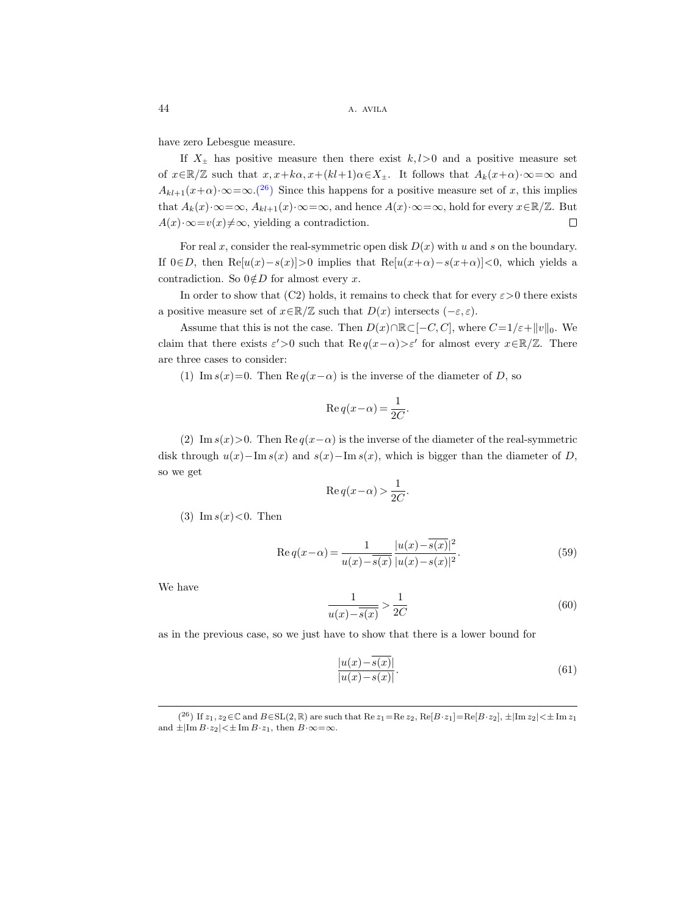have zero Lebesgue measure.

If $X_\pm$ has positive measure then there exist $k, l>0$ and a positive measure set of $x\in\mathbb{R}/\mathbb{Z}$ such that $x, x+k\alpha, x+(kl+1)\alpha\in X_\pm$. It follows that $A_k(x+\alpha)\cdot\infty=\infty$ and $A_{kl+1}(x+\alpha)\cdot\infty=\infty$.[26] Since this happens for a positive measure set of $x$, this implies that $A_k(x)\cdot\infty=\infty$, $A_{kl+1}(x)\cdot\infty=\infty$, and hence $A(x)\cdot\infty=\infty$, hold for every $x\in\mathbb{R}/\mathbb{Z}$. But $A(x)\cdot\infty=v(x)\neq\infty$, yielding a contradiction. □

For real $x$, consider the real-symmetric open disk $D(x)$ with $u$ and $s$ on the boundary. If $0\in D$, then $\operatorname{Re}[u(x)-s(x)]>0$ implies that $\operatorname{Re}[u(x+\alpha)-s(x+\alpha)]<0$, which yields a contradiction. So $0\notin D$ for almost every $x$.

In order to show that (C2) holds, it remains to check that for every $\varepsilon>0$ there exists a positive measure set of $x\in\mathbb{R}/\mathbb{Z}$ such that $D(x)$ intersects $(-\varepsilon,\varepsilon)$.

Assume that this is not the case. Then $D(x)\cap\mathbb{R}\subset[-C,C]$, where $C=1/\varepsilon+\|v\|_0$. We claim that there exists $\varepsilon'>0$ such that $\operatorname{Re} q(x-\alpha)>\varepsilon'$ for almost every $x\in\mathbb{R}/\mathbb{Z}$. There are three cases to consider:

(1) $\operatorname{Im} s(x)=0$. Then $\operatorname{Re} q(x-\alpha)$ is the inverse of the diameter of $D$, so

$$\operatorname{Re} q(x-\alpha)=\frac{1}{2C}.$$

(2) $\operatorname{Im} s(x)>0$. Then $\operatorname{Re} q(x-\alpha)$ is the inverse of the diameter of the real-symmetric disk through $u(x)-\operatorname{Im} s(x)$ and $s(x)-\operatorname{Im} s(x)$, which is bigger than the diameter of $D$, so we get

$$\operatorname{Re} q(x-\alpha)>\frac{1}{2C}.$$

(3) $\operatorname{Im} s(x)<0$. Then

$$\operatorname{Re} q(x-\alpha)=\frac{1}{u(x)-\overline{\overline{s(x)}}}\,\frac{|u(x)-\overline{s(x)}|^2}{|u(x)-s(x)|^2}. \tag{59}$$

We have

$$\frac{1}{u(x)-\overline{\overline{s(x)}}}>\frac{1}{2C} \tag{60}$$

as in the previous case, so we just have to show that there is a lower bound for

$$\frac{|u(x)-\overline{s(x)}|}{|u(x)-s(x)|}. \tag{61}$$

---

[26] If $z_1, z_2\in\mathbb{C}$ and $B\in\mathrm{SL}(2,\mathbb{R})$ are such that $\operatorname{Re} z_1=\operatorname{Re} z_2$, $\operatorname{Re}[B\cdot z_1]=\operatorname{Re}[B\cdot z_2]$, $\pm|\operatorname{Im} z_2|<\pm\operatorname{Im} z_1$ and $\pm|\operatorname{Im} B\cdot z_2|<\pm\operatorname{Im} B\cdot z_1$, then $B\cdot\infty=\infty$.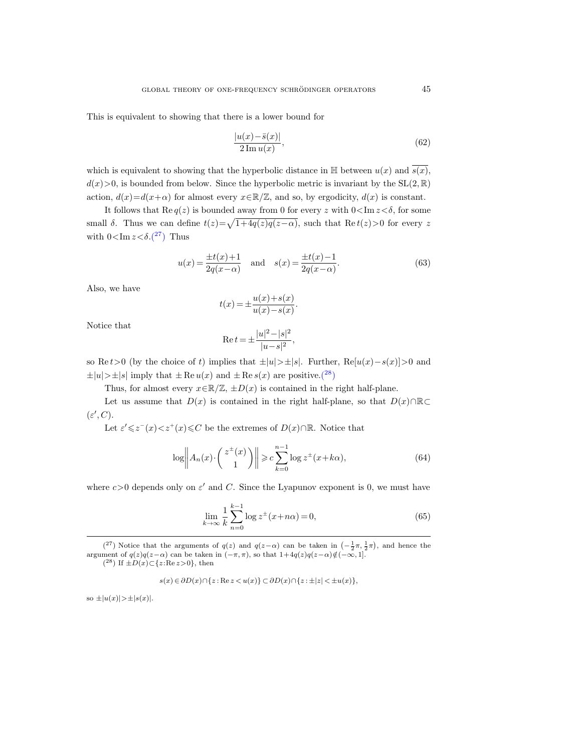This is equivalent to showing that there is a lower bound for

$$\frac{|u(x)-\bar{s}(x)|}{2\operatorname{Im} u(x)}, \tag{62}$$

which is equivalent to showing that the hyperbolic distance in $\mathbb{H}$ between $u(x)$ and $\overline{s(x)}$, $d(x)>0$, is bounded from below. Since the hyperbolic metric is invariant by the $\mathrm{SL}(2,\mathbb{R})$ action, $d(x)=d(x+\alpha)$ for almost every $x\in\mathbb{R}/\mathbb{Z}$, and so, by ergodicity, $d(x)$ is constant.

It follows that $\operatorname{Re} q(z)$ is bounded away from 0 for every $z$ with $0<\operatorname{Im} z<\delta$, for some small $\delta$. Thus we can define $t(z)=\sqrt{1+4q(z)q(z-\alpha)}$, such that $\operatorname{Re} t(z)>0$ for every $z$ with $0<\operatorname{Im} z<\delta$.([27]) Thus

$$u(x)=\frac{\pm t(x)+1}{2q(x-\alpha)} \quad \text{and} \quad s(x)=\frac{\pm t(x)-1}{2q(x-\alpha)}. \tag{63}$$

Also, we have

$$t(x)=\pm\frac{u(x)+s(x)}{u(x)-s(x)}.$$

Notice that

$$\operatorname{Re} t=\pm\frac{|u|^2-|s|^2}{|u-s|^2},$$

so $\operatorname{Re} t>0$ (by the choice of $t$) implies that $\pm|u|>\pm|s|$. Further, $\operatorname{Re}[u(x)-s(x)]>0$ and $\pm|u|>\pm|s|$ imply that $\pm\operatorname{Re} u(x)$ and $\pm\operatorname{Re} s(x)$ are positive.([28])

Thus, for almost every $x\in\mathbb{R}/\mathbb{Z}$, $\pm D(x)$ is contained in the right half-plane.

Let us assume that $D(x)$ is contained in the right half-plane, so that $D(x)\cap\mathbb{R}\subset(\varepsilon',C)$.

Let $\varepsilon'\leqslant z^-(x)<z^+(x)\leqslant C$ be the extremes of $D(x)\cap\mathbb{R}$. Notice that

$$\log\left\|A_n(x)\cdot\begin{pmatrix} z^\pm(x) \\ 1\end{pmatrix}\right\|\geqslant c\sum_{k=0}^{n-1}\log z^\pm(x+k\alpha), \tag{64}$$

where $c>0$ depends only on $\varepsilon'$ and $C$. Since the Lyapunov exponent is 0, we must have

$$\lim_{k\to\infty}\frac{1}{k}\sum_{n=0}^{k-1}\log z^\pm(x+n\alpha)=0, \tag{65}$$

---

([27]) Notice that the arguments of $q(z)$ and $q(z-\alpha)$ can be taken in $\left(-\frac{1}{2}\pi,\frac{1}{2}\pi\right)$, and hence the argument of $q(z)q(z-\alpha)$ can be taken in $(-\pi,\pi)$, so that $1+4q(z)q(z-\alpha)\notin(-\infty,1]$.

([28]) If $\pm D(x)\subset\{z:\operatorname{Re} z>0\}$, then

$$s(x)\in\partial D(x)\cap\{z:\operatorname{Re} z<u(x)\}\subset\partial D(x)\cap\{z:\pm|z|<\pm u(x)\},$$

so $\pm|u(x)|>\pm|s(x)|$.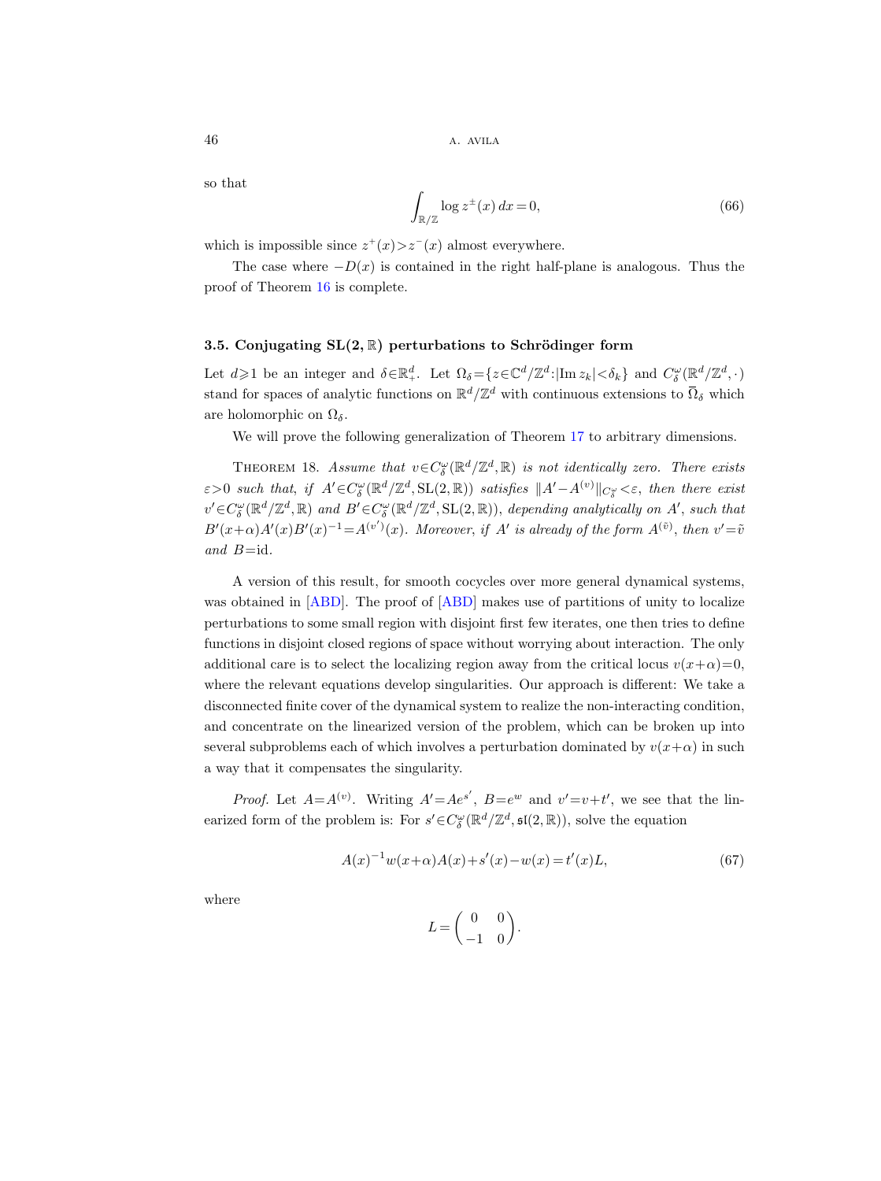so that

$$\int_{\mathbb{R}/\mathbb{Z}} \log z^{\pm}(x)\, dx = 0, \tag{66}$$

which is impossible since $z^{+}(x) > z^{-}(x)$ almost everywhere.

The case where $-D(x)$ is contained in the right half-plane is analogous. Thus the proof of Theorem 16 is complete.

### 3.5. Conjugating $\mathrm{SL}(2,\mathbb{R})$ perturbations to Schrödinger form

Let $d \geqslant 1$ be an integer and $\delta \in \mathbb{R}_{+}^{d}$. Let $\Omega_\delta = \{z \in \mathbb{C}^d/\mathbb{Z}^d : |\mathrm{Im}\, z_k| < \delta_k\}$ and $C_\delta^\omega(\mathbb{R}^d/\mathbb{Z}^d, \cdot)$ stand for spaces of analytic functions on $\mathbb{R}^d/\mathbb{Z}^d$ with continuous extensions to $\overline{\Omega}_\delta$ which are holomorphic on $\Omega_\delta$.

We will prove the following generalization of Theorem 17 to arbitrary dimensions.

THEOREM 18. *Assume that $v \in C_\delta^\omega(\mathbb{R}^d/\mathbb{Z}^d, \mathbb{R})$ is not identically zero. There exists $\varepsilon > 0$ such that, if $A' \in C_\delta^\omega(\mathbb{R}^d/\mathbb{Z}^d, \mathrm{SL}(2,\mathbb{R}))$ satisfies $\|A' - A^{(v)}\|_{C_\delta^\omega} < \varepsilon$, then there exist $v' \in C_\delta^\omega(\mathbb{R}^d/\mathbb{Z}^d, \mathbb{R})$ and $B' \in C_\delta^\omega(\mathbb{R}^d/\mathbb{Z}^d, \mathrm{SL}(2,\mathbb{R}))$, depending analytically on $A'$, such that $B'(x+\alpha)A'(x)B'(x)^{-1} = A^{(v')}(x)$. Moreover, if $A'$ is already of the form $A^{(\tilde{v})}$, then $v' = \tilde{v}$ and $B = \mathrm{id}$.*

A version of this result, for smooth cocycles over more general dynamical systems, was obtained in [ABD]. The proof of [ABD] makes use of partitions of unity to localize perturbations to some small region with disjoint first few iterates, one then tries to define functions in disjoint closed regions of space without worrying about interaction. The only additional care is to select the localizing region away from the critical locus $v(x+\alpha) = 0$, where the relevant equations develop singularities. Our approach is different: We take a disconnected finite cover of the dynamical system to realize the non-interacting condition, and concentrate on the linearized version of the problem, which can be broken up into several subproblems each of which involves a perturbation dominated by $v(x+\alpha)$ in such a way that it compensates the singularity.

*Proof.* Let $A = A^{(v)}$. Writing $A' = Ae^{s'}$, $B = e^{w}$ and $v' = v + t'$, we see that the linearized form of the problem is: For $s' \in C_\delta^\omega(\mathbb{R}^d/\mathbb{Z}^d, \mathfrak{sl}(2,\mathbb{R}))$, solve the equation

$$A(x)^{-1} w(x+\alpha) A(x) + s'(x) - w(x) = t'(x) L, \tag{67}$$

where

$$L = \begin{pmatrix} 0 & 0 \\ -1 & 0 \end{pmatrix}.$$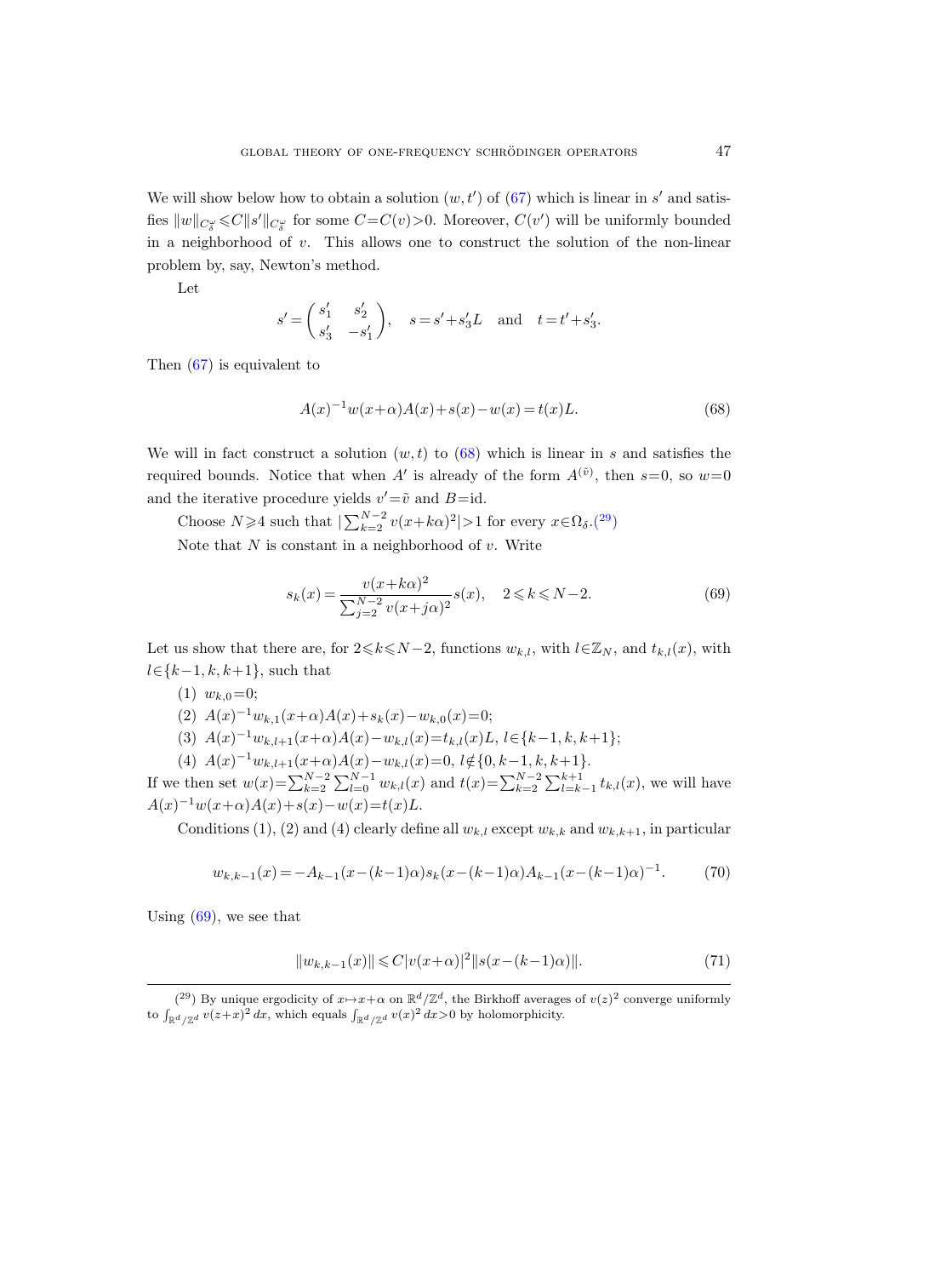We will show below how to obtain a solution $(w, t')$ of (67) which is linear in $s'$ and satisfies $\|w\|_{C^\omega_\delta} \leqslant C\|s'\|_{C^\omega_\delta}$ for some $C = C(v) > 0$. Moreover, $C(v')$ will be uniformly bounded in a neighborhood of $v$. This allows one to construct the solution of the non-linear problem by, say, Newton's method.

Let

$$s' = \begin{pmatrix} s'_1 & s'_2 \\ s'_3 & -s'_1 \end{pmatrix}, \quad s = s' + s'_3 L \quad \text{and} \quad t = t' + s'_3.$$

Then (67) is equivalent to

$$A(x)^{-1} w(x+\alpha) A(x) + s(x) - w(x) = t(x) L. \tag{68}$$

We will in fact construct a solution $(w, t)$ to (68) which is linear in $s$ and satisfies the required bounds. Notice that when $A'$ is already of the form $A^{(\tilde{v})}$, then $s = 0$, so $w = 0$ and the iterative procedure yields $v' = \tilde{v}$ and $B = \mathrm{id}$.

Choose $N \geqslant 4$ such that $|\sum_{k=2}^{N-2} v(x+k\alpha)^2| > 1$ for every $x \in \Omega_\delta$.[29]

Note that $N$ is constant in a neighborhood of $v$. Write

$$s_k(x) = \frac{v(x+k\alpha)^2}{\sum_{j=2}^{N-2} v(x+j\alpha)^2} s(x), \quad 2 \leqslant k \leqslant N-2. \tag{69}$$

Let us show that there are, for $2 \leqslant k \leqslant N-2$, functions $w_{k,l}$, with $l \in \mathbb{Z}_N$, and $t_{k,l}(x)$, with $l \in \{k-1, k, k+1\}$, such that

(1) $w_{k,0} = 0$;

(2) $A(x)^{-1} w_{k,1}(x+\alpha) A(x) + s_k(x) - w_{k,0}(x) = 0$;

(3) $A(x)^{-1} w_{k,l+1}(x+\alpha) A(x) - w_{k,l}(x) = t_{k,l}(x) L$, $l \in \{k-1, k, k+1\}$;

(4) $A(x)^{-1} w_{k,l+1}(x+\alpha) A(x) - w_{k,l}(x) = 0$, $l \notin \{0, k-1, k, k+1\}$.

If we then set $w(x) = \sum_{k=2}^{N-2} \sum_{l=0}^{N-1} w_{k,l}(x)$ and $t(x) = \sum_{k=2}^{N-2} \sum_{l=k-1}^{k+1} t_{k,l}(x)$, we will have $A(x)^{-1} w(x+\alpha) A(x) + s(x) - w(x) = t(x) L$.

Conditions (1), (2) and (4) clearly define all $w_{k,l}$ except $w_{k,k}$ and $w_{k,k+1}$, in particular

$$w_{k,k-1}(x) = -A_{k-1}(x-(k-1)\alpha) s_k(x-(k-1)\alpha) A_{k-1}(x-(k-1)\alpha)^{-1}. \tag{70}$$

Using (69), we see that

$$\|w_{k,k-1}(x)\| \leqslant C |v(x+\alpha)|^2 \|s(x-(k-1)\alpha)\|. \tag{71}$$

---

[29] By unique ergodicity of $x \mapsto x+\alpha$ on $\mathbb{R}^d/\mathbb{Z}^d$, the Birkhoff averages of $v(z)^2$ converge uniformly to $\int_{\mathbb{R}^d/\mathbb{Z}^d} v(z+x)^2\, dx$, which equals $\int_{\mathbb{R}^d/\mathbb{Z}^d} v(x)^2\, dx > 0$ by holomorphicity.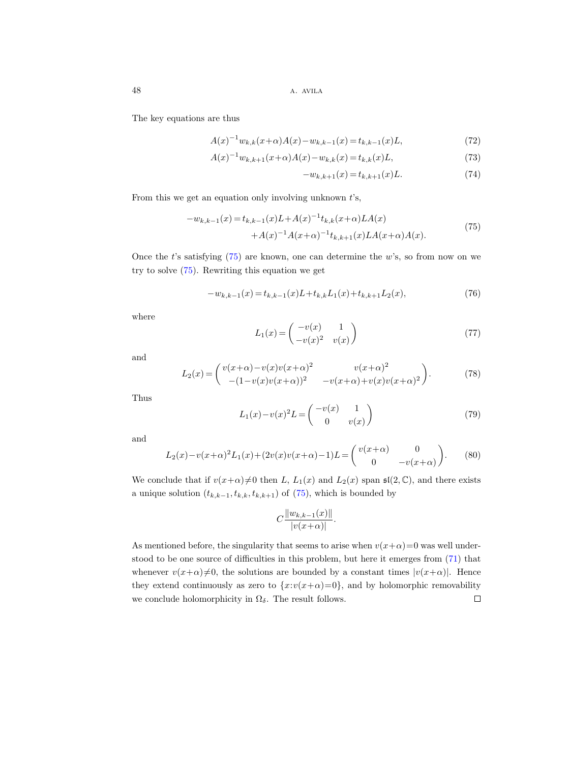The key equations are thus

$$A(x)^{-1}w_{k,k}(x+\alpha)A(x)-w_{k,k-1}(x)=t_{k,k-1}(x)L, \tag{72}$$

$$A(x)^{-1}w_{k,k+1}(x+\alpha)A(x)-w_{k,k}(x)=t_{k,k}(x)L, \tag{73}$$

$$-w_{k,k+1}(x)=t_{k,k+1}(x)L. \tag{74}$$

From this we get an equation only involving unknown $t$'s,

$$\begin{aligned}-w_{k,k-1}(x)=t_{k,k-1}(x)L+A(x)^{-1}t_{k,k}(x+\alpha)LA(x)\\+A(x)^{-1}A(x+\alpha)^{-1}t_{k,k+1}(x)LA(x+\alpha)A(x).\end{aligned} \tag{75}$$

Once the $t$'s satisfying (75) are known, one can determine the $w$'s, so from now on we try to solve (75). Rewriting this equation we get

$$-w_{k,k-1}(x)=t_{k,k-1}(x)L+t_{k,k}L_1(x)+t_{k,k+1}L_2(x), \tag{76}$$

where

$$L_1(x)=\begin{pmatrix}-v(x) & 1\\ -v(x)^2 & v(x)\end{pmatrix} \tag{77}$$

and

$$L_2(x)=\begin{pmatrix}v(x+\alpha)-v(x)v(x+\alpha)^2 & v(x+\alpha)^2\\ -(1-v(x)v(x+\alpha))^2 & -v(x+\alpha)+v(x)v(x+\alpha)^2\end{pmatrix}. \tag{78}$$

Thus

$$L_1(x)-v(x)^2L=\begin{pmatrix}-v(x) & 1\\ 0 & v(x)\end{pmatrix} \tag{79}$$

and

$$L_2(x)-v(x+\alpha)^2L_1(x)+(2v(x)v(x+\alpha)-1)L=\begin{pmatrix}v(x+\alpha) & 0\\ 0 & -v(x+\alpha)\end{pmatrix}. \tag{80}$$

We conclude that if $v(x+\alpha)\neq 0$ then $L$, $L_1(x)$ and $L_2(x)$ span $\mathfrak{sl}(2,\mathbb{C})$, and there exists a unique solution $(t_{k,k-1},t_{k,k},t_{k,k+1})$ of (75), which is bounded by

$$C\frac{\|w_{k,k-1}(x)\|}{|v(x+\alpha)|}.$$

As mentioned before, the singularity that seems to arise when $v(x+\alpha)=0$ was well understood to be one source of difficulties in this problem, but here it emerges from (71) that whenever $v(x+\alpha)\neq 0$, the solutions are bounded by a constant times $|v(x+\alpha)|$. Hence they extend continuously as zero to $\{x:v(x+\alpha)=0\}$, and by holomorphic removability we conclude holomorphicity in $\Omega_\delta$. The result follows. $\square$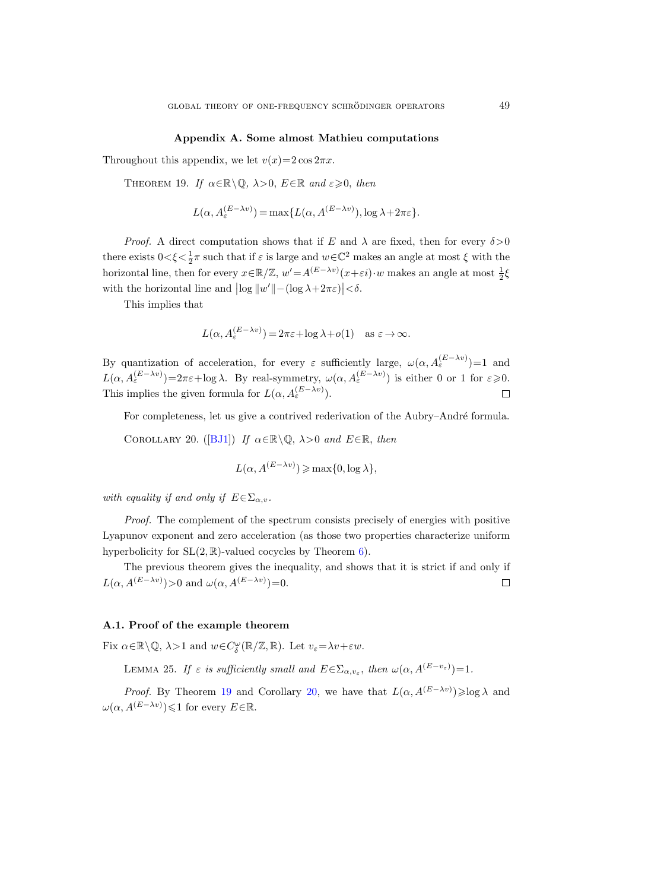## Appendix A. Some almost Mathieu computations

Throughout this appendix, we let $v(x)=2\cos 2\pi x$.

THEOREM 19. *If $\alpha\in\mathbb{R}\setminus\mathbb{Q}$, $\lambda>0$, $E\in\mathbb{R}$ and $\varepsilon\geqslant 0$, then*

$$L(\alpha, A_\varepsilon^{(E-\lambda v)})=\max\{L(\alpha, A^{(E-\lambda v)}), \log\lambda+2\pi\varepsilon\}.$$

*Proof.* A direct computation shows that if $E$ and $\lambda$ are fixed, then for every $\delta>0$ there exists $0<\xi<\frac{1}{2}\pi$ such that if $\varepsilon$ is large and $w\in\mathbb{C}^2$ makes an angle at most $\xi$ with the horizontal line, then for every $x\in\mathbb{R}/\mathbb{Z}$, $w'=A^{(E-\lambda v)}(x+\varepsilon i)\cdot w$ makes an angle at most $\frac{1}{2}\xi$ with the horizontal line and $\left|\log\|w'\|-(\log\lambda+2\pi\varepsilon)\right|<\delta$.

This implies that

$$L(\alpha, A_\varepsilon^{(E-\lambda v)})=2\pi\varepsilon+\log\lambda+o(1)\quad\text{as } \varepsilon\to\infty.$$

By quantization of acceleration, for every $\varepsilon$ sufficiently large, $\omega(\alpha, A_\varepsilon^{(E-\lambda v)})=1$ and $L(\alpha, A_\varepsilon^{(E-\lambda v)})=2\pi\varepsilon+\log\lambda$. By real-symmetry, $\omega(\alpha, A_\varepsilon^{(E-\lambda v)})$ is either 0 or 1 for $\varepsilon\geqslant 0$. This implies the given formula for $L(\alpha, A_\varepsilon^{(E-\lambda v)})$. ∎

For completeness, let us give a contrived rederivation of the Aubry–André formula.

COROLLARY 20. ([BJ1]) *If $\alpha\in\mathbb{R}\setminus\mathbb{Q}$, $\lambda>0$ and $E\in\mathbb{R}$, then*

$$L(\alpha, A^{(E-\lambda v)})\geqslant\max\{0, \log\lambda\},$$

*with equality if and only if $E\in\Sigma_{\alpha,v}$.*

*Proof.* The complement of the spectrum consists precisely of energies with positive Lyapunov exponent and zero acceleration (as those two properties characterize uniform hyperbolicity for $\mathrm{SL}(2,\mathbb{R})$-valued cocycles by Theorem 6).

The previous theorem gives the inequality, and shows that it is strict if and only if $L(\alpha, A^{(E-\lambda v)})>0$ and $\omega(\alpha, A^{(E-\lambda v)})=0$. ∎

### A.1. Proof of the example theorem

Fix $\alpha\in\mathbb{R}\setminus\mathbb{Q}$, $\lambda>1$ and $w\in C^\omega_\delta(\mathbb{R}/\mathbb{Z},\mathbb{R})$. Let $v_\varepsilon=\lambda v+\varepsilon w$.

LEMMA 25. *If $\varepsilon$ is sufficiently small and $E\in\Sigma_{\alpha,v_\varepsilon}$, then $\omega(\alpha, A^{(E-v_\varepsilon)})=1$.*

*Proof.* By Theorem 19 and Corollary 20, we have that $L(\alpha, A^{(E-\lambda v)})\geqslant\log\lambda$ and $\omega(\alpha, A^{(E-\lambda v)})\leqslant 1$ for every $E\in\mathbb{R}$.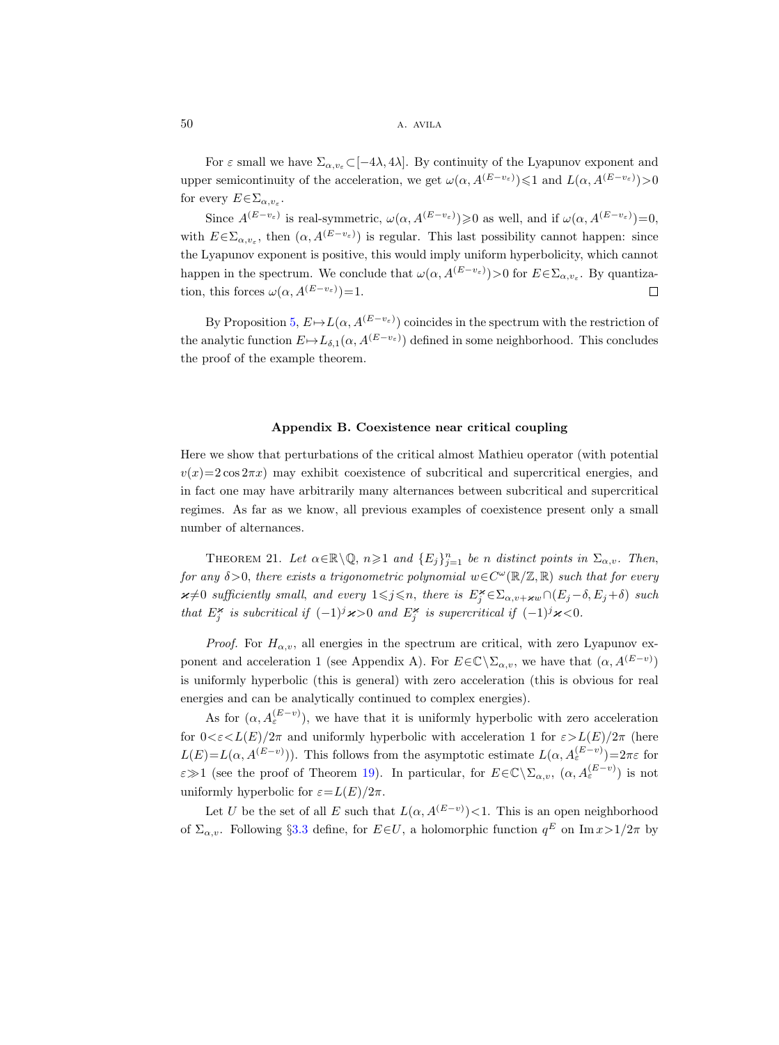For $\varepsilon$ small we have $\Sigma_{\alpha,v_\varepsilon} \subset [-4\lambda, 4\lambda]$. By continuity of the Lyapunov exponent and upper semicontinuity of the acceleration, we get $\omega(\alpha, A^{(E-v_\varepsilon)}) \leqslant 1$ and $L(\alpha, A^{(E-v_\varepsilon)}) > 0$ for every $E \in \Sigma_{\alpha,v_\varepsilon}$.

Since $A^{(E-v_\varepsilon)}$ is real-symmetric, $\omega(\alpha, A^{(E-v_\varepsilon)}) \geqslant 0$ as well, and if $\omega(\alpha, A^{(E-v_\varepsilon)}) = 0$, with $E \in \Sigma_{\alpha,v_\varepsilon}$, then $(\alpha, A^{(E-v_\varepsilon)})$ is regular. This last possibility cannot happen: since the Lyapunov exponent is positive, this would imply uniform hyperbolicity, which cannot happen in the spectrum. We conclude that $\omega(\alpha, A^{(E-v_\varepsilon)}) > 0$ for $E \in \Sigma_{\alpha,v_\varepsilon}$. By quantization, this forces $\omega(\alpha, A^{(E-v_\varepsilon)}) = 1$. □

By Proposition 5, $E \mapsto L(\alpha, A^{(E-v_\varepsilon)})$ coincides in the spectrum with the restriction of the analytic function $E \mapsto L_{\delta,1}(\alpha, A^{(E-v_\varepsilon)})$ defined in some neighborhood. This concludes the proof of the example theorem.

## Appendix B. Coexistence near critical coupling

Here we show that perturbations of the critical almost Mathieu operator (with potential $v(x) = 2\cos 2\pi x$) may exhibit coexistence of subcritical and supercritical energies, and in fact one may have arbitrarily many alternances between subcritical and supercritical regimes. As far as we know, all previous examples of coexistence present only a small number of alternances.

THEOREM 21. *Let $\alpha \in \mathbb{R} \setminus \mathbb{Q}$, $n \geqslant 1$ and $\{E_j\}_{j=1}^n$ be $n$ distinct points in $\Sigma_{\alpha,v}$. Then, for any $\delta > 0$, there exists a trigonometric polynomial $w \in C^\omega(\mathbb{R}/\mathbb{Z}, \mathbb{R})$ such that for every $\varkappa \neq 0$ sufficiently small, and every $1 \leqslant j \leqslant n$, there is $E_j^\varkappa \in \Sigma_{\alpha,v+\varkappa w} \cap (E_j - \delta, E_j + \delta)$ such that $E_j^\varkappa$ is subcritical if $(-1)^j \varkappa > 0$ and $E_j^\varkappa$ is supercritical if $(-1)^j \varkappa < 0$.*

*Proof.* For $H_{\alpha,v}$, all energies in the spectrum are critical, with zero Lyapunov exponent and acceleration 1 (see Appendix A). For $E \in \mathbb{C} \setminus \Sigma_{\alpha,v}$, we have that $(\alpha, A^{(E-v)})$ is uniformly hyperbolic (this is general) with zero acceleration (this is obvious for real energies and can be analytically continued to complex energies).

As for $(\alpha, A_\varepsilon^{(E-v)})$, we have that it is uniformly hyperbolic with zero acceleration for $0 < \varepsilon < L(E)/2\pi$ and uniformly hyperbolic with acceleration 1 for $\varepsilon > L(E)/2\pi$ (here $L(E) = L(\alpha, A^{(E-v)})$). This follows from the asymptotic estimate $L(\alpha, A_\varepsilon^{(E-v)}) = 2\pi\varepsilon$ for $\varepsilon \gg 1$ (see the proof of Theorem 19). In particular, for $E \in \mathbb{C} \setminus \Sigma_{\alpha,v}$, $(\alpha, A_\varepsilon^{(E-v)})$ is not uniformly hyperbolic for $\varepsilon = L(E)/2\pi$.

Let $U$ be the set of all $E$ such that $L(\alpha, A^{(E-v)}) < 1$. This is an open neighborhood of $\Sigma_{\alpha,v}$. Following §3.3 define, for $E \in U$, a holomorphic function $q^E$ on $\operatorname{Im} x > 1/2\pi$ by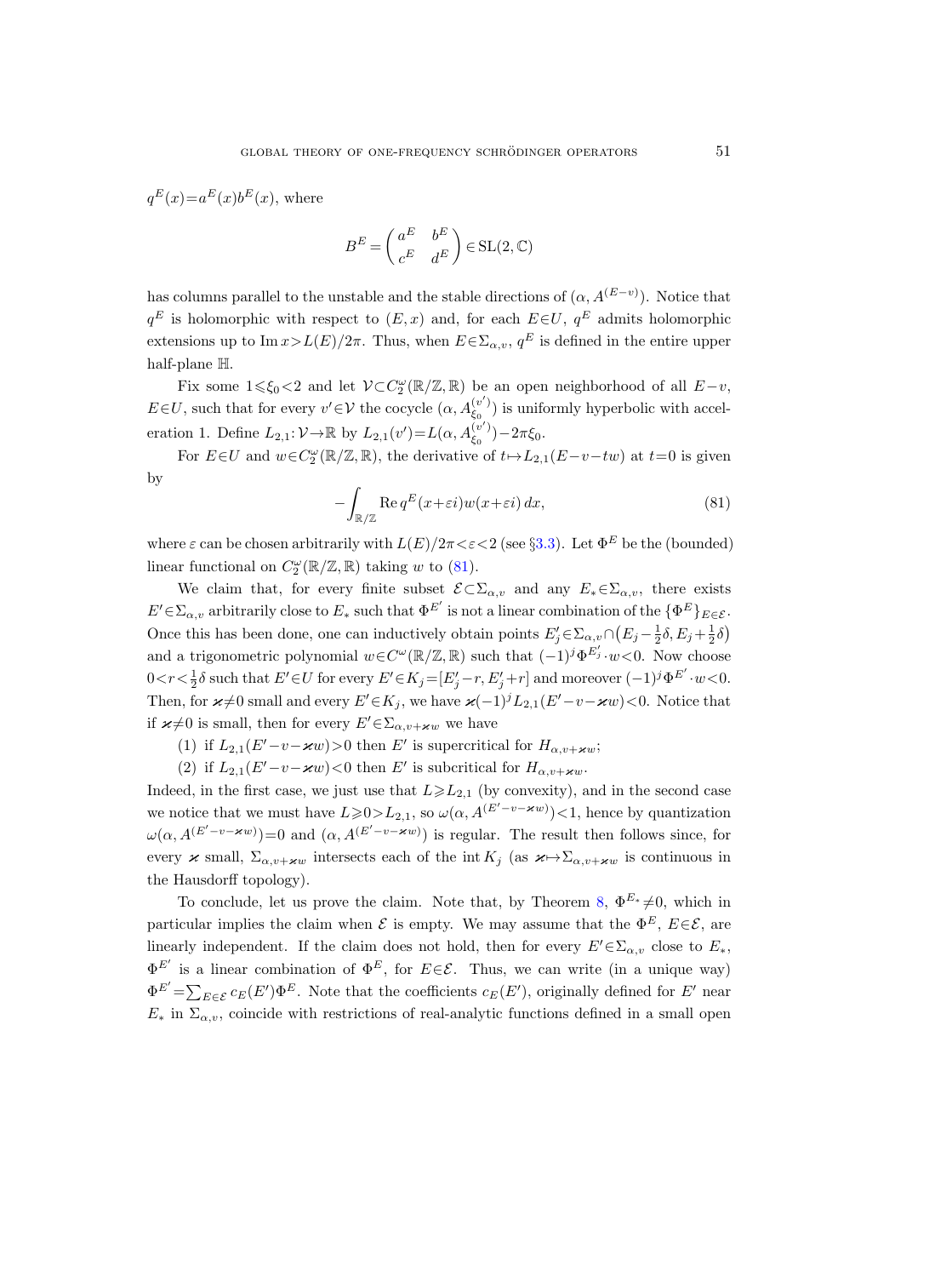$q^E(x)=a^E(x)b^E(x)$, where

$$B^E=\begin{pmatrix} a^E & b^E \\ c^E & d^E \end{pmatrix} \in \mathrm{SL}(2,\mathbb{C})$$

has columns parallel to the unstable and the stable directions of $(\alpha, A^{(E-v)})$. Notice that $q^E$ is holomorphic with respect to $(E,x)$ and, for each $E\in U$, $q^E$ admits holomorphic extensions up to $\operatorname{Im} x > L(E)/2\pi$. Thus, when $E\in\Sigma_{\alpha,v}$, $q^E$ is defined in the entire upper half-plane $\mathbb{H}$.

Fix some $1\leqslant \xi_0<2$ and let $\mathcal{V}\subset C^\omega_2(\mathbb{R}/\mathbb{Z},\mathbb{R})$ be an open neighborhood of all $E-v$, $E\in U$, such that for every $v'\in\mathcal{V}$ the cocycle $(\alpha, A^{(v')}_{\xi_0})$ is uniformly hyperbolic with acceleration 1. Define $L_{2,1}\colon \mathcal{V}\to\mathbb{R}$ by $L_{2,1}(v')=L(\alpha, A^{(v')}_{\xi_0})-2\pi\xi_0$.

For $E\in U$ and $w\in C^\omega_2(\mathbb{R}/\mathbb{Z},\mathbb{R})$, the derivative of $t\mapsto L_{2,1}(E-v-tw)$ at $t=0$ is given by

$$-\int_{\mathbb{R}/\mathbb{Z}} \operatorname{Re} q^E(x+\varepsilon i)w(x+\varepsilon i)\,dx, \tag{81}$$

where $\varepsilon$ can be chosen arbitrarily with $L(E)/2\pi<\varepsilon<2$ (see §3.3). Let $\Phi^E$ be the (bounded) linear functional on $C^\omega_2(\mathbb{R}/\mathbb{Z},\mathbb{R})$ taking $w$ to (81).

We claim that, for every finite subset $\mathcal{E}\subset\Sigma_{\alpha,v}$ and any $E_*\in\Sigma_{\alpha,v}$, there exists $E'\in\Sigma_{\alpha,v}$ arbitrarily close to $E_*$ such that $\Phi^{E'}$ is not a linear combination of the $\{\Phi^E\}_{E\in\mathcal{E}}$. Once this has been done, one can inductively obtain points $E'_j\in\Sigma_{\alpha,v}\cap\big(E_j-\tfrac{1}{2}\delta, E_j+\tfrac{1}{2}\delta\big)$ and a trigonometric polynomial $w\in C^\omega(\mathbb{R}/\mathbb{Z},\mathbb{R})$ such that $(-1)^j\Phi^{E'_j}\cdot w<0$. Now choose $0<r<\tfrac{1}{2}\delta$ such that $E'\in U$ for every $E'\in K_j=[E'_j-r, E'_j+r]$ and moreover $(-1)^j\Phi^{E'}\cdot w<0$. Then, for $\varkappa\neq 0$ small and every $E'\in K_j$, we have $\varkappa(-1)^jL_{2,1}(E'-v-\varkappa w)<0$. Notice that if $\varkappa\neq 0$ is small, then for every $E'\in\Sigma_{\alpha,v+\varkappa w}$ we have

(1) if $L_{2,1}(E'-v-\varkappa w)>0$ then $E'$ is supercritical for $H_{\alpha,v+\varkappa w}$;

(2) if $L_{2,1}(E'-v-\varkappa w)<0$ then $E'$ is subcritical for $H_{\alpha,v+\varkappa w}$.

Indeed, in the first case, we just use that $L\geqslant L_{2,1}$ (by convexity), and in the second case we notice that we must have $L\geqslant 0>L_{2,1}$, so $\omega(\alpha, A^{(E'-v-\varkappa w)})<1$, hence by quantization $\omega(\alpha, A^{(E'-v-\varkappa w)})=0$ and $(\alpha, A^{(E'-v-\varkappa w)})$ is regular. The result then follows since, for every $\varkappa$ small, $\Sigma_{\alpha,v+\varkappa w}$ intersects each of the $\operatorname{int} K_j$ (as $\varkappa\mapsto\Sigma_{\alpha,v+\varkappa w}$ is continuous in the Hausdorff topology).

To conclude, let us prove the claim. Note that, by Theorem 8, $\Phi^{E_*}\neq 0$, which in particular implies the claim when $\mathcal{E}$ is empty. We may assume that the $\Phi^E$, $E\in\mathcal{E}$, are linearly independent. If the claim does not hold, then for every $E'\in\Sigma_{\alpha,v}$ close to $E_*$, $\Phi^{E'}$ is a linear combination of $\Phi^E$, for $E\in\mathcal{E}$. Thus, we can write (in a unique way) $\Phi^{E'}=\sum_{E\in\mathcal{E}} c_E(E')\Phi^E$. Note that the coefficients $c_E(E')$, originally defined for $E'$ near $E_*$ in $\Sigma_{\alpha,v}$, coincide with restrictions of real-analytic functions defined in a small open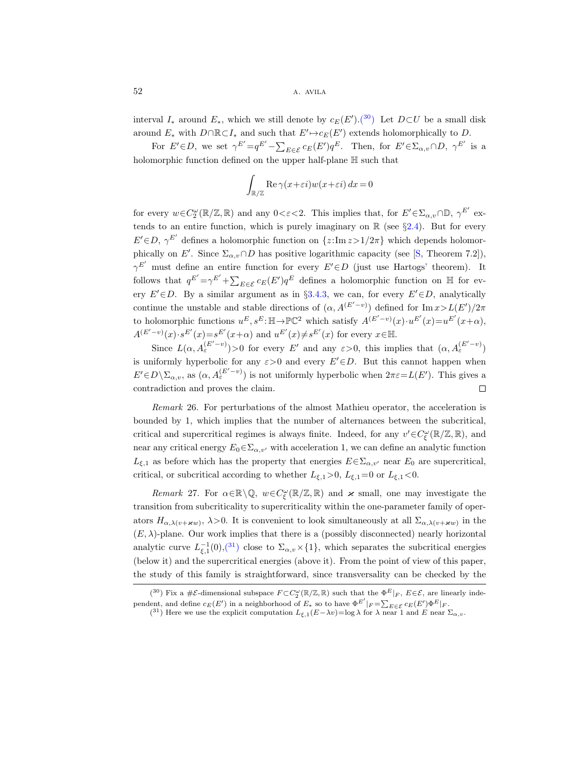interval $I_*$ around $E_*$, which we still denote by $c_E(E')$.[30] Let $D \subset U$ be a small disk around $E_*$ with $D \cap \mathbb{R} \subset I_*$ and such that $E' \mapsto c_E(E')$ extends holomorphically to $D$.

For $E' \in D$, we set $\gamma^{E'} = q^{E'} - \sum_{E \in \mathcal{E}} c_E(E') q^E$. Then, for $E' \in \Sigma_{\alpha,v} \cap D$, $\gamma^{E'}$ is a holomorphic function defined on the upper half-plane $\mathbb{H}$ such that

$$\int_{\mathbb{R}/\mathbb{Z}} \operatorname{Re} \gamma(x+\varepsilon i) w(x+\varepsilon i)\, dx = 0$$

for every $w \in C_2^\omega(\mathbb{R}/\mathbb{Z}, \mathbb{R})$ and any $0<\varepsilon<2$. This implies that, for $E' \in \Sigma_{\alpha,v} \cap \mathbb{D}$, $\gamma^{E'}$ extends to an entire function, which is purely imaginary on $\mathbb{R}$ (see §2.4). But for every $E' \in D$, $\gamma^{E'}$ defines a holomorphic function on $\{z : \operatorname{Im} z > 1/2\pi\}$ which depends holomorphically on $E'$. Since $\Sigma_{\alpha,v} \cap D$ has positive logarithmic capacity (see [S, Theorem 7.2]), $\gamma^{E'}$ must define an entire function for every $E' \in D$ (just use Hartogs' theorem). It follows that $q^{E'} = \gamma^{E'} + \sum_{E \in \mathcal{E}} c_E(E') q^E$ defines a holomorphic function on $\mathbb{H}$ for every $E' \in D$. By a similar argument as in §3.4.3, we can, for every $E' \in D$, analytically continue the unstable and stable directions of $(\alpha, A^{(E'-v)})$ defined for $\operatorname{Im} x > L(E')/2\pi$ to holomorphic functions $u^E, s^E : \mathbb{H} \to \mathbb{PC}^2$ which satisfy $A^{(E'-v)}(x) \cdot u^{E'}(x) = u^{E'}(x+\alpha)$, $A^{(E'-v)}(x) \cdot s^{E'}(x) = s^{E'}(x+\alpha)$ and $u^{E'}(x) \neq s^{E'}(x)$ for every $x \in \mathbb{H}$.

Since $L(\alpha, A_\varepsilon^{(E'-v)}) > 0$ for every $E'$ and any $\varepsilon > 0$, this implies that $(\alpha, A_\varepsilon^{(E'-v)})$ is uniformly hyperbolic for any $\varepsilon > 0$ and every $E' \in D$. But this cannot happen when $E' \in D \setminus \Sigma_{\alpha,v}$, as $(\alpha, A_\varepsilon^{(E'-v)})$ is not uniformly hyperbolic when $2\pi\varepsilon = L(E')$. This gives a contradiction and proves the claim. □

*Remark* 26. For perturbations of the almost Mathieu operator, the acceleration is bounded by 1, which implies that the number of alternances between the subcritical, critical and supercritical regimes is always finite. Indeed, for any $v' \in C_\xi^\omega(\mathbb{R}/\mathbb{Z}, \mathbb{R})$, and near any critical energy $E_0 \in \Sigma_{\alpha,v'}$ with acceleration 1, we can define an analytic function $L_{\xi,1}$ as before which has the property that energies $E \in \Sigma_{\alpha,v'}$ near $E_0$ are supercritical, critical, or subcritical according to whether $L_{\xi,1} > 0$, $L_{\xi,1} = 0$ or $L_{\xi,1} < 0$.

*Remark* 27. For $\alpha \in \mathbb{R} \setminus \mathbb{Q}$, $w \in C_\xi^\omega(\mathbb{R}/\mathbb{Z}, \mathbb{R})$ and $\varkappa$ small, one may investigate the transition from subcriticality to supercriticality within the one-parameter family of operators $H_{\alpha,\lambda(v+\varkappa w)}$, $\lambda > 0$. It is convenient to look simultaneously at all $\Sigma_{\alpha,\lambda(v+\varkappa w)}$ in the $(E, \lambda)$-plane. Our work implies that there is a (possibly disconnected) nearly horizontal analytic curve $L_{\xi,1}^{-1}(0)$,[31] close to $\Sigma_{\alpha,v} \times \{1\}$, which separates the subcritical energies (below it) and the supercritical energies (above it). From the point of view of this paper, the study of this family is straightforward, since transversality can be checked by the

---

[30] Fix a $\#\mathcal{E}$-dimensional subspace $F \subset C_2^\omega(\mathbb{R}/\mathbb{Z}, \mathbb{R})$ such that the $\Phi^E|_F$, $E \in \mathcal{E}$, are linearly independent, and define $c_E(E')$ in a neighborhood of $E_*$ so to have $\Phi^{E'}|_F = \sum_{E \in \mathcal{E}} c_E(E') \Phi^E|_F$.

[31] Here we use the explicit computation $L_{\xi,1}(E - \lambda v) = \log \lambda$ for $\lambda$ near 1 and $E$ near $\Sigma_{\alpha,v}$.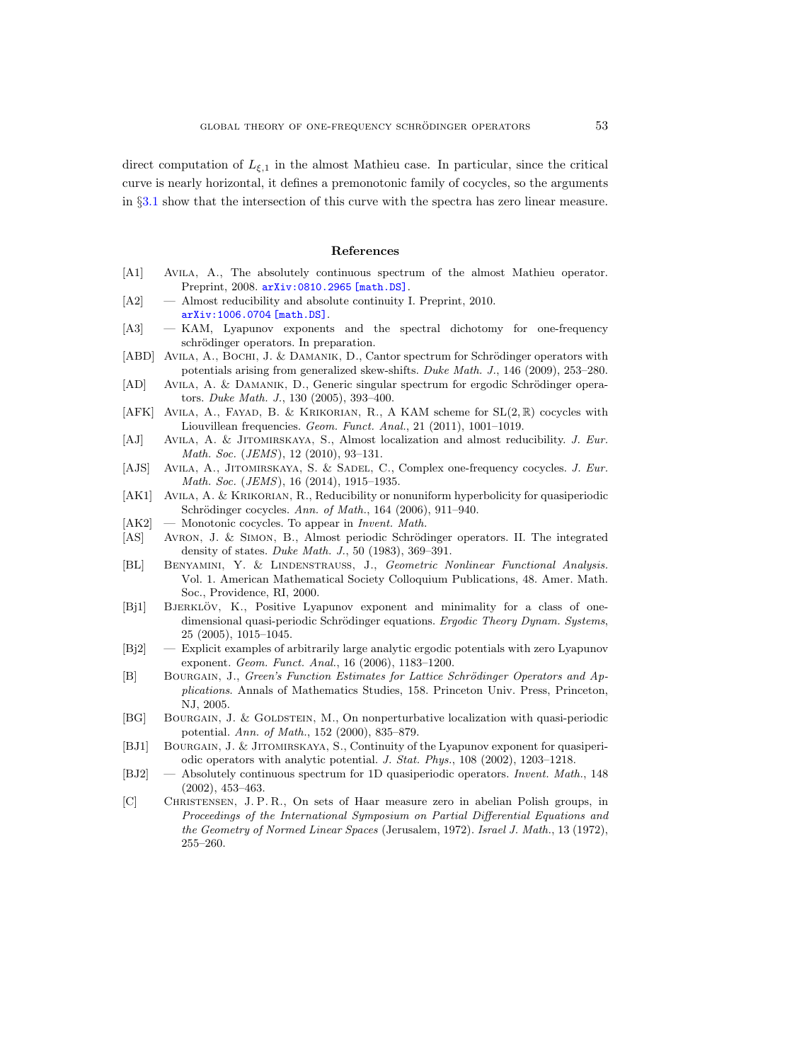direct computation of $L_{\xi,1}$ in the almost Mathieu case. In particular, since the critical curve is nearly horizontal, it defines a premonotonic family of cocycles, so the arguments in §3.1 show that the intersection of this curve with the spectra has zero linear measure.

## References

- [A1] Avila, A., The absolutely continuous spectrum of the almost Mathieu operator. Preprint, 2008. arXiv:0810.2965 [math.DS].
- [A2] — Almost reducibility and absolute continuity I. Preprint, 2010. arXiv:1006.0704 [math.DS].
- [A3] — KAM, Lyapunov exponents and the spectral dichotomy for one-frequency schrödinger operators. In preparation.
- [ABD] Avila, A., Bochi, J. & Damanik, D., Cantor spectrum for Schrödinger operators with potentials arising from generalized skew-shifts. *Duke Math. J.*, 146 (2009), 253–280.
- [AD] Avila, A. & Damanik, D., Generic singular spectrum for ergodic Schrödinger operators. *Duke Math. J.*, 130 (2005), 393–400.
- [AFK] Avila, A., Fayad, B. & Krikorian, R., A KAM scheme for $\mathrm{SL}(2,\mathbb{R})$ cocycles with Liouvillean frequencies. *Geom. Funct. Anal.*, 21 (2011), 1001–1019.
- [AJ] Avila, A. & Jitomirskaya, S., Almost localization and almost reducibility. *J. Eur. Math. Soc.* (*JEMS*), 12 (2010), 93–131.
- [AJS] Avila, A., Jitomirskaya, S. & Sadel, C., Complex one-frequency cocycles. *J. Eur. Math. Soc.* (*JEMS*), 16 (2014), 1915–1935.
- [AK1] Avila, A. & Krikorian, R., Reducibility or nonuniform hyperbolicity for quasiperiodic Schrödinger cocycles. *Ann. of Math.*, 164 (2006), 911–940.
- [AK2] — Monotonic cocycles. To appear in *Invent. Math.*
- [AS] Avron, J. & Simon, B., Almost periodic Schrödinger operators. II. The integrated density of states. *Duke Math. J.*, 50 (1983), 369–391.
- [BL] Benyamini, Y. & Lindenstrauss, J., *Geometric Nonlinear Functional Analysis*. Vol. 1. American Mathematical Society Colloquium Publications, 48. Amer. Math. Soc., Providence, RI, 2000.
- [Bj1] Bjerklöv, K., Positive Lyapunov exponent and minimality for a class of one-dimensional quasi-periodic Schrödinger equations. *Ergodic Theory Dynam. Systems*, 25 (2005), 1015–1045.
- [Bj2] — Explicit examples of arbitrarily large analytic ergodic potentials with zero Lyapunov exponent. *Geom. Funct. Anal.*, 16 (2006), 1183–1200.
- [B] Bourgain, J., *Green's Function Estimates for Lattice Schrödinger Operators and Applications*. Annals of Mathematics Studies, 158. Princeton Univ. Press, Princeton, NJ, 2005.
- [BG] Bourgain, J. & Goldstein, M., On nonperturbative localization with quasi-periodic potential. *Ann. of Math.*, 152 (2000), 835–879.
- [BJ1] Bourgain, J. & Jitomirskaya, S., Continuity of the Lyapunov exponent for quasiperiodic operators with analytic potential. *J. Stat. Phys.*, 108 (2002), 1203–1218.
- [BJ2] — Absolutely continuous spectrum for 1D quasiperiodic operators. *Invent. Math.*, 148 (2002), 453–463.
- [C] Christensen, J. P. R., On sets of Haar measure zero in abelian Polish groups, in *Proceedings of the International Symposium on Partial Differential Equations and the Geometry of Normed Linear Spaces* (Jerusalem, 1972). *Israel J. Math.*, 13 (1972), 255–260.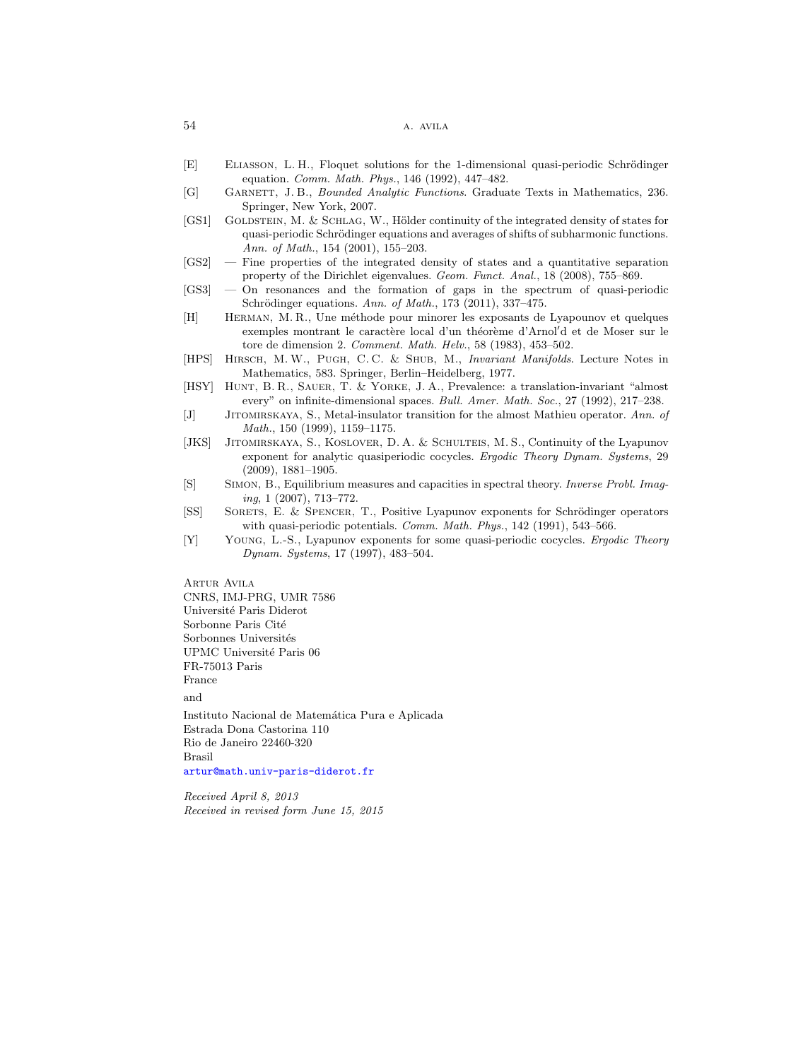[E] Eliasson, L. H., Floquet solutions for the 1-dimensional quasi-periodic Schrödinger equation. *Comm. Math. Phys.*, 146 (1992), 447–482.

[G] Garnett, J. B., *Bounded Analytic Functions*. Graduate Texts in Mathematics, 236. Springer, New York, 2007.

[GS1] Goldstein, M. & Schlag, W., Hölder continuity of the integrated density of states for quasi-periodic Schrödinger equations and averages of shifts of subharmonic functions. *Ann. of Math.*, 154 (2001), 155–203.

[GS2] — Fine properties of the integrated density of states and a quantitative separation property of the Dirichlet eigenvalues. *Geom. Funct. Anal.*, 18 (2008), 755–869.

[GS3] — On resonances and the formation of gaps in the spectrum of quasi-periodic Schrödinger equations. *Ann. of Math.*, 173 (2011), 337–475.

[H] Herman, M. R., Une méthode pour minorer les exposants de Lyapounov et quelques exemples montrant le caractère local d'un théorème d'Arnol′d et de Moser sur le tore de dimension 2. *Comment. Math. Helv.*, 58 (1983), 453–502.

[HPS] Hirsch, M. W., Pugh, C. C. & Shub, M., *Invariant Manifolds*. Lecture Notes in Mathematics, 583. Springer, Berlin–Heidelberg, 1977.

[HSY] Hunt, B. R., Sauer, T. & Yorke, J. A., Prevalence: a translation-invariant "almost every" on infinite-dimensional spaces. *Bull. Amer. Math. Soc.*, 27 (1992), 217–238.

[J] Jitomirskaya, S., Metal-insulator transition for the almost Mathieu operator. *Ann. of Math.*, 150 (1999), 1159–1175.

[JKS] Jitomirskaya, S., Koslover, D. A. & Schulteis, M. S., Continuity of the Lyapunov exponent for analytic quasiperiodic cocycles. *Ergodic Theory Dynam. Systems*, 29 (2009), 1881–1905.

[S] Simon, B., Equilibrium measures and capacities in spectral theory. *Inverse Probl. Imaging*, 1 (2007), 713–772.

[SS] Sorets, E. & Spencer, T., Positive Lyapunov exponents for Schrödinger operators with quasi-periodic potentials. *Comm. Math. Phys.*, 142 (1991), 543–566.

[Y] Young, L.-S., Lyapunov exponents for some quasi-periodic cocycles. *Ergodic Theory Dynam. Systems*, 17 (1997), 483–504.

Artur Avila
CNRS, IMJ-PRG, UMR 7586
Université Paris Diderot
Sorbonne Paris Cité
Sorbonnes Universités
UPMC Université Paris 06
FR-75013 Paris
France

and

Instituto Nacional de Matemática Pura e Aplicada
Estrada Dona Castorina 110
Rio de Janeiro 22460-320
Brasil
artur@math.univ-paris-diderot.fr

*Received April 8, 2013*
*Received in revised form June 15, 2015*